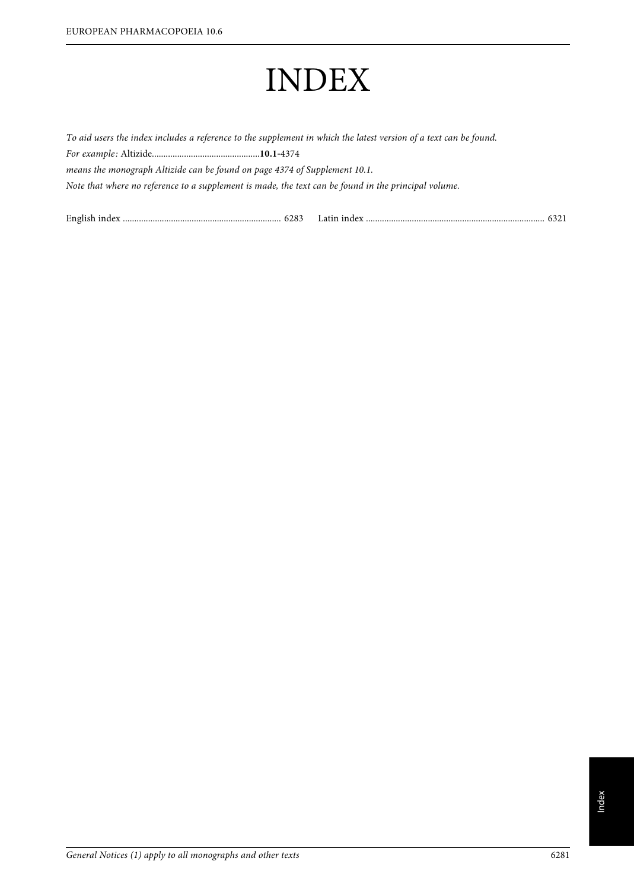# INDEX

*To aid users the index includes a reference to the supplement in which the latest version of a text can be found.*

*For example:* Altizide...............................................**10.1**-4374

*means the monograph Altizide can be found on page 4374 of Supplement 10.1.*

*Note that where no reference to a supplement is made, the text can be found in the principal volume.*

English index .................................................................... 6283

Latin index ............................................................................. 6321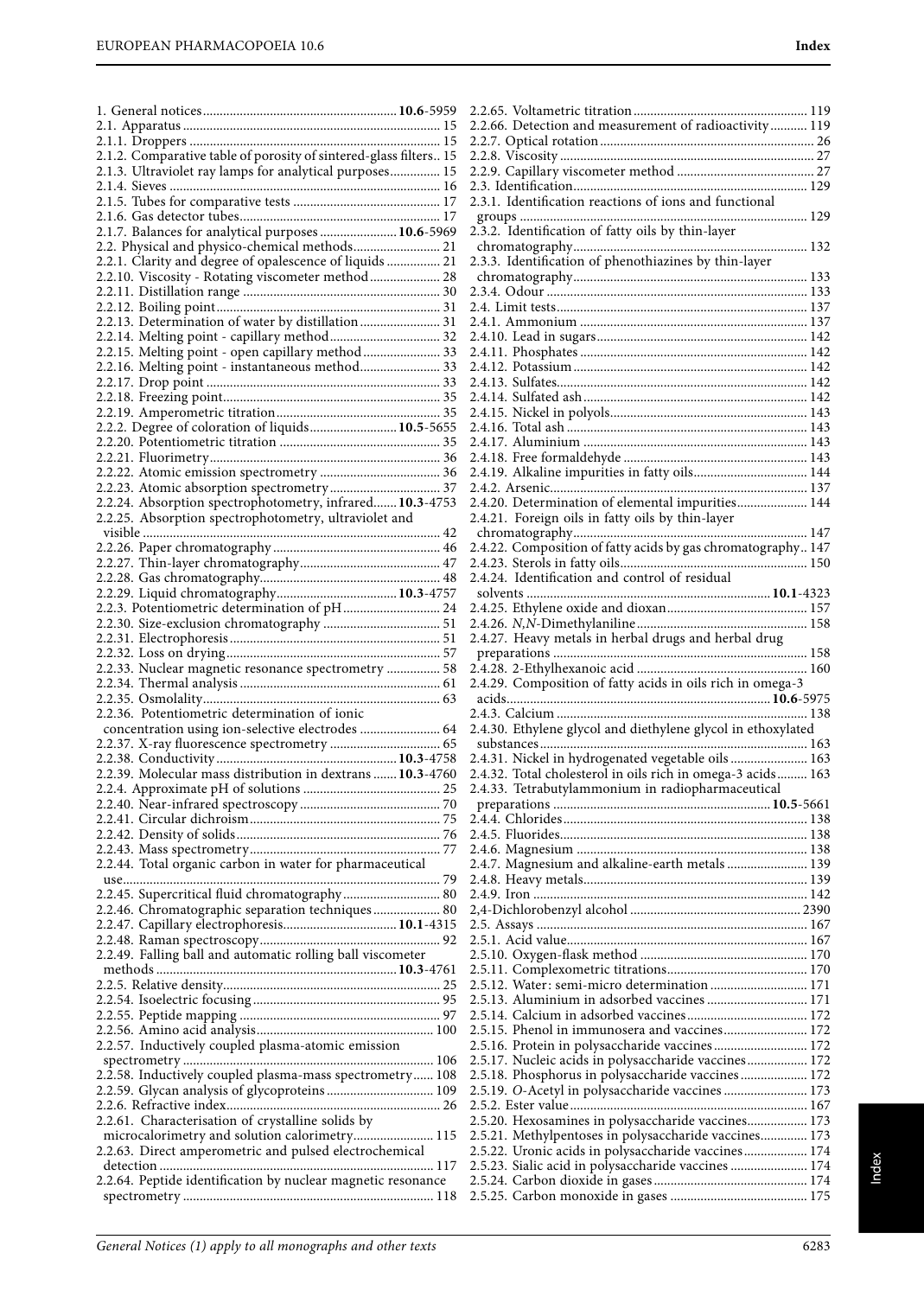1. General notices ... **10.6**-5959
2.1. Apparatus ... 15
2.1.1. Droppers ... 15
2.1.2. Comparative table of porosity of sintered-glass filters .. 15
2.1.3. Ultraviolet ray lamps for analytical purposes ... 15
2.1.4. Sieves ... 16
2.1.5. Tubes for comparative tests ... 17
2.1.6. Gas detector tubes ... 17
2.1.7. Balances for analytical purposes ... **10.6**-5969
2.2. Physical and physico-chemical methods ... 21
2.2.1. Clarity and degree of opalescence of liquids ... 21
2.2.10. Viscosity - Rotating viscometer method ... 28
2.2.11. Distillation range ... 30
2.2.12. Boiling point ... 31
2.2.13. Determination of water by distillation ... 31
2.2.14. Melting point - capillary method ... 32
2.2.15. Melting point - open capillary method ... 33
2.2.16. Melting point - instantaneous method ... 33
2.2.17. Drop point ... 33
2.2.18. Freezing point ... 35
2.2.19. Amperometric titration ... 35
2.2.2. Degree of coloration of liquids ... **10.5**-5655
2.2.20. Potentiometric titration ... 35
2.2.21. Fluorimetry ... 36
2.2.22. Atomic emission spectrometry ... 36
2.2.23. Atomic absorption spectrometry ... 37
2.2.24. Absorption spectrophotometry, infrared ... **10.3**-4753
2.2.25. Absorption spectrophotometry, ultraviolet and visible ... 42
2.2.26. Paper chromatography ... 46
2.2.27. Thin-layer chromatography ... 47
2.2.28. Gas chromatography ... 48
2.2.29. Liquid chromatography ... **10.3**-4757
2.2.3. Potentiometric determination of pH ... 24
2.2.30. Size-exclusion chromatography ... 51
2.2.31. Electrophoresis ... 51
2.2.32. Loss on drying ... 57
2.2.33. Nuclear magnetic resonance spectrometry ... 58
2.2.34. Thermal analysis ... 61
2.2.35. Osmolality ... 63
2.2.36. Potentiometric determination of ionic concentration using ion-selective electrodes ... 64
2.2.37. X-ray fluorescence spectrometry ... 65
2.2.38. Conductivity ... **10.3**-4758
2.2.39. Molecular mass distribution in dextrans ... **10.3**-4760
2.2.4. Approximate pH of solutions ... 25
2.2.40. Near-infrared spectroscopy ... 70
2.2.41. Circular dichroism ... 75
2.2.42. Density of solids ... 76
2.2.43. Mass spectrometry ... 77
2.2.44. Total organic carbon in water for pharmaceutical use ... 79
2.2.45. Supercritical fluid chromatography ... 80
2.2.46. Chromatographic separation techniques ... 80
2.2.47. Capillary electrophoresis ... **10.1**-4315
2.2.48. Raman spectroscopy ... 92
2.2.49. Falling ball and automatic rolling ball viscometer methods ... **10.3**-4761
2.2.5. Relative density ... 25
2.2.54. Isoelectric focusing ... 95
2.2.55. Peptide mapping ... 97
2.2.56. Amino acid analysis ... 100
2.2.57. Inductively coupled plasma-atomic emission spectrometry ... 106
2.2.58. Inductively coupled plasma-mass spectrometry ... 108
2.2.59. Glycan analysis of glycoproteins ... 109
2.2.6. Refractive index ... 26
2.2.61. Characterisation of crystalline solids by microcalorimetry and solution calorimetry ... 115
2.2.63. Direct amperometric and pulsed electrochemical detection ... 117
2.2.64. Peptide identification by nuclear magnetic resonance spectrometry ... 118
2.2.65. Voltametric titration ... 119
2.2.66. Detection and measurement of radioactivity ... 119
2.2.7. Optical rotation ... 26
2.2.8. Viscosity ... 27
2.2.9. Capillary viscometer method ... 27
2.3. Identification ... 129
2.3.1. Identification reactions of ions and functional groups ... 129
2.3.2. Identification of fatty oils by thin-layer chromatography ... 132
2.3.3. Identification of phenothiazines by thin-layer chromatography ... 133
2.3.4. Odour ... 133
2.4. Limit tests ... 137
2.4.1. Ammonium ... 137
2.4.10. Lead in sugars ... 142
2.4.11. Phosphates ... 142
2.4.12. Potassium ... 142
2.4.13. Sulfates ... 142
2.4.14. Sulfated ash ... 142
2.4.15. Nickel in polyols ... 143
2.4.16. Total ash ... 143
2.4.17. Aluminium ... 143
2.4.18. Free formaldehyde ... 143
2.4.19. Alkaline impurities in fatty oils ... 144
2.4.2. Arsenic ... 137
2.4.20. Determination of elemental impurities ... 144
2.4.21. Foreign oils in fatty oils by thin-layer chromatography ... 147
2.4.22. Composition of fatty acids by gas chromatography .. 147
2.4.23. Sterols in fatty oils ... 150
2.4.24. Identification and control of residual solvents ... **10.1**-4323
2.4.25. Ethylene oxide and dioxan ... 157
2.4.26. *N,N*-Dimethylaniline ... 158
2.4.27. Heavy metals in herbal drugs and herbal drug preparations ... 158
2.4.28. 2-Ethylhexanoic acid ... 160
2.4.29. Composition of fatty acids in oils rich in omega-3 acids ... **10.6**-5975
2.4.3. Calcium ... 138
2.4.30. Ethylene glycol and diethylene glycol in ethoxylated substances ... 163
2.4.31. Nickel in hydrogenated vegetable oils ... 163
2.4.32. Total cholesterol in oils rich in omega-3 acids ... 163
2.4.33. Tetrabutylammonium in radiopharmaceutical preparations ... **10.5**-5661
2.4.4. Chlorides ... 138
2.4.5. Fluorides ... 138
2.4.6. Magnesium ... 138
2.4.7. Magnesium and alkaline-earth metals ... 139
2.4.8. Heavy metals ... 139
2.4.9. Iron ... 142
2,4-Dichlorobenzyl alcohol ... 2390
2.5. Assays ... 167
2.5.1. Acid value ... 167
2.5.10. Oxygen-flask method ... 170
2.5.11. Complexometric titrations ... 170
2.5.12. Water: semi-micro determination ... 171
2.5.13. Aluminium in adsorbed vaccines ... 171
2.5.14. Calcium in adsorbed vaccines ... 172
2.5.15. Phenol in immunosera and vaccines ... 172
2.5.16. Protein in polysaccharide vaccines ... 172
2.5.17. Nucleic acids in polysaccharide vaccines ... 172
2.5.18. Phosphorus in polysaccharide vaccines ... 172
2.5.19. *O*-Acetyl in polysaccharide vaccines ... 173
2.5.2. Ester value ... 167
2.5.20. Hexosamines in polysaccharide vaccines ... 173
2.5.21. Methylpentoses in polysaccharide vaccines ... 173
2.5.22. Uronic acids in polysaccharide vaccines ... 174
2.5.23. Sialic acid in polysaccharide vaccines ... 174
2.5.24. Carbon dioxide in gases ... 174
2.5.25. Carbon monoxide in gases ... 175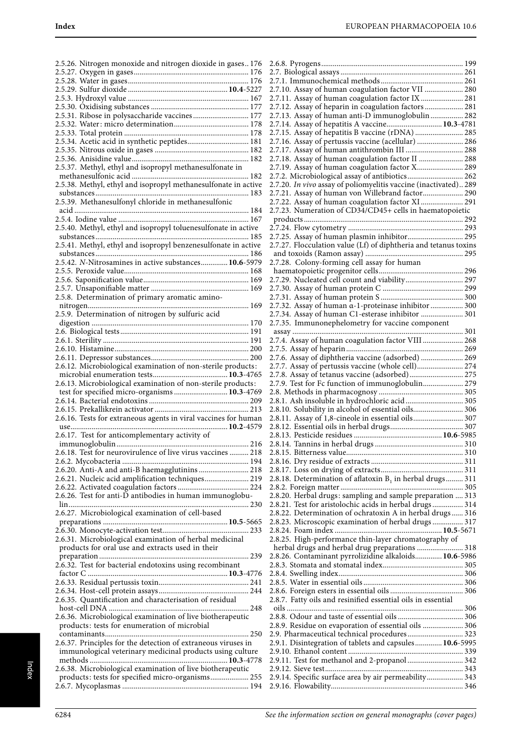2.5.26. Nitrogen monoxide and nitrogen dioxide in gases.. 176
2.5.27. Oxygen in gases............................................................ 176
2.5.28. Water in gases................................................................ 176
2.5.29. Sulfur dioxide.................................................... **10.4**-5227
2.5.3. Hydroxyl value ............................................................... 167
2.5.30. Oxidising substances ................................................... 177
2.5.31. Ribose in polysaccharide vaccines............................. 177
2.5.32. Water: micro determination....................................... 178
2.5.33. Total protein ................................................................. 178
2.5.34. Acetic acid in synthetic peptides................................ 181
2.5.35. Nitrous oxide in gases ................................................. 182
2.5.36. Anisidine value.............................................................. 182
2.5.37. Methyl, ethyl and isopropyl methanesulfonate in methanesulfonic acid ............................................................. 182
2.5.38. Methyl, ethyl and isopropyl methanesulfonate in active substances................................................................................ 183
2.5.39. Methanesulfonyl chloride in methanesulfonic acid ............................................................................................ 184
2.5.4. Iodine value .................................................................... 167
2.5.40. Methyl, ethyl and isopropyl toluenesulfonate in active substances................................................................................ 185
2.5.41. Methyl, ethyl and isopropyl benzenesulfonate in active substances................................................................................ 186
2.5.42. *N*-Nitrosamines in active substances.............. **10.6**-5979
2.5.5. Peroxide value................................................................. 168
2.5.6. Saponification value....................................................... 169
2.5.7. Unsaponifiable matter ................................................... 169
2.5.8. Determination of primary aromatic amino-nitrogen................................................................................... 169
2.5.9. Determination of nitrogen by sulfuric acid digestion ................................................................................. 170
2.6. Biological tests................................................................... 191
2.6.1. Sterility ............................................................................ 191
2.6.10. Histamine...................................................................... 200
2.6.11. Depressor substances................................................... 200
2.6.12. Microbiological examination of non-sterile products: microbial enumeration tests...................................... **10.3**-4765
2.6.13. Microbiological examination of non-sterile products: test for specified micro-organisms ............................ **10.3**-4769
2.6.14. Bacterial endotoxins .................................................... 209
2.6.15. Prekallikrein activator ................................................. 213
2.6.16. Tests for extraneous agents in viral vaccines for human use................................................................................. **10.2**-4579
2.6.17. Test for anticomplementary activity of immunoglobulin.................................................................... 216
2.6.18. Test for neurovirulence of live virus vaccines .......... 218
2.6.2. Mycobacteria .................................................................. 194
2.6.20. Anti-A and anti-B haemagglutinins .......................... 218
2.6.21. Nucleic acid amplification techniques....................... 219
2.6.22. Activated coagulation factors ..................................... 224
2.6.26. Test for anti-D antibodies in human immunoglobulin............................................................................................ 230
2.6.27. Microbiological examination of cell-based preparations ................................................................ **10.5**-5665
2.6.30. Monocyte-activation test............................................. 233
2.6.31. Microbiological examination of herbal medicinal products for oral use and extracts used in their preparation............................................................................. 239
2.6.32. Test for bacterial endotoxins using recombinant factor C ......................................................................... **10.3**-4776
2.6.33. Residual pertussis toxin............................................... 241
2.6.34. Host-cell protein assays............................................... 244
2.6.35. Quantification and characterisation of residual host-cell DNA ......................................................................... 248
2.6.36. Microbiological examination of live biotherapeutic products: tests for enumeration of microbial contaminants........................................................................... 250
2.6.37. Principles for the detection of extraneous viruses in immunological veterinary medicinal products using culture methods ....................................................................... **10.3**-4778
2.6.38. Microbiological examination of live biotherapeutic products: tests for specified micro-organisms.................... 255
2.6.7. Mycoplasmas .................................................................. 194
2.6.8. Pyrogens.......................................................................... 199
2.7. Biological assays................................................................ 261
2.7.1. Immunochemical methods........................................... 261
2.7.10. Assay of human coagulation factor VII .................... 280
2.7.11. Assay of human coagulation factor IX ...................... 281
2.7.12. Assay of heparin in coagulation factors.................... 281
2.7.13. Assay of human anti-D immunoglobulin................. 282
2.7.14. Assay of hepatitis A vaccine............................ **10.3**-4781
2.7.15. Assay of hepatitis B vaccine (rDNA) ......................... 285
2.7.16. Assay of pertussis vaccine (acellular) ........................ 286
2.7.17. Assay of human antithrombin III .............................. 288
2.7.18. Assay of human coagulation factor II ....................... 288
2.7.19. Assay of human coagulation factor X........................ 289
2.7.2. Microbiological assay of antibiotics............................. 262
2.7.20. *In vivo* assay of poliomyelitis vaccine (inactivated).. 289
2.7.21. Assay of human von Willebrand factor..................... 290
2.7.22. Assay of human coagulation factor XI...................... 291
2.7.23. Numeration of CD34/CD45+ cells in haematopoietic products.................................................................................. 292
2.7.24. Flow cytometry ............................................................ 293
2.7.25. Assay of human plasmin inhibitor............................ 295
2.7.27. Flocculation value (Lf) of diphtheria and tetanus toxins and toxoids (Ramon assay) ................................................... 295
2.7.28. Colony-forming cell assay for human haematopoietic progenitor cells........................................... 296
2.7.29. Nucleated cell count and viability.............................. 297
2.7.30. Assay of human protein C .......................................... 299
2.7.31. Assay of human protein S ........................................... 300
2.7.32. Assay of human α-1-proteinase inhibitor ................. 300
2.7.34. Assay of human C1-esterase inhibitor ...................... 301
2.7.35. Immunonephelometry for vaccine component assay ........................................................................................ 301
2.7.4. Assay of human coagulation factor VIII ..................... 268
2.7.5. Assay of heparin............................................................. 269
2.7.6. Assay of diphtheria vaccine (adsorbed) ...................... 269
2.7.7. Assay of pertussis vaccine (whole cell)........................ 274
2.7.8. Assay of tetanus vaccine (adsorbed)............................ 275
2.7.9. Test for Fc function of immunoglobulin..................... 279
2.8. Methods in pharmacognosy ............................................ 305
2.8.1. Ash insoluble in hydrochloric acid.............................. 305
2.8.10. Solubility in alcohol of essential oils.......................... 306
2.8.11. Assay of 1,8-cineole in essential oils.......................... 307
2.8.12. Essential oils in herbal drugs...................................... 307
2.8.13. Pesticide residues ............................................. **10.6**-5985
2.8.14. Tannins in herbal drugs .............................................. 310
2.8.15. Bitterness value............................................................ 310
2.8.16. Dry residue of extracts ................................................ 311
2.8.17. Loss on drying of extracts........................................... 311
2.8.18. Determination of aflatoxin $B_1$ in herbal drugs......... 311
2.8.2. Foreign matter ................................................................ 305
2.8.20. Herbal drugs: sampling and sample preparation .... 313
2.8.21. Test for aristolochic acids in herbal drugs................ 314
2.8.22. Determination of ochratoxin A in herbal drugs...... 316
2.8.23. Microscopic examination of herbal drugs ................ 317
2.8.24. Foam index ......................................................... **10.5**-5671
2.8.25. High-performance thin-layer chromatography of herbal drugs and herbal drug preparations ........................ 318
2.8.26. Contaminant pyrrolizidine alkaloids............. **10.6**-5986
2.8.3. Stomata and stomatal index.......................................... 305
2.8.4. Swelling index................................................................. 306
2.8.5. Water in essential oils .................................................... 306
2.8.6. Foreign esters in essential oils ...................................... 306
2.8.7. Fatty oils and resinified essential oils in essential oils ........................................................................................... 306
2.8.8. Odour and taste of essential oils .................................. 306
2.8.9. Residue on evaporation of essential oils ..................... 306
2.9. Pharmaceutical technical procedures............................. 323
2.9.1. Disintegration of tablets and capsules.............. **10.6**-5995
2.9.10. Ethanol content ............................................................ 339
2.9.11. Test for methanol and 2-propanol ............................. 342
2.9.12. Sieve test........................................................................ 343
2.9.14. Specific surface area by air permeability................... 343
2.9.16. Flowability..................................................................... 346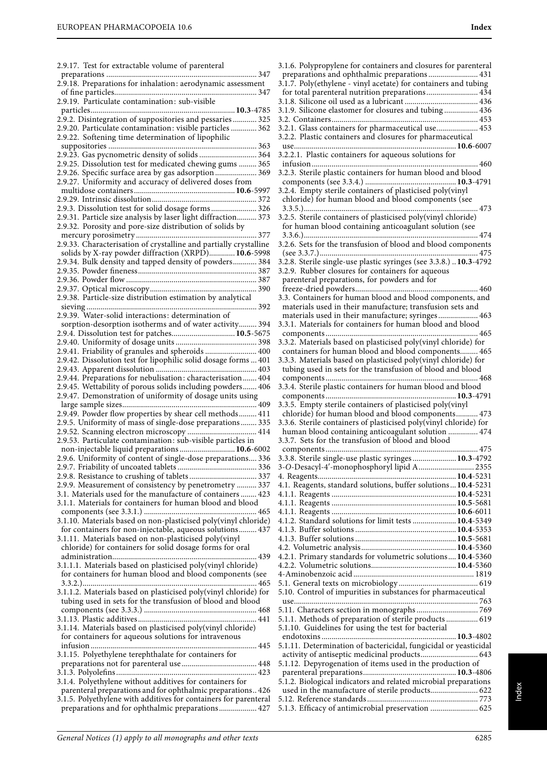2.9.17. Test for extractable volume of parenteral preparations ........................................................................ 347
2.9.18. Preparations for inhalation: aerodynamic assessment of fine particles...................................................................... 347
2.9.19. Particulate contamination: sub-visible particles.......................................................................**10.3**-4785
2.9.2. Disintegration of suppositories and pessaries ............ 325
2.9.20. Particulate contamination: visible particles ............. 362
2.9.22. Softening time determination of lipophilic suppositories ........................................................................ 363
2.9.23. Gas pycnometric density of solids ............................ 364
2.9.25. Dissolution test for medicated chewing gums ......... 365
2.9.26. Specific surface area by gas adsorption ..................... 369
2.9.27. Uniformity and accuracy of delivered doses from multidose containers...................................................**10.6**-5997
2.9.29. Intrinsic dissolution.................................................... 372
2.9.3. Dissolution test for solid dosage forms ....................... 326
2.9.31. Particle size analysis by laser light diffraction.......... 373
2.9.32. Porosity and pore-size distribution of solids by mercury porosimetry ............................................................ 377
2.9.33. Characterisation of crystalline and partially crystalline solids by X-ray powder diffraction (XRPD).............**10.6**-5998
2.9.34. Bulk density and tapped density of powders............ 384
2.9.35. Powder fineness........................................................... 387
2.9.36. Powder flow ................................................................. 387
2.9.37. Optical microscopy..................................................... 390
2.9.38. Particle-size distribution estimation by analytical sieving ..................................................................................... 392
2.9.39. Water-solid interactions: determination of sorption-desorption isotherms and of water activity......... 394
2.9.4. Dissolution test for patches................................**10.5**-5675
2.9.40. Uniformity of dosage units ........................................ 398
2.9.41. Friability of granules and spheroids .......................... 400
2.9.42. Dissolution test for lipophilic solid dosage forms ... 401
2.9.43. Apparent dissolution .................................................. 403
2.9.44. Preparations for nebulisation: characterisation ....... 404
2.9.45. Wettability of porous solids including powders....... 406
2.9.47. Demonstration of uniformity of dosage units using large sample sizes.................................................................... 409
2.9.49. Powder flow properties by shear cell methods......... 411
2.9.5. Uniformity of mass of single-dose preparations ........ 335
2.9.52. Scanning electron microscopy .................................. 414
2.9.53. Particulate contamination: sub-visible particles in non-injectable liquid preparations ............................**10.6**-6002
2.9.6. Uniformity of content of single-dose preparations.... 336
2.9.7. Friability of uncoated tablets ....................................... 336
2.9.8. Resistance to crushing of tablets ................................. 337
2.9.9. Measurement of consistency by penetrometry .......... 337
3.1. Materials used for the manufacture of containers ........ 423
3.1.1. Materials for containers for human blood and blood components (see 3.3.1.) ........................................................ 465
3.1.10. Materials based on non-plasticised poly(vinyl chloride) for containers for non-injectable, aqueous solutions......... 437
3.1.11. Materials based on non-plasticised poly(vinyl chloride) for containers for solid dosage forms for oral administration........................................................................ 439
3.1.1.1. Materials based on plasticised poly(vinyl chloride) for containers for human blood and blood components (see 3.3.2.)....................................................................................... 465
3.1.1.2. Materials based on plasticised poly(vinyl chloride) for tubing used in sets for the transfusion of blood and blood components (see 3.3.3.) ........................................................ 468
3.1.13. Plastic additives........................................................... 441
3.1.14. Materials based on plasticised poly(vinyl chloride) for containers for aqueous solutions for intravenous infusion .................................................................................. 445
3.1.15. Polyethylene terephthalate for containers for preparations not for parenteral use...................................... 448
3.1.3. Polyolefins...................................................................... 423
3.1.4. Polyethylene without additives for containers for parenteral preparations and for ophthalmic preparations.. 426
3.1.5. Polyethylene with additives for containers for parenteral preparations and for ophthalmic preparations................... 427
3.1.6. Polypropylene for containers and closures for parenteral preparations and ophthalmic preparations ......................... 431
3.1.7. Poly(ethylene - vinyl acetate) for containers and tubing for total parenteral nutrition preparations.......................... 434
3.1.8. Silicone oil used as a lubricant .................................... 436
3.1.9. Silicone elastomer for closures and tubing ................. 436
3.2. Containers........................................................................ 453
3.2.1. Glass containers for pharmaceutical use..................... 453
3.2.2. Plastic containers and closures for pharmaceutical use................................................................................**10.6**-6007
3.2.2.1. Plastic containers for aqueous solutions for infusion ................................................................................... 460
3.2.3. Sterile plastic containers for human blood and blood components (see 3.3.4.) .............................................**10.3**-4791
3.2.4. Empty sterile containers of plasticised poly(vinyl chloride) for human blood and blood components (see 3.3.5.)....................................................................................... 473
3.2.5. Sterile containers of plasticised poly(vinyl chloride) for human blood containing anticoagulant solution (see 3.3.6.)....................................................................................... 474
3.2.6. Sets for the transfusion of blood and blood components (see 3.3.7.)................................................................................ 475
3.2.8. Sterile single-use plastic syringes (see 3.3.8.) .. **10.3**-4792
3.2.9. Rubber closures for containers for aqueous parenteral preparations, for powders and for freeze-dried powders............................................................. 460
3.3. Containers for human blood and blood components, and materials used in their manufacture; transfusion sets and materials used in their manufacture; syringes................... 463
3.3.1. Materials for containers for human blood and blood components ............................................................................ 465
3.3.2. Materials based on plasticised poly(vinyl chloride) for containers for human blood and blood components......... 465
3.3.3. Materials based on plasticised poly(vinyl chloride) for tubing used in sets for the transfusion of blood and blood components ............................................................................ 468
3.3.4. Sterile plastic containers for human blood and blood components.................................................................**10.3**-4791
3.3.5. Empty sterile containers of plasticised poly(vinyl chloride) for human blood and blood components........... 473
3.3.6. Sterile containers of plasticised poly(vinyl chloride) for human blood containing anticoagulant solution ............... 474
3.3.7. Sets for the transfusion of blood and blood components ............................................................................ 475
3.3.8. Sterile single-use plastic syringes ......................**10.3**-4792
3-*O*-Desacyl-4′-monophosphoryl lipid A............................ 2355
4. Reagents.....................................................................**10.4**-5231
4.1. Reagents, standard solutions, buffer solutions ... **10.4**-5231
4.1.1. Reagents ...............................................................**10.4**-5231
4.1.1. Reagents ...............................................................**10.5**-5681
4.1.1. Reagents ...............................................................**10.6**-6011
4.1.2. Standard solutions for limit tests ......................**10.4**-5349
4.1.3. Buffer solutions ...................................................**10.4**-5353
4.1.3. Buffer solutions ...................................................**10.5**-5681
4.2. Volumetric analysis................................................**10.4**-5360
4.2.1. Primary standards for volumetric solutions.... **10.4**-5360
4.2.2. Volumetric solutions...........................................**10.4**-5360
4-Aminobenzoic acid............................................................ 1819
5.1. General texts on microbiology ........................................ 619
5.10. Control of impurities in substances for pharmaceutical use............................................................................................ 763
5.11. Characters section in monographs ............................... 769
5.1.1. Methods of preparation of sterile products ................ 619
5.1.10. Guidelines for using the test for bacterial endotoxins ....................................................................**10.3**-4802
5.1.11. Determination of bactericidal, fungicidal or yeasticidal activity of antiseptic medicinal products............................ 643
5.1.12. Depyrogenation of items used in the production of parenteral preparations..............................................**10.3**-4806
5.1.2. Biological indicators and related microbial preparations used in the manufacture of sterile products........................ 622
5.12. Reference standards........................................................ 773
5.1.3. Efficacy of antimicrobial preservation ........................ 625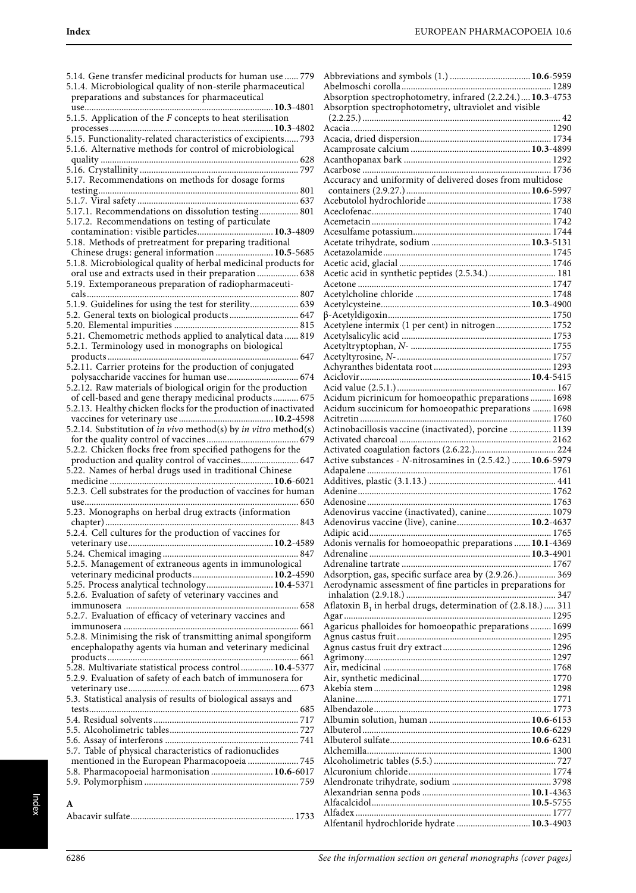5.14. Gene transfer medicinal products for human use ...... 779
5.1.4. Microbiological quality of non-sterile pharmaceutical preparations and substances for pharmaceutical use ...... **10.3**-4801
5.1.5. Application of the *F* concepts to heat sterilisation processes ...... **10.3**-4802
5.15. Functionality-related characteristics of excipients ...... 793
5.1.6. Alternative methods for control of microbiological quality ...... 628
5.16. Crystallinity ...... 797
5.17. Recommendations on methods for dosage forms testing ...... 801
5.1.7. Viral safety ...... 637
5.17.1. Recommendations on dissolution testing ...... 801
5.17.2. Recommendations on testing of particulate contamination: visible particles ...... **10.3**-4809
5.18. Methods of pretreatment for preparing traditional Chinese drugs: general information ...... **10.5**-5685
5.1.8. Microbiological quality of herbal medicinal products for oral use and extracts used in their preparation ...... 638
5.19. Extemporaneous preparation of radiopharmaceuticals ...... 807
5.1.9. Guidelines for using the test for sterility ...... 639
5.2. General texts on biological products ...... 647
5.20. Elemental impurities ...... 815
5.21. Chemometric methods applied to analytical data ...... 819
5.2.1. Terminology used in monographs on biological products ...... 647
5.2.11. Carrier proteins for the production of conjugated polysaccharide vaccines for human use ...... 674
5.2.12. Raw materials of biological origin for the production of cell-based and gene therapy medicinal products ...... 675
5.2.13. Healthy chicken flocks for the production of inactivated vaccines for veterinary use ...... **10.2**-4598
5.2.14. Substitution of *in vivo* method(s) by *in vitro* method(s) for the quality control of vaccines ...... 679
5.2.2. Chicken flocks free from specified pathogens for the production and quality control of vaccines ...... 647
5.22. Names of herbal drugs used in traditional Chinese medicine ...... **10.6**-6021
5.2.3. Cell substrates for the production of vaccines for human use ...... 650
5.23. Monographs on herbal drug extracts (information chapter) ...... 843
5.2.4. Cell cultures for the production of vaccines for veterinary use ...... **10.2**-4589
5.24. Chemical imaging ...... 847
5.2.5. Management of extraneous agents in immunological veterinary medicinal products ...... **10.2**-4590
5.25. Process analytical technology ...... **10.4**-5371
5.2.6. Evaluation of safety of veterinary vaccines and immunosera ...... 658
5.2.7. Evaluation of efficacy of veterinary vaccines and immunosera ...... 661
5.2.8. Minimising the risk of transmitting animal spongiform encephalopathy agents via human and veterinary medicinal products ...... 661
5.28. Multivariate statistical process control ...... **10.4**-5377
5.2.9. Evaluation of safety of each batch of immunosera for veterinary use ...... 673
5.3. Statistical analysis of results of biological assays and tests ...... 685
5.4. Residual solvents ...... 717
5.5. Alcoholimetric tables ...... 727
5.6. Assay of interferons ...... 741
5.7. Table of physical characteristics of radionuclides mentioned in the European Pharmacopoeia ...... 745
5.8. Pharmacopoeial harmonisation ...... **10.6**-6017
5.9. Polymorphism ...... 759

## A

Abacavir sulfate ...... 1733
Abbreviations and symbols (1.) ...... **10.6**-5959
Abelmoschi corolla ...... 1289
Absorption spectrophotometry, infrared (2.2.24.) ...... **10.3**-4753
Absorption spectrophotometry, ultraviolet and visible (2.2.25.) ...... 42
Acacia ...... 1290
Acacia, dried dispersion ...... 1734
Acamprosate calcium ...... **10.3**-4899
Acanthopanax bark ...... 1292
Acarbose ...... 1736
Accuracy and uniformity of delivered doses from multidose containers (2.9.27.) ...... **10.6**-5997
Acebutolol hydrochloride ...... 1738
Aceclofenac ...... 1740
Acemetacin ...... 1742
Acesulfame potassium ...... 1744
Acetate trihydrate, sodium ...... **10.3**-5131
Acetazolamide ...... 1745
Acetic acid, glacial ...... 1746
Acetic acid in synthetic peptides (2.5.34.) ...... 181
Acetone ...... 1747
Acetylcholine chloride ...... 1748
Acetylcysteine ...... **10.3**-4900
β-Acetyldigoxin ...... 1750
Acetylene intermix (1 per cent) in nitrogen ...... 1752
Acetylsalicylic acid ...... 1753
Acetyltryptophan, *N*- ...... 1755
Acetyltyrosine, *N*- ...... 1757
Achyranthes bidentata root ...... 1293
Aciclovir ...... **10.4**-5415
Acid value (2.5.1.) ...... 167
Acidum picrinicum for homoeopathic preparations ...... 1698
Acidum succinicum for homoeopathic preparations ...... 1698
Acitretin ...... 1760
Actinobacillosis vaccine (inactivated), porcine ...... 1139
Activated charcoal ...... 2162
Activated coagulation factors (2.6.22.) ...... 224
Active substances - *N*-nitrosamines in (2.5.42.) ...... **10.6**-5979
Adapalene ...... 1761
Additives, plastic (3.1.13.) ...... 441
Adenine ...... 1762
Adenosine ...... 1763
Adenovirus vaccine (inactivated), canine ...... 1079
Adenovirus vaccine (live), canine ...... **10.2**-4637
Adipic acid ...... 1765
Adonis vernalis for homoeopathic preparations ...... **10.1**-4369
Adrenaline ...... **10.3**-4901
Adrenaline tartrate ...... 1767
Adsorption, gas, specific surface area by (2.9.26.) ...... 369
Aerodynamic assessment of fine particles in preparations for inhalation (2.9.18.) ...... 347
Aflatoxin $B_1$ in herbal drugs, determination of (2.8.18.) ...... 311
Agar ...... 1295
Agaricus phalloides for homoeopathic preparations ...... 1699
Agnus castus fruit ...... 1295
Agnus castus fruit dry extract ...... 1296
Agrimony ...... 1297
Air, medicinal ...... 1768
Air, synthetic medicinal ...... 1770
Akebia stem ...... 1298
Alanine ...... 1771
Albendazole ...... 1773
Albumin solution, human ...... **10.6**-6153
Albuterol ...... **10.6**-6229
Albuterol sulfate ...... **10.6**-6231
Alchemilla ...... 1300
Alcoholimetric tables (5.5.) ...... 727
Alcuronium chloride ...... 1774
Alendronate trihydrate, sodium ...... 3798
Alexandrian senna pods ...... **10.1**-4363
Alfacalcidol ...... **10.5**-5755
Alfadex ...... 1777
Alfentanil hydrochloride hydrate ...... **10.3**-4903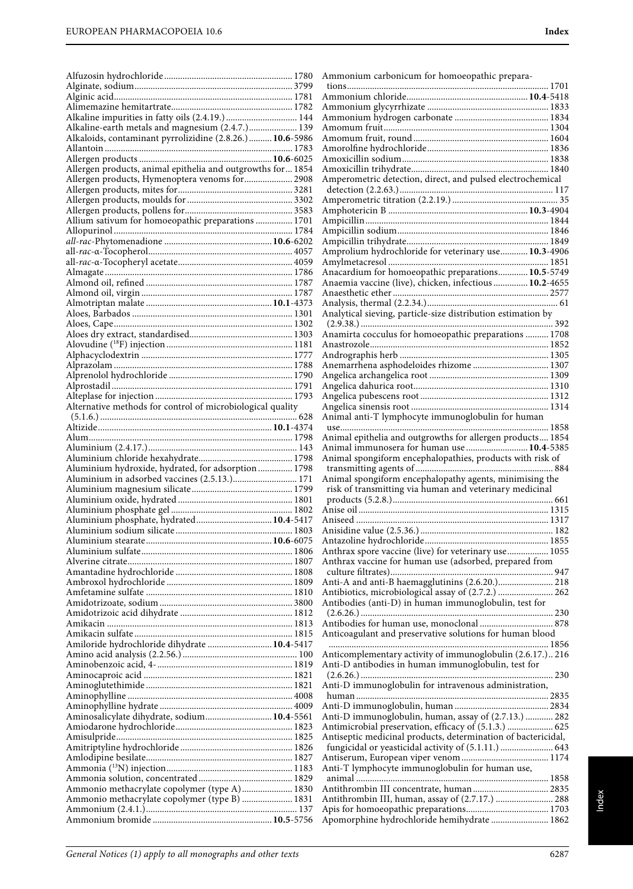Alfuzosin hydrochloride....................................................... 1780
Alginate, sodium.................................................................... 3799
Alginic acid............................................................................. 1781
Alimemazine hemitartrate.................................................... 1782
Alkaline impurities in fatty oils (2.4.19.)............................... 144
Alkaline-earth metals and magnesium (2.4.7.)..................... 139
Alkaloids, contaminant pyrrolizidine (2.8.26.)..........**10.6**-5986
Allantoin ................................................................................ 1783
Allergen products ...............................................................**10.6**-6025
Allergen products, animal epithelia and outgrowths for... 1854
Allergen products, Hymenoptera venoms for..................... 2908
Allergen products, mites for................................................. 3281
Allergen products, moulds for ............................................. 3302
Allergen products, pollens for.............................................. 3583
Allium sativum for homoeopathic preparations ................ 1701
Allopurinol ............................................................................. 1784
*all-rac*-Phytomenadione ..............................................**10.6**-6202
all-*rac*-α-Tocopherol............................................................... 4057
all-*rac*-α-Tocopheryl acetate................................................. 4059
Almagate ................................................................................ 1786
Almond oil, refined ............................................................... 1787
Almond oil, virgin ................................................................. 1787
Almotriptan malate ......................................................**10.1**-4373
Aloes, Barbados ..................................................................... 1301
Aloes, Cape............................................................................. 1302
Aloes dry extract, standardised............................................ 1303
Alovudine ($^{18}$F) injection ...................................................... 1181
Alphacyclodextrin ................................................................. 1777
Alprazolam ............................................................................. 1788
Alprenolol hydrochloride ..................................................... 1790
Alprostadil .............................................................................. 1791
Alteplase for injection ........................................................... 1793
Alternative methods for control of microbiological quality (5.1.6.) ..................................................................................... 628
Altizide..........................................................................**10.1**-4374
Alum........................................................................................ 1798
Aluminium (2.4.17.)................................................................ 143
Aluminium chloride hexahydrate........................................ 1798
Aluminium hydroxide, hydrated, for adsorption ............... 1798
Aluminium in adsorbed vaccines (2.5.13.)........................... 171
Aluminium magnesium silicate ........................................... 1799
Aluminium oxide, hydrated ................................................. 1801
Aluminium phosphate gel .................................................... 1802
Aluminium phosphate, hydrated................................**10.4**-5417
Aluminium sodium silicate .................................................. 1803
Aluminium stearate.....................................................**10.6**-6075
Aluminium sulfate................................................................. 1806
Alverine citrate....................................................................... 1807
Amantadine hydrochloride .................................................. 1808
Ambroxol hydrochloride ...................................................... 1809
Amfetamine sulfate ............................................................... 1810
Amidotrizoate, sodium......................................................... 3800
Amidotrizoic acid dihydrate ................................................ 1812
Amikacin ................................................................................ 1813
Amikacin sulfate.................................................................... 1815
Amiloride hydrochloride dihydrate ...........................**10.4**-5417
Amino acid analysis (2.2.56.)................................................. 100
Aminobenzoic acid, 4- .......................................................... 1819
Aminocaproic acid ................................................................ 1821
Aminoglutethimide ............................................................... 1821
Aminophylline ....................................................................... 4008
Aminophylline hydrate ......................................................... 4009
Aminosalicylate dihydrate, sodium............................**10.4**-5561
Amiodarone hydrochloride.................................................. 1823
Amisulpride............................................................................ 1825
Amitriptyline hydrochloride ................................................ 1826
Amlodipine besilate............................................................... 1827
Ammonia ($^{13}$N) injection....................................................... 1183
Ammonia solution, concentrated ........................................ 1829
Ammonio methacrylate copolymer (type A)...................... 1830
Ammonio methacrylate copolymer (type B) ...................... 1831
Ammonium (2.4.1.)................................................................. 137
Ammonium bromide ...................................................**10.5**-5756
Ammonium carbonicum for homoeopathic preparations....................................................................................... 1701
Ammonium chloride....................................................**10.4**-5418
Ammonium glycyrrhizate .................................................... 1833
Ammonium hydrogen carbonate ........................................ 1834
Amomum fruit....................................................................... 1304
Amomum fruit, round........................................................... 1604
Amorolfine hydrochloride.................................................... 1836
Amoxicillin sodium............................................................... 1838
Amoxicillin trihydrate........................................................... 1840
Amperometric detection, direct, and pulsed electrochemical detection (2.2.63.).................................................................. 117
Amperometric titration (2.2.19.) ............................................. 35
Amphotericin B ............................................................**10.3**-4904
Ampicillin............................................................................... 1844
Ampicillin sodium................................................................. 1846
Ampicillin trihydrate............................................................. 1849
Amprolium hydrochloride for veterinary use............**10.3**-4906
Amylmetacresol ..................................................................... 1851
Anacardium for homoeopathic preparations.............**10.5**-5749
Anaemia vaccine (live), chicken, infectious ...............**10.2**-4655
Anaesthetic ether ................................................................... 2577
Analysis, thermal (2.2.34.)......................................................... 61
Analytical sieving, particle-size distribution estimation by (2.9.38.) .................................................................................. 392
Anamirta cocculus for homoeopathic preparations .......... 1708
Anastrozole............................................................................. 1852
Andrographis herb ................................................................ 1305
Anemarrhena asphodeloides rhizome ................................ 1307
Angelica archangelica root ................................................... 1309
Angelica dahurica root.......................................................... 1310
Angelica pubescens root ....................................................... 1312
Angelica sinensis root ........................................................... 1314
Animal anti-T lymphocyte immunoglobulin for human use......................................................................................... 1858
Animal epithelia and outgrowths for allergen products.... 1854
Animal immunosera for human use ...........................**10.4**-5385
Animal spongiform encephalopathies, products with risk of transmitting agents of ........................................................... 884
Animal spongiform encephalopathy agents, minimising the risk of transmitting via human and veterinary medicinal products (5.2.8.)..................................................................... 661
Anise oil .................................................................................. 1315
Aniseed ................................................................................... 1317
Anisidine value (2.5.36.) ......................................................... 182
Antazoline hydrochloride..................................................... 1855
Anthrax spore vaccine (live) for veterinary use.................. 1055
Anthrax vaccine for human use (adsorbed, prepared from culture filtrates)...................................................................... 947
Anti-A and anti-B haemagglutinins (2.6.20.)........................ 218
Antibiotics, microbiological assay of (2.7.2.) ........................ 262
Antibodies (anti-D) in human immunoglobulin, test for (2.6.26.) .................................................................................. 230
Antibodies for human use, monoclonal ............................... 878
Anticoagulant and preservative solutions for human blood ................................................................................................ 1856
Anticomplementary activity of immunoglobulin (2.6.17.).. 216
Anti-D antibodies in human immunoglobulin, test for (2.6.26.) .................................................................................. 230
Anti-D immunoglobulin for intravenous administration, human................................................................................... 2835
Anti-D immunoglobulin, human ........................................ 2834
Anti-D immunoglobulin, human, assay of (2.7.13.) ............ 282
Antimicrobial preservation, efficacy of (5.1.3.) .................... 625
Antiseptic medicinal products, determination of bactericidal, fungicidal or yeasticidal activity of (5.1.11.) ....................... 643
Antiserum, European viper venom ..................................... 1174
Anti-T lymphocyte immunoglobulin for human use, animal ................................................................................... 1858
Antithrombin III concentrate, human................................. 2835
Antithrombin III, human, assay of (2.7.17.) ........................ 288
Apis for homoeopathic preparations................................... 1703
Apomorphine hydrochloride hemihydrate ......................... 1862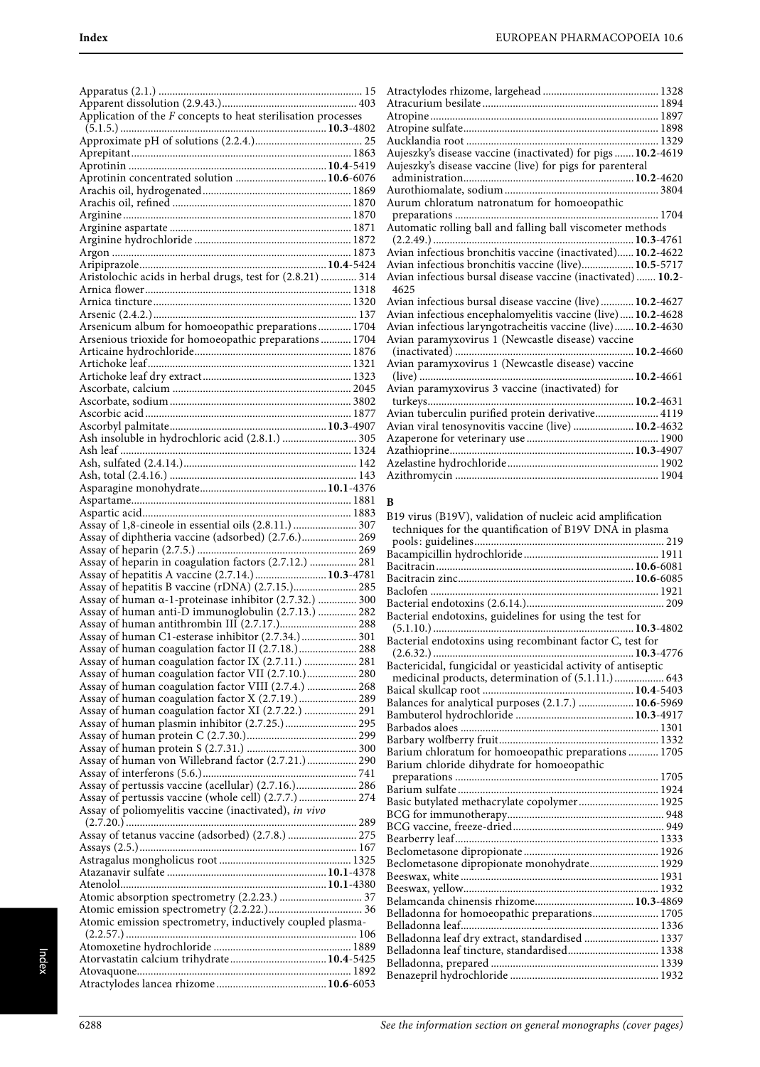Apparatus (2.1.) ........................................................................ 15
Apparent dissolution (2.9.43.)................................................ 403
Application of the *F* concepts to heat sterilisation processes (5.1.5.) ........................................................................ **10.3**-4802
Approximate pH of solutions (2.2.4.)...................................... 25
Aprepitant............................................................................ 1863
Aprotinin ...................................................................... **10.4**-5419
Aprotinin concentrated solution ................................ **10.6**-6076
Arachis oil, hydrogenated.................................................... 1869
Arachis oil, refined ............................................................... 1870
Arginine................................................................................ 1870
Arginine aspartate ................................................................ 1871
Arginine hydrochloride ........................................................ 1872
Argon .................................................................................... 1873
Aripiprazole.................................................................. **10.4**-5424
Aristolochic acids in herbal drugs, test for (2.8.21) ............ 314
Arnica flower........................................................................ 1318
Arnica tincture...................................................................... 1320
Arsenic (2.4.2.)...................................................................... 137
Arsenicum album for homoeopathic preparations ........... 1704
Arsenious trioxide for homoeopathic preparations .......... 1704
Articaine hydrochloride....................................................... 1876
Artichoke leaf........................................................................ 1321
Artichoke leaf dry extract..................................................... 1323
Ascorbate, calcium ............................................................... 2045
Ascorbate, sodium................................................................ 3802
Ascorbic acid......................................................................... 1877
Ascorbyl palmitate....................................................... **10.3**-4907
Ash insoluble in hydrochloric acid (2.8.1.) .......................... 305
Ash leaf ................................................................................. 1324
Ash, sulfated (2.4.14.)............................................................. 142
Ash, total (2.4.16.) .................................................................. 143
Asparagine monohydrate............................................ **10.1**-4376
Aspartame............................................................................. 1881
Aspartic acid.......................................................................... 1883
Assay of 1,8-cineole in essential oils (2.8.11.) ...................... 307
Assay of diphtheria vaccine (adsorbed) (2.7.6.)................... 269
Assay of heparin (2.7.5.) ........................................................ 269
Assay of heparin in coagulation factors (2.7.12.) ................ 281
Assay of hepatitis A vaccine (2.7.14.) ......................... **10.3**-4781
Assay of hepatitis B vaccine (rDNA) (2.7.15.)...................... 285
Assay of human α-1-proteinase inhibitor (2.7.32.) ............. 300
Assay of human anti-D immunoglobulin (2.7.13.) ............. 282
Assay of human antithrombin III (2.7.17.)........................... 288
Assay of human C1-esterase inhibitor (2.7.34.)................... 301
Assay of human coagulation factor II (2.7.18.).................... 288
Assay of human coagulation factor IX (2.7.11.) .................. 281
Assay of human coagulation factor VII (2.7.10.)................. 280
Assay of human coagulation factor VIII (2.7.4.) ................. 268
Assay of human coagulation factor X (2.7.19.).................... 289
Assay of human coagulation factor XI (2.7.22.) .................. 291
Assay of human plasmin inhibitor (2.7.25.)......................... 295
Assay of human protein C (2.7.30.)...................................... 299
Assay of human protein S (2.7.31.) ...................................... 300
Assay of human von Willebrand factor (2.7.21.)................. 290
Assay of interferons (5.6.)...................................................... 741
Assay of pertussis vaccine (acellular) (2.7.16.)..................... 286
Assay of pertussis vaccine (whole cell) (2.7.7.) .................... 274
Assay of poliomyelitis vaccine (inactivated), *in vivo* (2.7.20.) ................................................................................. 289
Assay of tetanus vaccine (adsorbed) (2.7.8.) ........................ 275
Assays (2.5.)............................................................................ 167
Astragalus mongholicus root ............................................... 1325
Atazanavir sulfate ........................................................ **10.1**-4378
Atenolol......................................................................... **10.1**-4380
Atomic absorption spectrometry (2.2.23.) ............................. 37
Atomic emission spectrometry (2.2.22.)................................. 36
Atomic emission spectrometry, inductively coupled plasma- (2.2.57.) ................................................................................. 106
Atomoxetine hydrochloride ................................................ 1889
Atorvastatin calcium trihydrate.................................. **10.4**-5425
Atovaquone............................................................................ 1892
Atractylodes lancea rhizome ....................................... **10.6**-6053
Atractylodes rhizome, largehead ........................................ 1328
Atracurium besilate.............................................................. 1894
Atropine................................................................................ 1897
Atropine sulfate..................................................................... 1898
Aucklandia root .................................................................... 1329
Aujeszky's disease vaccine (inactivated) for pigs ....... **10.2**-4619
Aujeszky's disease vaccine (live) for pigs for parenteral administration............................................................ **10.2**-4620
Aurothiomalate, sodium...................................................... 3804
Aurum chloratum natronatum for homoeopathic preparations ........................................................................ 1704
Automatic rolling ball and falling ball viscometer methods (2.2.49.) ....................................................................... **10.3**-4761
Avian infectious bronchitis vaccine (inactivated)...... **10.2**-4622
Avian infectious bronchitis vaccine (live)................... **10.5**-5717
Avian infectious bursal disease vaccine (inactivated) ....... **10.2**-4625
Avian infectious bursal disease vaccine (live) ............ **10.2**-4627
Avian infectious encephalomyelitis vaccine (live) ..... **10.2**-4628
Avian infectious laryngotracheitis vaccine (live)....... **10.2**-4630
Avian paramyxovirus 1 (Newcastle disease) vaccine (inactivated) ............................................................... **10.2**-4660
Avian paramyxovirus 1 (Newcastle disease) vaccine (live) ............................................................................ **10.2**-4661
Avian paramyxovirus 3 vaccine (inactivated) for turkeys......................................................................... **10.2**-4631
Avian tuberculin purified protein derivative...................... 4119
Avian viral tenosynovitis vaccine (live) ...................... **10.2**-4632
Azaperone for veterinary use .............................................. 1900
Azathioprine................................................................. **10.3**-4907
Azelastine hydrochloride..................................................... 1902
Azithromycin ........................................................................ 1904

## B

B19 virus (B19V), validation of nucleic acid amplification techniques for the quantification of B19V DNA in plasma pools: guidelines................................................................... 219
Bacampicillin hydrochloride ............................................... 1911
Bacitracin...................................................................... **10.6**-6081
Bacitracin zinc.............................................................. **10.6**-6085
Baclofen ................................................................................ 1921
Bacterial endotoxins (2.6.14.)................................................ 209
Bacterial endotoxins, guidelines for using the test for (5.1.10.) ....................................................................... **10.3**-4802
Bacterial endotoxins using recombinant factor C, test for (2.6.32.) ....................................................................... **10.3**-4776
Bactericidal, fungicidal or yeasticidal activity of antiseptic medicinal products, determination of (5.1.11.) ................. 643
Baical skullcap root ..................................................... **10.4**-5403
Balances for analytical purposes (2.1.7.) ................... **10.6**-5969
Bambuterol hydrochloride .......................................... **10.3**-4917
Barbados aloes ...................................................................... 1301
Barbary wolfberry fruit........................................................ 1332
Barium chloratum for homoeopathic preparations .......... 1705
Barium chloride dihydrate for homoeopathic preparations ........................................................................ 1705
Barium sulfate....................................................................... 1924
Basic butylated methacrylate copolymer............................ 1925
BCG for immunotherapy....................................................... 948
BCG vaccine, freeze-dried..................................................... 949
Bearberry leaf........................................................................ 1333
Beclometasone dipropionate ............................................... 1926
Beclometasone dipropionate monohydrate........................ 1929
Beeswax, white...................................................................... 1931
Beeswax, yellow..................................................................... 1932
Belamcanda chinensis rhizome................................... **10.3**-4869
Belladonna for homoeopathic preparations....................... 1705
Belladonna leaf...................................................................... 1336
Belladonna leaf dry extract, standardised .......................... 1337
Belladonna leaf tincture, standardised................................ 1338
Belladonna, prepared ........................................................... 1339
Benazepril hydrochloride .................................................... 1932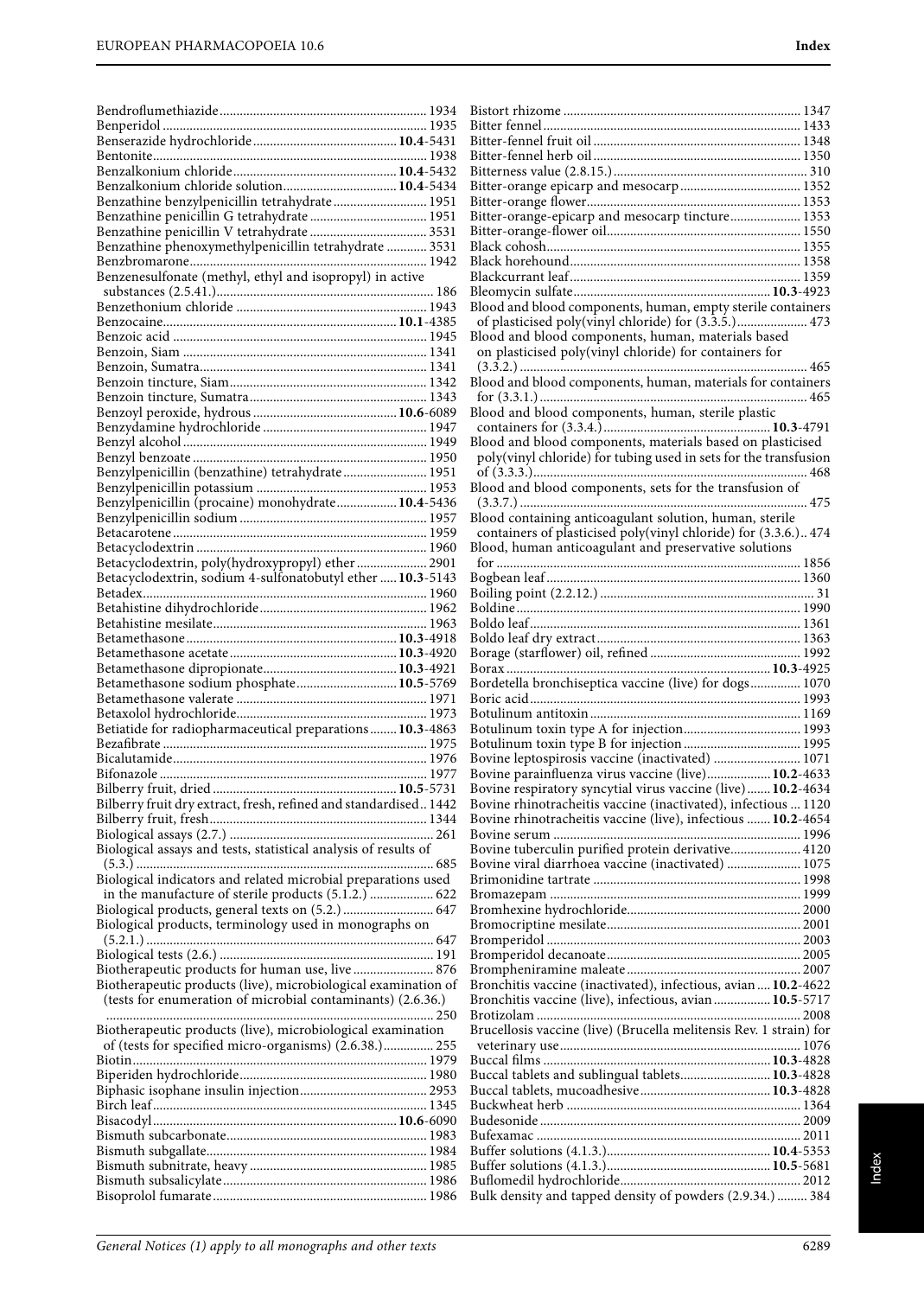Bendroflumethiazide ..... 1934
Benperidol ..... 1935
Benserazide hydrochloride ..... **10.4**-5431
Bentonite ..... 1938
Benzalkonium chloride ..... **10.4**-5432
Benzalkonium chloride solution ..... **10.4**-5434
Benzathine benzylpenicillin tetrahydrate ..... 1951
Benzathine penicillin G tetrahydrate ..... 1951
Benzathine penicillin V tetrahydrate ..... 3531
Benzathine phenoxymethylpenicillin tetrahydrate ..... 3531
Benzbromarone ..... 1942
Benzenesulfonate (methyl, ethyl and isopropyl) in active substances (2.5.41.) ..... 186
Benzethonium chloride ..... 1943
Benzocaine ..... **10.1**-4385
Benzoic acid ..... 1945
Benzoin, Siam ..... 1341
Benzoin, Sumatra ..... 1341
Benzoin tincture, Siam ..... 1342
Benzoin tincture, Sumatra ..... 1343
Benzoyl peroxide, hydrous ..... **10.6**-6089
Benzydamine hydrochloride ..... 1947
Benzyl alcohol ..... 1949
Benzyl benzoate ..... 1950
Benzylpenicillin (benzathine) tetrahydrate ..... 1951
Benzylpenicillin potassium ..... 1953
Benzylpenicillin (procaine) monohydrate ..... **10.4**-5436
Benzylpenicillin sodium ..... 1957
Betacarotene ..... 1959
Betacyclodextrin ..... 1960
Betacyclodextrin, poly(hydroxypropyl) ether ..... 2901
Betacyclodextrin, sodium 4-sulfonatobutyl ether ..... **10.3**-5143
Betadex ..... 1960
Betahistine dihydrochloride ..... 1962
Betahistine mesilate ..... 1963
Betamethasone ..... **10.3**-4918
Betamethasone acetate ..... **10.3**-4920
Betamethasone dipropionate ..... **10.3**-4921
Betamethasone sodium phosphate ..... **10.5**-5769
Betamethasone valerate ..... 1971
Betaxolol hydrochloride ..... 1973
Betiatide for radiopharmaceutical preparations ..... **10.3**-4863
Bezafibrate ..... 1975
Bicalutamide ..... 1976
Bifonazole ..... 1977
Bilberry fruit, dried ..... **10.5**-5731
Bilberry fruit dry extract, fresh, refined and standardised ..... 1442
Bilberry fruit, fresh ..... 1344
Biological assays (2.7.) ..... 261
Biological assays and tests, statistical analysis of results of (5.3.) ..... 685
Biological indicators and related microbial preparations used in the manufacture of sterile products (5.1.2.) ..... 622
Biological products, general texts on (5.2.) ..... 647
Biological products, terminology used in monographs on (5.2.1.) ..... 647
Biological tests (2.6.) ..... 191
Biotherapeutic products for human use, live ..... 876
Biotherapeutic products (live), microbiological examination of (tests for enumeration of microbial contaminants) (2.6.36.) ..... 250
Biotherapeutic products (live), microbiological examination of (tests for specified micro-organisms) (2.6.38.) ..... 255
Biotin ..... 1979
Biperiden hydrochloride ..... 1980
Biphasic isophane insulin injection ..... 2953
Birch leaf ..... 1345
Bisacodyl ..... **10.6**-6090
Bismuth subcarbonate ..... 1983
Bismuth subgallate ..... 1984
Bismuth subnitrate, heavy ..... 1985
Bismuth subsalicylate ..... 1986
Bisoprolol fumarate ..... 1986
Bistort rhizome ..... 1347
Bitter fennel ..... 1433
Bitter-fennel fruit oil ..... 1348
Bitter-fennel herb oil ..... 1350
Bitterness value (2.8.15.) ..... 310
Bitter-orange epicarp and mesocarp ..... 1352
Bitter-orange flower ..... 1353
Bitter-orange-epicarp and mesocarp tincture ..... 1353
Bitter-orange-flower oil ..... 1550
Black cohosh ..... 1355
Black horehound ..... 1358
Blackcurrant leaf ..... 1359
Bleomycin sulfate ..... **10.3**-4923
Blood and blood components, human, empty sterile containers of plasticised poly(vinyl chloride) for (3.3.5.) ..... 473
Blood and blood components, human, materials based on plasticised poly(vinyl chloride) for containers for (3.3.2.) ..... 465
Blood and blood components, human, materials for containers for (3.3.1.) ..... 465
Blood and blood components, human, sterile plastic containers for (3.3.4.) ..... **10.3**-4791
Blood and blood components, materials based on plasticised poly(vinyl chloride) for tubing used in sets for the transfusion of (3.3.3.) ..... 468
Blood and blood components, sets for the transfusion of (3.3.7.) ..... 475
Blood containing anticoagulant solution, human, sterile containers of plasticised poly(vinyl chloride) for (3.3.6.) ..... 474
Blood, human anticoagulant and preservative solutions for ..... 1856
Bogbean leaf ..... 1360
Boiling point (2.2.12.) ..... 31
Boldine ..... 1990
Boldo leaf ..... 1361
Boldo leaf dry extract ..... 1363
Borage (starflower) oil, refined ..... 1992
Borax ..... **10.3**-4925
Bordetella bronchiseptica vaccine (live) for dogs ..... 1070
Boric acid ..... 1993
Botulinum antitoxin ..... 1169
Botulinum toxin type A for injection ..... 1993
Botulinum toxin type B for injection ..... 1995
Bovine leptospirosis vaccine (inactivated) ..... 1071
Bovine parainfluenza virus vaccine (live) ..... **10.2**-4633
Bovine respiratory syncytial virus vaccine (live) ..... **10.2**-4634
Bovine rhinotracheitis vaccine (inactivated), infectious ..... 1120
Bovine rhinotracheitis vaccine (live), infectious ..... **10.2**-4654
Bovine serum ..... 1996
Bovine tuberculin purified protein derivative ..... 4120
Bovine viral diarrhoea vaccine (inactivated) ..... 1075
Brimonidine tartrate ..... 1998
Bromazepam ..... 1999
Bromhexine hydrochloride ..... 2000
Bromocriptine mesilate ..... 2001
Bromperidol ..... 2003
Bromperidol decanoate ..... 2005
Brompheniramine maleate ..... 2007
Bronchitis vaccine (inactivated), infectious, avian ..... **10.2**-4622
Bronchitis vaccine (live), infectious, avian ..... **10.5**-5717
Brotizolam ..... 2008
Brucellosis vaccine (live) (Brucella melitensis Rev. 1 strain) for veterinary use ..... 1076
Buccal films ..... **10.3**-4828
Buccal tablets and sublingual tablets ..... **10.3**-4828
Buccal tablets, mucoadhesive ..... **10.3**-4828
Buckwheat herb ..... 1364
Budesonide ..... 2009
Bufexamac ..... 2011
Buffer solutions (4.1.3.) ..... **10.4**-5353
Buffer solutions (4.1.3.) ..... **10.5**-5681
Buflomedil hydrochloride ..... 2012
Bulk density and tapped density of powders (2.9.34.) ..... 384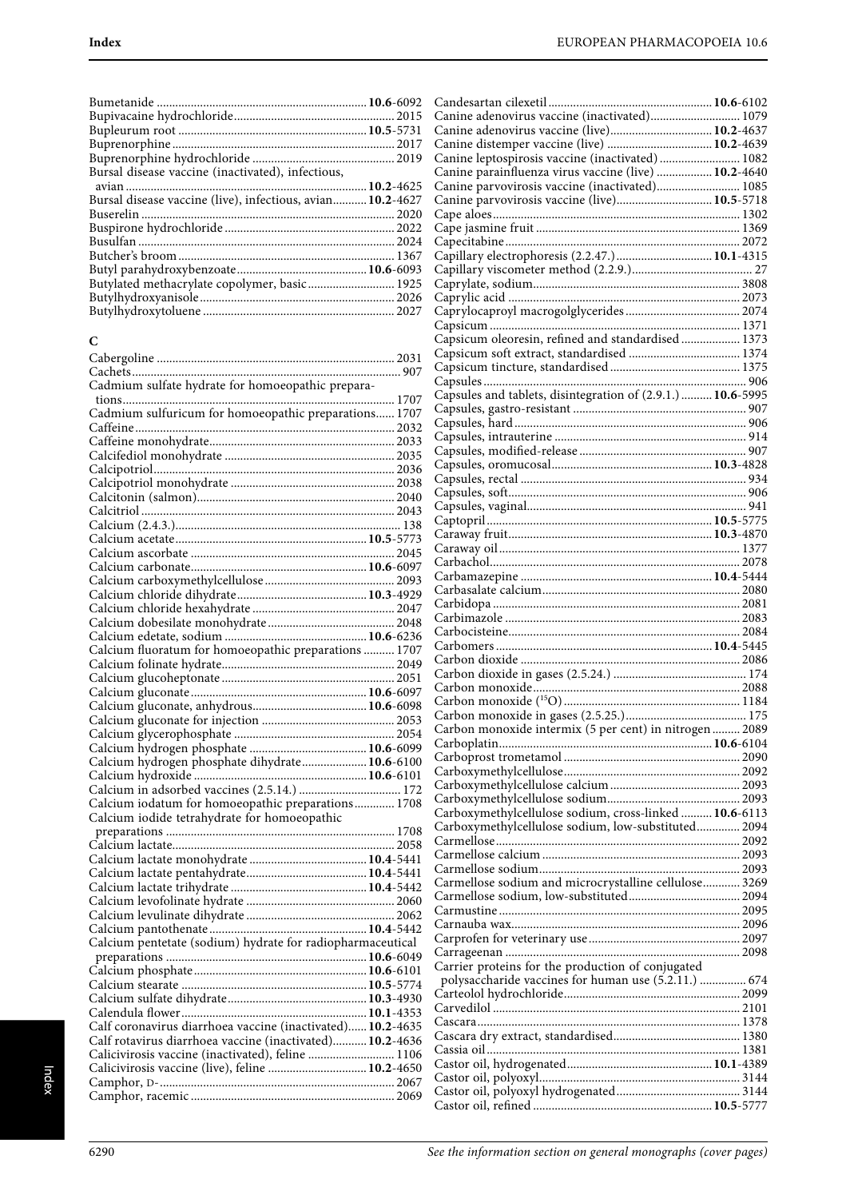Bumetanide ........ **10.6**-6092
Bupivacaine hydrochloride ........ 2015
Bupleurum root ........ **10.5**-5731
Buprenorphine ........ 2017
Buprenorphine hydrochloride ........ 2019
Bursal disease vaccine (inactivated), infectious, avian ........ **10.2**-4625
Bursal disease vaccine (live), infectious, avian ........ **10.2**-4627
Buserelin ........ 2020
Buspirone hydrochloride ........ 2022
Busulfan ........ 2024
Butcher's broom ........ 1367
Butyl parahydroxybenzoate ........ **10.6**-6093
Butylated methacrylate copolymer, basic ........ 1925
Butylhydroxyanisole ........ 2026
Butylhydroxytoluene ........ 2027

## C

Cabergoline ........ 2031
Cachets ........ 907
Cadmium sulfate hydrate for homoeopathic preparations ........ 1707
Cadmium sulfuricum for homoeopathic preparations ........ 1707
Caffeine ........ 2032
Caffeine monohydrate ........ 2033
Calcifediol monohydrate ........ 2035
Calcipotriol ........ 2036
Calcipotriol monohydrate ........ 2038
Calcitonin (salmon) ........ 2040
Calcitriol ........ 2043
Calcium (2.4.3.) ........ 138
Calcium acetate ........ **10.5**-5773
Calcium ascorbate ........ 2045
Calcium carbonate ........ **10.6**-6097
Calcium carboxymethylcellulose ........ 2093
Calcium chloride dihydrate ........ **10.3**-4929
Calcium chloride hexahydrate ........ 2047
Calcium dobesilate monohydrate ........ 2048
Calcium edetate, sodium ........ **10.6**-6236
Calcium fluoratum for homoeopathic preparations ........ 1707
Calcium folinate hydrate ........ 2049
Calcium glucoheptonate ........ 2051
Calcium gluconate ........ **10.6**-6097
Calcium gluconate, anhydrous ........ **10.6**-6098
Calcium gluconate for injection ........ 2053
Calcium glycerophosphate ........ 2054
Calcium hydrogen phosphate ........ **10.6**-6099
Calcium hydrogen phosphate dihydrate ........ **10.6**-6100
Calcium hydroxide ........ **10.6**-6101
Calcium in adsorbed vaccines (2.5.14.) ........ 172
Calcium iodatum for homoeopathic preparations ........ 1708
Calcium iodide tetrahydrate for homoeopathic preparations ........ 1708
Calcium lactate ........ 2058
Calcium lactate monohydrate ........ **10.4**-5441
Calcium lactate pentahydrate ........ **10.4**-5441
Calcium lactate trihydrate ........ **10.4**-5442
Calcium levofolinate hydrate ........ 2060
Calcium levulinate dihydrate ........ 2062
Calcium pantothenate ........ **10.4**-5442
Calcium pentetate (sodium) hydrate for radiopharmaceutical preparations ........ **10.6**-6049
Calcium phosphate ........ **10.6**-6101
Calcium stearate ........ **10.5**-5774
Calcium sulfate dihydrate ........ **10.3**-4930
Calendula flower ........ **10.1**-4353
Calf coronavirus diarrhoea vaccine (inactivated) ........ **10.2**-4635
Calf rotavirus diarrhoea vaccine (inactivated) ........ **10.2**-4636
Calicivirosis vaccine (inactivated), feline ........ 1106
Calicivirosis vaccine (live), feline ........ **10.2**-4650
Camphor, D- ........ 2067
Camphor, racemic ........ 2069

Candesartan cilexetil ........ **10.6**-6102
Canine adenovirus vaccine (inactivated) ........ 1079
Canine adenovirus vaccine (live) ........ **10.2**-4637
Canine distemper vaccine (live) ........ **10.2**-4639
Canine leptospirosis vaccine (inactivated) ........ 1082
Canine parainfluenza virus vaccine (live) ........ **10.2**-4640
Canine parvovirosis vaccine (inactivated) ........ 1085
Canine parvovirosis vaccine (live) ........ **10.5**-5718
Cape aloes ........ 1302
Cape jasmine fruit ........ 1369
Capecitabine ........ 2072
Capillary electrophoresis (2.2.47.) ........ **10.1**-4315
Capillary viscometer method (2.2.9.) ........ 27
Caprylate, sodium ........ 3808
Caprylic acid ........ 2073
Caprylocaproyl macrogolglycerides ........ 2074
Capsicum ........ 1371
Capsicum oleoresin, refined and standardised ........ 1373
Capsicum soft extract, standardised ........ 1374
Capsicum tincture, standardised ........ 1375
Capsules ........ 906
Capsules and tablets, disintegration of (2.9.1.) ........ **10.6**-5995
Capsules, gastro-resistant ........ 907
Capsules, hard ........ 906
Capsules, intrauterine ........ 914
Capsules, modified-release ........ 907
Capsules, oromucosal ........ **10.3**-4828
Capsules, rectal ........ 934
Capsules, soft ........ 906
Capsules, vaginal ........ 941
Captopril ........ **10.5**-5775
Caraway fruit ........ **10.3**-4870
Caraway oil ........ 1377
Carbachol ........ 2078
Carbamazepine ........ **10.4**-5444
Carbasalate calcium ........ 2080
Carbidopa ........ 2081
Carbimazole ........ 2083
Carbocisteine ........ 2084
Carbomers ........ **10.4**-5445
Carbon dioxide ........ 2086
Carbon dioxide in gases (2.5.24.) ........ 174
Carbon monoxide ........ 2088
Carbon monoxide ($^{15}O$) ........ 1184
Carbon monoxide in gases (2.5.25.) ........ 175
Carbon monoxide intermix (5 per cent) in nitrogen ........ 2089
Carboplatin ........ **10.6**-6104
Carboprost trometamol ........ 2090
Carboxymethylcellulose ........ 2092
Carboxymethylcellulose calcium ........ 2093
Carboxymethylcellulose sodium ........ 2093
Carboxymethylcellulose sodium, cross-linked ........ **10.6**-6113
Carboxymethylcellulose sodium, low-substituted ........ 2094
Carmellose ........ 2092
Carmellose calcium ........ 2093
Carmellose sodium ........ 2093
Carmellose sodium and microcrystalline cellulose ........ 3269
Carmellose sodium, low-substituted ........ 2094
Carmustine ........ 2095
Carnauba wax ........ 2096
Carprofen for veterinary use ........ 2097
Carrageenan ........ 2098
Carrier proteins for the production of conjugated polysaccharide vaccines for human use (5.2.11.) ........ 674
Carteolol hydrochloride ........ 2099
Carvedilol ........ 2101
Cascara ........ 1378
Cascara dry extract, standardised ........ 1380
Cassia oil ........ 1381
Castor oil, hydrogenated ........ **10.1**-4389
Castor oil, polyoxyl ........ 3144
Castor oil, polyoxyl hydrogenated ........ 3144
Castor oil, refined ........ **10.5**-5777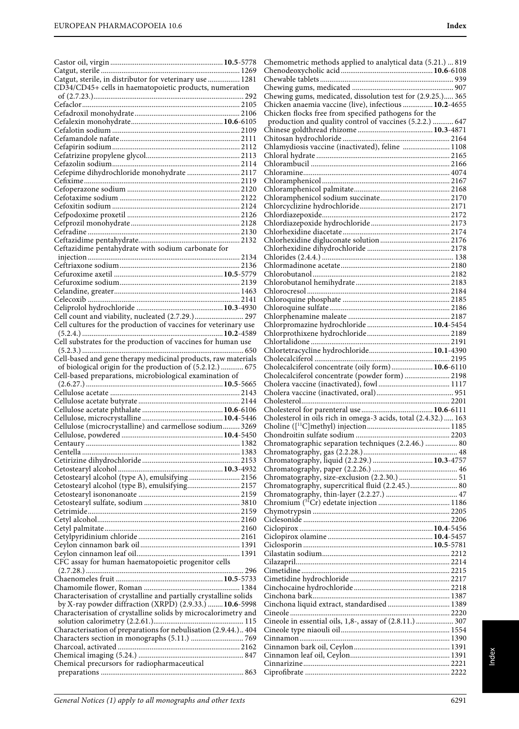Castor oil, virgin ........................................... **10.5**-5778
Catgut, sterile ........................................... 1269
Catgut, sterile, in distributor for veterinary use ................. 1281
CD34/CD45+ cells in haematopoietic products, numeration of (2.7.23.) ........................................... 292
Cefaclor ........................................... 2105
Cefadroxil monohydrate ........................................... 2106
Cefalexin monohydrate ........................................... **10.6**-6105
Cefalotin sodium ........................................... 2109
Cefamandole nafate ........................................... 2111
Cefapirin sodium ........................................... 2112
Cefatrizine propylene glycol ........................................... 2113
Cefazolin sodium ........................................... 2114
Cefepime dihydrochloride monohydrate ........................................... 2117
Cefixime ........................................... 2119
Cefoperazone sodium ........................................... 2120
Cefotaxime sodium ........................................... 2122
Cefoxitin sodium ........................................... 2124
Cefpodoxime proxetil ........................................... 2126
Cefprozil monohydrate ........................................... 2128
Cefradine ........................................... 2130
Ceftazidime pentahydrate ........................................... 2132
Ceftazidime pentahydrate with sodium carbonate for injection ........................................... 2134
Ceftriaxone sodium ........................................... 2136
Cefuroxime axetil ........................................... **10.5**-5779
Cefuroxime sodium ........................................... 2139
Celandine, greater ........................................... 1463
Celecoxib ........................................... 2141
Celiprolol hydrochloride ........................................... **10.3**-4930
Cell count and viability, nucleated (2.7.29.) ........................................... 297
Cell cultures for the production of vaccines for veterinary use (5.2.4.) ........................................... **10.2**-4589
Cell substrates for the production of vaccines for human use (5.2.3.) ........................................... 650
Cell-based and gene therapy medicinal products, raw materials of biological origin for the production of (5.2.12.) ............ 675
Cell-based preparations, microbiological examination of (2.6.27.) ........................................... **10.5**-5665
Cellulose acetate ........................................... 2143
Cellulose acetate butyrate ........................................... 2144
Cellulose acetate phthalate ........................................... **10.6**-6106
Cellulose, microcrystalline ........................................... **10.4**-5446
Cellulose (microcrystalline) and carmellose sodium ......... 3269
Cellulose, powdered ........................................... **10.4**-5450
Centaury ........................................... 1382
Centella ........................................... 1383
Cetirizine dihydrochloride ........................................... 2153
Cetostearyl alcohol ........................................... **10.3**-4932
Cetostearyl alcohol (type A), emulsifying ........................................... 2156
Cetostearyl alcohol (type B), emulsifying ........................................... 2157
Cetostearyl isononanoate ........................................... 2159
Cetostearyl sulfate, sodium ........................................... 3810
Cetrimide ........................................... 2159
Cetyl alcohol ........................................... 2160
Cetyl palmitate ........................................... 2160
Cetylpyridinium chloride ........................................... 2161
Ceylon cinnamon bark oil ........................................... 1391
Ceylon cinnamon leaf oil ........................................... 1391
CFC assay for human haematopoietic progenitor cells (2.7.28.) ........................................... 296
Chaenomeles fruit ........................................... **10.5**-5733
Chamomile flower, Roman ........................................... 1384
Characterisation of crystalline and partially crystalline solids by X-ray powder diffraction (XRPD) (2.9.33.) ........ **10.6**-5998
Characterisation of crystalline solids by microcalorimetry and solution calorimetry (2.2.61.) ........................................... 115
Characterisation of preparations for nebulisation (2.9.44.) .. 404
Characters section in monographs (5.11.) ........................................... 769
Charcoal, activated ........................................... 2162
Chemical imaging (5.24.) ........................................... 847
Chemical precursors for radiopharmaceutical preparations ........................................... 863
Chemometric methods applied to analytical data (5.21.) ... 819
Chenodeoxycholic acid ........................................... **10.6**-6108
Chewable tablets ........................................... 939
Chewing gums, medicated ........................................... 907
Chewing gums, medicated, dissolution test for (2.9.25.) ..... 365
Chicken anaemia vaccine (live), infectious ................ **10.2**-4655
Chicken flocks free from specified pathogens for the production and quality control of vaccines (5.2.2.) ........... 647
Chinese goldthread rhizome ........................................... **10.3**-4871
Chitosan hydrochloride ........................................... 2164
Chlamydiosis vaccine (inactivated), feline ........................................... 1108
Chloral hydrate ........................................... 2165
Chlorambucil ........................................... 2166
Chloramine ........................................... 4074
Chloramphenicol ........................................... 2167
Chloramphenicol palmitate ........................................... 2168
Chloramphenicol sodium succinate ........................................... 2170
Chlorcyclizine hydrochloride ........................................... 2171
Chlordiazepoxide ........................................... 2172
Chlordiazepoxide hydrochloride ........................................... 2173
Chlorhexidine diacetate ........................................... 2174
Chlorhexidine digluconate solution ........................................... 2176
Chlorhexidine dihydrochloride ........................................... 2178
Chlorides (2.4.4.) ........................................... 138
Chlormadinone acetate ........................................... 2180
Chlorobutanol ........................................... 2182
Chlorobutanol hemihydrate ........................................... 2183
Chlorocresol ........................................... 2184
Chloroquine phosphate ........................................... 2185
Chloroquine sulfate ........................................... 2186
Chlorphenamine maleate ........................................... 2187
Chlorpromazine hydrochloride ........................................... **10.4**-5454
Chlorprothixene hydrochloride ........................................... 2189
Chlortalidone ........................................... 2191
Chlortetracycline hydrochloride ........................................... **10.1**-4390
Cholecalciferol ........................................... 2195
Cholecalciferol concentrate (oily form) ........................................... **10.6**-6110
Cholecalciferol concentrate (powder form) ........................................... 2198
Cholera vaccine (inactivated), fowl ........................................... 1117
Cholera vaccine (inactivated, oral) ........................................... 951
Cholesterol ........................................... 2201
Cholesterol for parenteral use ........................................... **10.6**-6111
Cholesterol in oils rich in omega-3 acids, total (2.4.32.) ..... 163
Choline ([$^{11}$C]methyl) injection ........................................... 1185
Chondroitin sulfate sodium ........................................... 2203
Chromatographic separation techniques (2.2.46.) ................. 80
Chromatography, gas (2.2.28.) ........................................... 48
Chromatography, liquid (2.2.29.) ........................................... **10.3**-4757
Chromatography, paper (2.2.26.) ........................................... 46
Chromatography, size-exclusion (2.2.30.) ........................................... 51
Chromatography, supercritical fluid (2.2.45.) ........................................... 80
Chromatography, thin-layer (2.2.27.) ........................................... 47
Chromium ($^{51}$Cr) edetate injection ........................................... 1186
Chymotrypsin ........................................... 2205
Ciclesonide ........................................... 2206
Ciclopirox ........................................... **10.4**-5456
Ciclopirox olamine ........................................... **10.4**-5457
Ciclosporin ........................................... **10.5**-5781
Cilastatin sodium ........................................... 2212
Cilazapril ........................................... 2214
Cimetidine ........................................... 2215
Cimetidine hydrochloride ........................................... 2217
Cinchocaine hydrochloride ........................................... 2218
Cinchona bark ........................................... 1387
Cinchona liquid extract, standardised ........................................... 1389
Cineole ........................................... 2220
Cineole in essential oils, 1,8-, assay of (2.8.11.) ........................................... 307
Cineole type niaouli oil ........................................... 1554
Cinnamon ........................................... 1390
Cinnamon bark oil, Ceylon ........................................... 1391
Cinnamon leaf oil, Ceylon ........................................... 1391
Cinnarizine ........................................... 2221
Ciprofibrate ........................................... 2222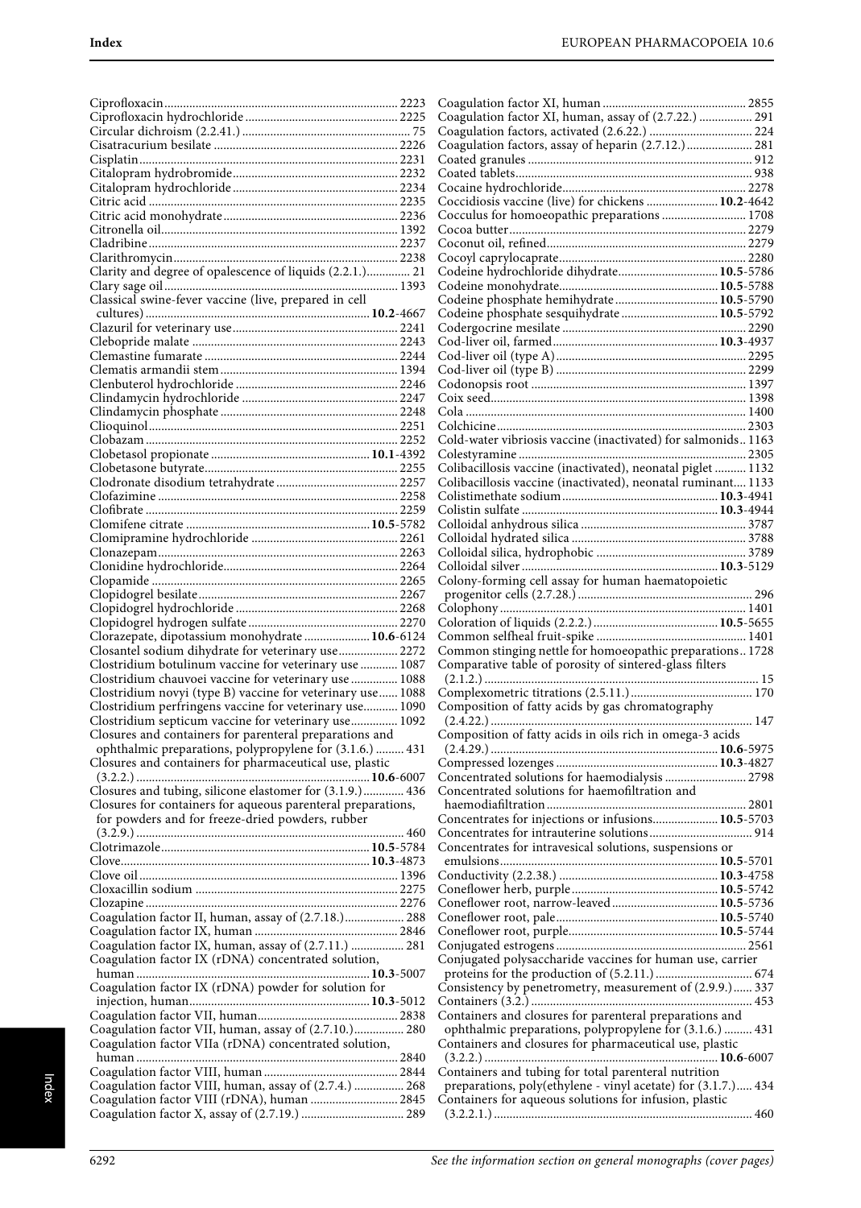Ciprofloxacin 2223
Ciprofloxacin hydrochloride 2225
Circular dichroism (2.2.41.) 75
Cisatracurium besilate 2226
Cisplatin 2231
Citalopram hydrobromide 2232
Citalopram hydrochloride 2234
Citric acid 2235
Citric acid monohydrate 2236
Citronella oil 1392
Cladribine 2237
Clarithromycin 2238
Clarity and degree of opalescence of liquids (2.2.1.) 21
Clary sage oil 1393
Classical swine-fever vaccine (live, prepared in cell cultures) **10.2**-4667
Clazuril for veterinary use 2241
Clebopride malate 2243
Clemastine fumarate 2244
Clematis armandii stem 1394
Clenbuterol hydrochloride 2246
Clindamycin hydrochloride 2247
Clindamycin phosphate 2248
Clioquinol 2251
Clobazam 2252
Clobetasol propionate **10.1**-4392
Clobetasone butyrate 2255
Clodronate disodium tetrahydrate 2257
Clofazimine 2258
Clofibrate 2259
Clomifene citrate **10.5**-5782
Clomipramine hydrochloride 2261
Clonazepam 2263
Clonidine hydrochloride 2264
Clopamide 2265
Clopidogrel besilate 2267
Clopidogrel hydrochloride 2268
Clopidogrel hydrogen sulfate 2270
Clorazepate, dipotassium monohydrate **10.6**-6124
Closantel sodium dihydrate for veterinary use 2272
Clostridium botulinum vaccine for veterinary use 1087
Clostridium chauvoei vaccine for veterinary use 1088
Clostridium novyi (type B) vaccine for veterinary use 1088
Clostridium perfringens vaccine for veterinary use 1090
Clostridium septicum vaccine for veterinary use 1092
Closures and containers for parenteral preparations and ophthalmic preparations, polypropylene for (3.1.6.) 431
Closures and containers for pharmaceutical use, plastic (3.2.2.) **10.6**-6007
Closures and tubing, silicone elastomer for (3.1.9.) 436
Closures for containers for aqueous parenteral preparations, for powders and for freeze-dried powders, rubber (3.2.9.) 460
Clotrimazole **10.5**-5784
Clove **10.3**-4873
Clove oil 1396
Cloxacillin sodium 2275
Clozapine 2276
Coagulation factor II, human, assay of (2.7.18.) 288
Coagulation factor IX, human 2846
Coagulation factor IX, human, assay of (2.7.11.) 281
Coagulation factor IX (rDNA) concentrated solution, human **10.3**-5007
Coagulation factor IX (rDNA) powder for solution for injection, human **10.3**-5012
Coagulation factor VII, human 2838
Coagulation factor VII, human, assay of (2.7.10.) 280
Coagulation factor VIIa (rDNA) concentrated solution, human 2840
Coagulation factor VIII, human 2844
Coagulation factor VIII, human, assay of (2.7.4.) 268
Coagulation factor VIII (rDNA), human 2845
Coagulation factor X, assay of (2.7.19.) 289
Coagulation factor XI, human 2855
Coagulation factor XI, human, assay of (2.7.22.) 291
Coagulation factors, activated (2.6.22.) 224
Coagulation factors, assay of heparin (2.7.12.) 281
Coated granules 912
Coated tablets 938
Cocaine hydrochloride 2278
Coccidiosis vaccine (live) for chickens **10.2**-4642
Cocculus for homoeopathic preparations 1708
Cocoa butter 2279
Coconut oil, refined 2279
Cocoyl caprylocaprate 2280
Codeine hydrochloride dihydrate **10.5**-5786
Codeine monohydrate **10.5**-5788
Codeine phosphate hemihydrate **10.5**-5790
Codeine phosphate sesquihydrate **10.5**-5792
Codergocrine mesilate 2290
Cod-liver oil, farmed **10.3**-4937
Cod-liver oil (type A) 2295
Cod-liver oil (type B) 2299
Codonopsis root 1397
Coix seed 1398
Cola 1400
Colchicine 2303
Cold-water vibriosis vaccine (inactivated) for salmonids 1163
Colestyramine 2305
Colibacillosis vaccine (inactivated), neonatal piglet 1132
Colibacillosis vaccine (inactivated), neonatal ruminant 1133
Colistimethate sodium **10.3**-4941
Colistin sulfate **10.3**-4944
Colloidal anhydrous silica 3787
Colloidal hydrated silica 3788
Colloidal silica, hydrophobic 3789
Colloidal silver **10.3**-5129
Colony-forming cell assay for human haematopoietic progenitor cells (2.7.28.) 296
Colophony 1401
Coloration of liquids (2.2.2.) **10.5**-5655
Common selfheal fruit-spike 1401
Common stinging nettle for homoeopathic preparations 1728
Comparative table of porosity of sintered-glass filters (2.1.2.) 15
Complexometric titrations (2.5.11.) 170
Composition of fatty acids by gas chromatography (2.4.22.) 147
Composition of fatty acids in oils rich in omega-3 acids (2.4.29.) **10.6**-5975
Compressed lozenges **10.3**-4827
Concentrated solutions for haemodialysis 2798
Concentrated solutions for haemofiltration and haemodiafiltration 2801
Concentrates for injections or infusions **10.5**-5703
Concentrates for intrauterine solutions 914
Concentrates for intravesical solutions, suspensions or emulsions **10.5**-5701
Conductivity (2.2.38.) **10.3**-4758
Coneflower herb, purple **10.5**-5742
Coneflower root, narrow-leaved **10.5**-5736
Coneflower root, pale **10.5**-5740
Coneflower root, purple **10.5**-5744
Conjugated estrogens 2561
Conjugated polysaccharide vaccines for human use, carrier proteins for the production of (5.2.11.) 674
Consistency by penetrometry, measurement of (2.9.9.) 337
Containers (3.2.) 453
Containers and closures for parenteral preparations and ophthalmic preparations, polypropylene for (3.1.6.) 431
Containers and closures for pharmaceutical use, plastic (3.2.2.) **10.6**-6007
Containers and tubing for total parenteral nutrition preparations, poly(ethylene - vinyl acetate) for (3.1.7.) 434
Containers for aqueous solutions for infusion, plastic (3.2.2.1.) 460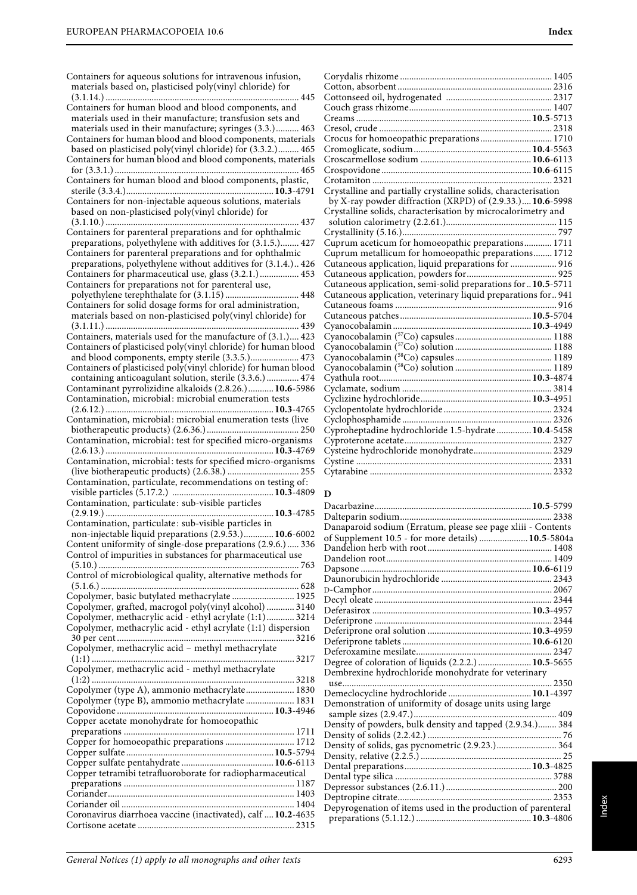Containers for aqueous solutions for intravenous infusion, materials based on, plasticised poly(vinyl chloride) for (3.1.14.) ........ 445
Containers for human blood and blood components, and materials used in their manufacture; transfusion sets and materials used in their manufacture; syringes (3.3.) ........ 463
Containers for human blood and blood components, materials based on plasticised poly(vinyl chloride) for (3.3.2.) ........ 465
Containers for human blood and blood components, materials for (3.3.1.) ........ 465
Containers for human blood and blood components, plastic, sterile (3.3.4.) ........ **10.3**-4791
Containers for non-injectable aqueous solutions, materials based on non-plasticised poly(vinyl chloride) for (3.1.10.) ........ 437
Containers for parenteral preparations and for ophthalmic preparations, polyethylene with additives for (3.1.5.) ........ 427
Containers for parenteral preparations and for ophthalmic preparations, polyethylene without additives for (3.1.4.) .. 426
Containers for pharmaceutical use, glass (3.2.1.) ........ 453
Containers for preparations not for parenteral use, polyethylene terephthalate for (3.1.15) ........ 448
Containers for solid dosage forms for oral administration, materials based on non-plasticised poly(vinyl chloride) for (3.1.11.) ........ 439
Containers, materials used for the manufacture of (3.1.) .... 423
Containers of plasticised poly(vinyl chloride) for human blood and blood components, empty sterile (3.3.5.) ........ 473
Containers of plasticised poly(vinyl chloride) for human blood containing anticoagulant solution, sterile (3.3.6.) ........ 474
Contaminant pyrrolizidine alkaloids (2.8.26.) ........ **10.6**-5986
Contamination, microbial: microbial enumeration tests (2.6.12.) ........ **10.3**-4765
Contamination, microbial: microbial enumeration tests (live biotherapeutic products) (2.6.36.) ........ 250
Contamination, microbial: test for specified micro-organisms (2.6.13.) ........ **10.3**-4769
Contamination, microbial: tests for specified micro-organisms (live biotherapeutic products) (2.6.38.) ........ 255
Contamination, particulate, recommendations on testing of: visible particles (5.17.2.) ........ **10.3**-4809
Contamination, particulate: sub-visible particles (2.9.19.) ........ **10.3**-4785
Contamination, particulate: sub-visible particles in non-injectable liquid preparations (2.9.53.) ........ **10.6**-6002
Content uniformity of single-dose preparations (2.9.6.) ..... 336
Control of impurities in substances for pharmaceutical use (5.10.) ........ 763
Control of microbiological quality, alternative methods for (5.1.6.) ........ 628
Copolymer, basic butylated methacrylate ........ 1925
Copolymer, grafted, macrogol poly(vinyl alcohol) ........ 3140
Copolymer, methacrylic acid - ethyl acrylate (1:1) ........ 3214
Copolymer, methacrylic acid - ethyl acrylate (1:1) dispersion 30 per cent ........ 3216
Copolymer, methacrylic acid – methyl methacrylate (1:1) ........ 3217
Copolymer, methacrylic acid - methyl methacrylate (1:2) ........ 3218
Copolymer (type A), ammonio methacrylate ........ 1830
Copolymer (type B), ammonio methacrylate ........ 1831
Copovidone ........ **10.3**-4946
Copper acetate monohydrate for homoeopathic preparations ........ 1711
Copper for homoeopathic preparations ........ 1712
Copper sulfate ........ **10.5**-5794
Copper sulfate pentahydrate ........ **10.6**-6113
Copper tetramibi tetrafluoroborate for radiopharmaceutical preparations ........ 1187
Coriander ........ 1403
Coriander oil ........ 1404
Coronavirus diarrhoea vaccine (inactivated), calf .... **10.2**-4635
Cortisone acetate ........ 2315
Corydalis rhizome ........ 1405
Cotton, absorbent ........ 2316
Cottonseed oil, hydrogenated ........ 2317
Couch grass rhizome ........ 1407
Creams ........ **10.5**-5713
Cresol ........ 2318
Crocus for homoeopathic preparations ........ 1710
Cromoglicate, sodium ........ **10.4**-5563
Croscarmellose sodium ........ **10.6**-6113
Crospovidone ........ **10.6**-6115
Crotamiton ........ 2321
Crystalline and partially crystalline solids, characterisation by X-ray powder diffraction (XRPD) of (2.9.33.) .... **10.6**-5998
Crystalline solids, characterisation by microcalorimetry and solution calorimetry (2.2.61.) ........ 115
Crystallinity (5.16.) ........ 797
Cuprum aceticum for homoeopathic preparations ........ 1711
Cuprum metallicum for homoeopathic preparations ........ 1712
Cutaneous application, liquid preparations for ........ 916
Cutaneous application, powders for ........ 925
Cutaneous application, semi-solid preparations for .. **10.5**-5711
Cutaneous application, veterinary liquid preparations for .. 941
Cutaneous foams ........ 916
Cutaneous patches ........ **10.5**-5704
Cyanocobalamin ........ **10.3**-4949
Cyanocobalamin ($^{57}$Co) capsules ........ 1188
Cyanocobalamin ($^{57}$Co) solution ........ 1188
Cyanocobalamin ($^{58}$Co) capsules ........ 1189
Cyanocobalamin ($^{58}$Co) solution ........ 1189
Cyathula root ........ **10.3**-4874
Cyclamate, sodium ........ 3814
Cyclizine hydrochloride ........ **10.3**-4951
Cyclopentolate hydrochloride ........ 2324
Cyclophosphamide ........ 2326
Cyproheptadine hydrochloride 1.5-hydrate ........ **10.4**-5458
Cyproterone acetate ........ 2327
Cysteine hydrochloride monohydrate ........ 2329
Cystine ........ 2331
Cytarabine ........ 2332

## D

Dacarbazine ........ **10.5**-5799
Dalteparin sodium ........ 2338
Danaparoid sodium (Erratum, please see page xliii - Contents of Supplement 10.5 - for more details) ........ **10.5**-5804a
Dandelion herb with root ........ 1408
Dandelion root ........ 1409
Dapsone ........ **10.6**-6119
Daunorubicin hydrochloride ........ 2343
D-Camphor ........ 2067
Decyl oleate ........ 2344
Deferasirox ........ **10.3**-4957
Deferiprone ........ 2344
Deferiprone oral solution ........ **10.3**-4959
Deferiprone tablets ........ **10.6**-6120
Deferoxamine mesilate ........ 2347
Degree of coloration of liquids (2.2.2.) ........ **10.5**-5655
Dembrexine hydrochloride monohydrate for veterinary use ........ 2350
Demeclocycline hydrochloride ........ **10.1**-4397
Demonstration of uniformity of dosage units using large sample sizes (2.9.47.) ........ 409
Density of powders, bulk density and tapped (2.9.34.) ........ 384
Density of solids (2.2.42.) ........ 76
Density of solids, gas pycnometric (2.9.23.) ........ 364
Density, relative (2.2.5.) ........ 25
Dental preparations ........ **10.3**-4825
Dental type silica ........ 3788
Depressor substances (2.6.11.) ........ 200
Deptropine citrate ........ 2353
Depyrogenation of items used in the production of parenteral preparations (5.1.12.) ........ **10.3**-4806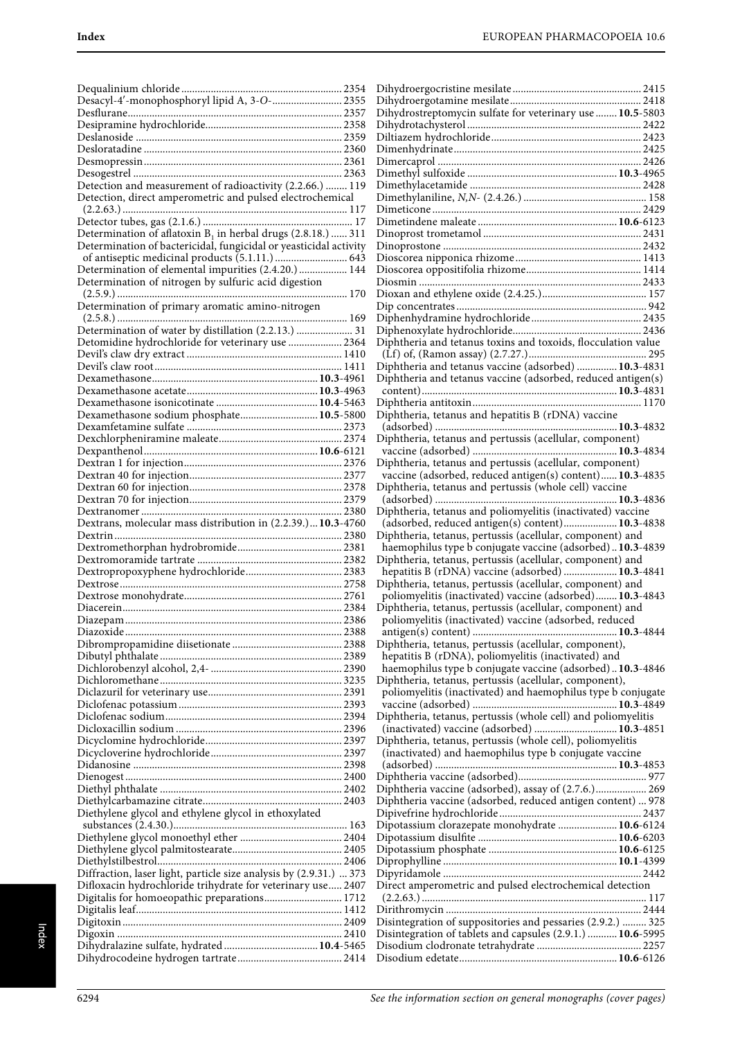Dequalinium chloride........................................................ 2354
Desacyl-4′-monophosphoryl lipid A, 3-*O*-........................ 2355
Desflurane............................................................................ 2357
Desipramine hydrochloride................................................ 2358
Deslanoside ......................................................................... 2359
Desloratadine ...................................................................... 2360
Desmopressin....................................................................... 2361
Desogestrel .......................................................................... 2363
Detection and measurement of radioactivity (2.2.66.) ........ 119
Detection, direct amperometric and pulsed electrochemical (2.2.63.) .................................................................................. 117
Detector tubes, gas (2.1.6.) ..................................................... 17
Determination of aflatoxin $B_1$ in herbal drugs (2.8.18.) ...... 311
Determination of bactericidal, fungicidal or yeasticidal activity of antiseptic medicinal products (5.1.11.) ........................... 643
Determination of elemental impurities (2.4.20.) .................. 144
Determination of nitrogen by sulfuric acid digestion (2.5.9.) .................................................................................. 170
Determination of primary aromatic amino-nitrogen (2.5.8.) .................................................................................. 169
Determination of water by distillation (2.2.13.) .................... 31
Detomidine hydrochloride for veterinary use .................... 2364
Devil's claw dry extract ........................................................ 1410
Devil's claw root................................................................... 1411
Dexamethasone............................................................ **10.3**-4961
Dexamethasone acetate................................................ **10.3**-4963
Dexamethasone isonicotinate ...................................... **10.4**-5463
Dexamethasone sodium phosphate............................. **10.5**-5800
Dexamfetamine sulfate ....................................................... 2373
Dexchlorpheniramine maleate............................................ 2374
Dexpanthenol............................................................... **10.6**-6121
Dextran 1 for injection......................................................... 2376
Dextran 40 for injection....................................................... 2377
Dextran 60 for injection....................................................... 2378
Dextran 70 for injection....................................................... 2379
Dextranomer ........................................................................ 2380
Dextrans, molecular mass distribution in (2.2.39.)... **10.3**-4760
Dextrin.................................................................................. 2380
Dextromethorphan hydrobromide...................................... 2381
Dextromoramide tartrate .................................................... 2382
Dextropropoxyphene hydrochloride................................... 2383
Dextrose................................................................................ 2758
Dextrose monohydrate......................................................... 2761
Diacerein............................................................................... 2384
Diazepam.............................................................................. 2386
Diazoxide.............................................................................. 2388
Dibrompropamidine diisetionate ....................................... 2388
Dibutyl phthalate ................................................................. 2389
Dichlorobenzyl alcohol, 2,4- ............................................... 2390
Dichloromethane.................................................................. 3235
Diclazuril for veterinary use................................................ 2391
Diclofenac potassium ........................................................... 2393
Diclofenac sodium................................................................ 2394
Dicloxacillin sodium ............................................................ 2396
Dicyclomine hydrochloride.................................................. 2397
Dicycloverine hydrochloride................................................ 2397
Didanosine ........................................................................... 2398
Dienogest.............................................................................. 2400
Diethyl phthalate ................................................................. 2402
Diethylcarbamazine citrate.................................................. 2403
Diethylene glycol and ethylene glycol in ethoxylated substances (2.4.30.)............................................................. 163
Diethylene glycol monoethyl ether ..................................... 2404
Diethylene glycol palmitostearate........................................ 2405
Diethylstilbestrol.................................................................. 2406
Diffraction, laser light, particle size analysis by (2.9.31.) ... 373
Difloxacin hydrochloride trihydrate for veterinary use..... 2407
Digitalis for homoeopathic preparations............................ 1712
Digitalis leaf.......................................................................... 1412
Digitoxin............................................................................... 2409
Digoxin ................................................................................. 2410
Dihydralazine sulfate, hydrated .................................. **10.4**-5465
Dihydrocodeine hydrogen tartrate...................................... 2414
Dihydroergocristine mesilate.............................................. 2415
Dihydroergotamine mesilate............................................... 2418
Dihydrostreptomycin sulfate for veterinary use ........ **10.5**-5803
Dihydrotachysterol............................................................... 2422
Diltiazem hydrochloride...................................................... 2423
Dimenhydrinate.................................................................... 2425
Dimercaprol ......................................................................... 2426
Dimethyl sulfoxide ...................................................... **10.3**-4965
Dimethylacetamide .............................................................. 2428
Dimethylaniline, *N,N*- (2.4.26.) ............................................ 158
Dimeticone ........................................................................... 2429
Dimetindene maleate .................................................. **10.6**-6123
Dinoprost trometamol ......................................................... 2431
Dinoprostone ....................................................................... 2432
Dioscorea nipponica rhizome.............................................. 1413
Dioscorea oppositifolia rhizome.......................................... 1414
Diosmin ................................................................................ 2433
Dioxan and ethylene oxide (2.4.25.)...................................... 157
Dip concentrates ..................................................................... 942
Diphenhydramine hydrochloride........................................ 2435
Diphenoxylate hydrochloride.............................................. 2436
Diphtheria and tetanus toxins and toxoids, flocculation value (Lf) of, (Ramon assay) (2.7.27.)............................................ 295
Diphtheria and tetanus vaccine (adsorbed) ............... **10.3**-4831
Diphtheria and tetanus vaccine (adsorbed, reduced antigen(s) content)........................................................................ **10.3**-4831
Diphtheria antitoxin............................................................. 1170
Diphtheria, tetanus and hepatitis B (rDNA) vaccine (adsorbed) .................................................................. **10.3**-4832
Diphtheria, tetanus and pertussis (acellular, component) vaccine (adsorbed) ..................................................... **10.3**-4834
Diphtheria, tetanus and pertussis (acellular, component) vaccine (adsorbed, reduced antigen(s) content)...... **10.3**-4835
Diphtheria, tetanus and pertussis (whole cell) vaccine (adsorbed) .................................................................. **10.3**-4836
Diphtheria, tetanus and poliomyelitis (inactivated) vaccine (adsorbed, reduced antigen(s) content).................... **10.3**-4838
Diphtheria, tetanus, pertussis (acellular, component) and haemophilus type b conjugate vaccine (adsorbed).. **10.3**-4839
Diphtheria, tetanus, pertussis (acellular, component) and hepatitis B (rDNA) vaccine (adsorbed) .................... **10.3**-4841
Diphtheria, tetanus, pertussis (acellular, component) and poliomyelitis (inactivated) vaccine (adsorbed)........ **10.3**-4843
Diphtheria, tetanus, pertussis (acellular, component) and poliomyelitis (inactivated) vaccine (adsorbed, reduced antigen(s) content) .................................................... **10.3**-4844
Diphtheria, tetanus, pertussis (acellular, component), hepatitis B (rDNA), poliomyelitis (inactivated) and haemophilus type b conjugate vaccine (adsorbed).. **10.3**-4846
Diphtheria, tetanus, pertussis (acellular, component), poliomyelitis (inactivated) and haemophilus type b conjugate vaccine (adsorbed) ..................................................... **10.3**-4849
Diphtheria, tetanus, pertussis (whole cell) and poliomyelitis (inactivated) vaccine (adsorbed) .............................. **10.3**-4851
Diphtheria, tetanus, pertussis (whole cell), poliomyelitis (inactivated) and haemophilus type b conjugate vaccine (adsorbed) .................................................................. **10.3**-4853
Diphtheria vaccine (adsorbed)............................................... 977
Diphtheria vaccine (adsorbed), assay of (2.7.6.).................. 269
Diphtheria vaccine (adsorbed, reduced antigen content) ... 978
Dipivefrine hydrochloride................................................... 2437
Dipotassium clorazepate monohydrate ..................... **10.6**-6124
Dipotassium disulfite .................................................. **10.6**-6203
Dipotassium phosphate ............................................... **10.6**-6125
Diprophylline ............................................................... **10.1**-4399
Dipyridamole ....................................................................... 2442
Direct amperometric and pulsed electrochemical detection (2.2.63.) .................................................................................. 117
Dirithromycin ....................................................................... 2444
Disintegration of suppositories and pessaries (2.9.2.) ......... 325
Disintegration of tablets and capsules (2.9.1.) ........... **10.6**-5995
Disodium clodronate tetrahydrate ...................................... 2257
Disodium edetate.......................................................... **10.6**-6126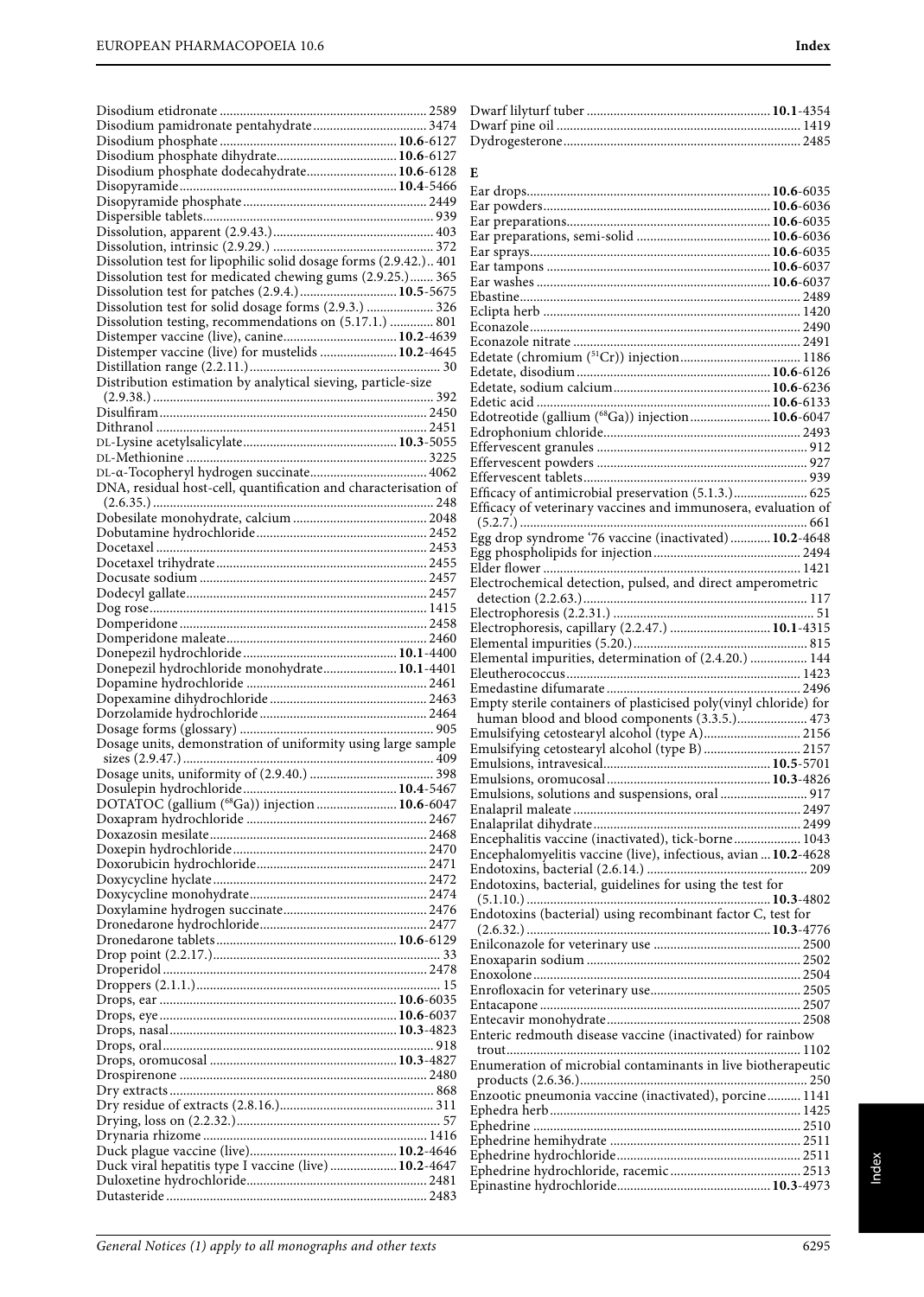Disodium etidronate 2589
Disodium pamidronate pentahydrate 3474
Disodium phosphate **10.6**-6127
Disodium phosphate dihydrate **10.6**-6127
Disodium phosphate dodecahydrate **10.6**-6128
Disopyramide **10.4**-5466
Disopyramide phosphate 2449
Dispersible tablets 939
Dissolution, apparent (2.9.43.) 403
Dissolution, intrinsic (2.9.29.) 372
Dissolution test for lipophilic solid dosage forms (2.9.42.) 401
Dissolution test for medicated chewing gums (2.9.25.) 365
Dissolution test for patches (2.9.4.) **10.5**-5675
Dissolution test for solid dosage forms (2.9.3.) 326
Dissolution testing, recommendations on (5.17.1.) 801
Distemper vaccine (live), canine **10.2**-4639
Distemper vaccine (live) for mustelids **10.2**-4645
Distillation range (2.2.11.) 30
Distribution estimation by analytical sieving, particle-size (2.9.38.) 392
Disulfiram 2450
Dithranol 2451
DL-Lysine acetylsalicylate **10.3**-5055
DL-Methionine 3225
DL-α-Tocopheryl hydrogen succinate 4062
DNA, residual host-cell, quantification and characterisation of (2.6.35.) 248
Dobesilate monohydrate, calcium 2048
Dobutamine hydrochloride 2452
Docetaxel 2453
Docetaxel trihydrate 2455
Docusate sodium 2457
Dodecyl gallate 2457
Dog rose 1415
Domperidone 2458
Domperidone maleate 2460
Donepezil hydrochloride **10.1**-4400
Donepezil hydrochloride monohydrate **10.1**-4401
Dopamine hydrochloride 2461
Dopexamine dihydrochloride 2463
Dorzolamide hydrochloride 2464
Dosage forms (glossary) 905
Dosage units, demonstration of uniformity using large sample sizes (2.9.47.) 409
Dosage units, uniformity of (2.9.40.) 398
Dosulepin hydrochloride **10.4**-5467
DOTATOC (gallium ($^{68}$Ga)) injection **10.6**-6047
Doxapram hydrochloride 2467
Doxazosin mesilate 2468
Doxepin hydrochloride 2470
Doxorubicin hydrochloride 2471
Doxycycline hyclate 2472
Doxycycline monohydrate 2474
Doxylamine hydrogen succinate 2476
Dronedarone hydrochloride 2477
Dronedarone tablets **10.6**-6129
Drop point (2.2.17.) 33
Droperidol 2478
Droppers (2.1.1.) 15
Drops, ear **10.6**-6035
Drops, eye **10.6**-6037
Drops, nasal **10.3**-4823
Drops, oral 918
Drops, oromucosal **10.3**-4827
Drospirenone 2480
Dry extracts 868
Dry residue of extracts (2.8.16.) 311
Drying, loss on (2.2.32.) 57
Drynaria rhizome 1416
Duck plague vaccine (live) **10.2**-4646
Duck viral hepatitis type I vaccine (live) **10.2**-4647
Duloxetine hydrochloride 2481
Dutasteride 2483
Dwarf lilyturf tuber **10.1**-4354
Dwarf pine oil 1419
Dydrogesterone 2485

## E

Ear drops **10.6**-6035
Ear powders **10.6**-6036
Ear preparations **10.6**-6035
Ear preparations, semi-solid **10.6**-6036
Ear sprays **10.6**-6035
Ear tampons **10.6**-6037
Ear washes **10.6**-6037
Ebastine 2489
Eclipta herb 1420
Econazole 2490
Econazole nitrate 2491
Edetate (chromium ($^{51}$Cr)) injection 1186
Edetate, disodium **10.6**-6126
Edetate, sodium calcium **10.6**-6236
Edetic acid **10.6**-6133
Edotreotide (gallium ($^{68}$Ga)) injection **10.6**-6047
Edrophonium chloride 2493
Effervescent granules 912
Effervescent powders 927
Effervescent tablets 939
Efficacy of antimicrobial preservation (5.1.3.) 625
Efficacy of veterinary vaccines and immunosera, evaluation of (5.2.7.) 661
Egg drop syndrome '76 vaccine (inactivated) **10.2**-4648
Egg phospholipids for injection 2494
Elder flower 1421
Electrochemical detection, pulsed, and direct amperometric detection (2.2.63.) 117
Electrophoresis (2.2.31.) 51
Electrophoresis, capillary (2.2.47.) **10.1**-4315
Elemental impurities (5.20.) 815
Elemental impurities, determination of (2.4.20.) 144
Eleutherococcus 1423
Emedastine difumarate 2496
Empty sterile containers of plasticised poly(vinyl chloride) for human blood and blood components (3.3.5.) 473
Emulsifying cetostearyl alcohol (type A) 2156
Emulsifying cetostearyl alcohol (type B) 2157
Emulsions, intravesical **10.5**-5701
Emulsions, oromucosal **10.3**-4826
Emulsions, solutions and suspensions, oral 917
Enalapril maleate 2497
Enalaprilat dihydrate 2499
Encephalitis vaccine (inactivated), tick-borne 1043
Encephalomyelitis vaccine (live), infectious, avian **10.2**-4628
Endotoxins, bacterial (2.6.14.) 209
Endotoxins, bacterial, guidelines for using the test for (5.1.10.) **10.3**-4802
Endotoxins (bacterial) using recombinant factor C, test for (2.6.32.) **10.3**-4776
Enilconazole for veterinary use 2500
Enoxaparin sodium 2502
Enoxolone 2504
Enrofloxacin for veterinary use 2505
Entacapone 2507
Entecavir monohydrate 2508
Enteric redmouth disease vaccine (inactivated) for rainbow trout 1102
Enumeration of microbial contaminants in live biotherapeutic products (2.6.36.) 250
Enzootic pneumonia vaccine (inactivated), porcine 1141
Ephedra herb 1425
Ephedrine 2510
Ephedrine hemihydrate 2511
Ephedrine hydrochloride 2511
Ephedrine hydrochloride, racemic 2513
Epinastine hydrochloride **10.3**-4973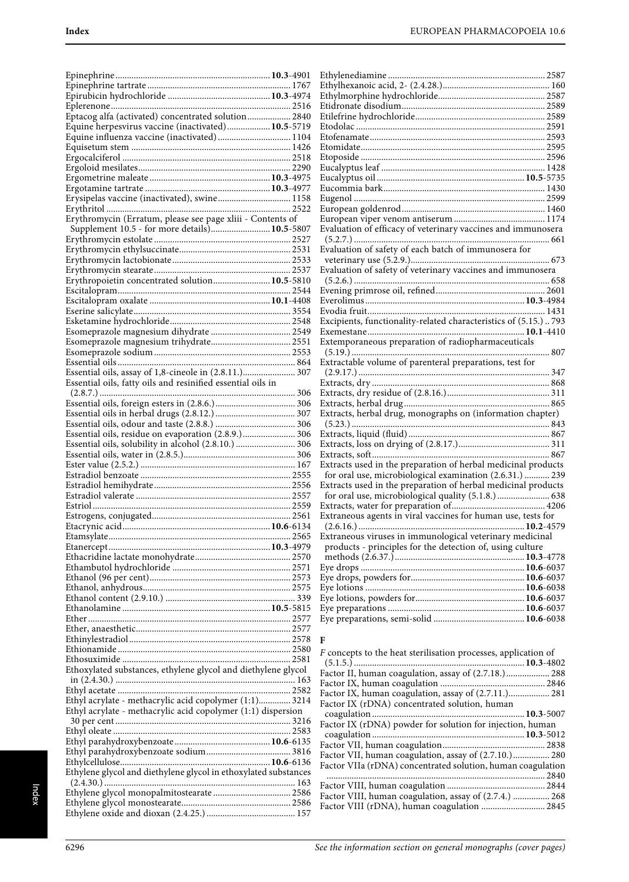Epinephrine .................................................................. **10.3**-4901
Epinephrine tartrate .............................................................. 1767
Epirubicin hydrochloride ............................................ **10.3**-4974
Eplerenone ............................................................................. 2516
Eptacog alfa (activated) concentrated solution .................. 2840
Equine herpesvirus vaccine (inactivated) .................. **10.5**-5719
Equine influenza vaccine (inactivated) ................................ 1104
Equisetum stem ..................................................................... 1426
Ergocalciferol ......................................................................... 2518
Ergoloid mesilates .................................................................. 2290
Ergometrine maleate .................................................... **10.3**-4975
Ergotamine tartrate ...................................................... **10.3**-4977
Erysipelas vaccine (inactivated), swine ............................... 1158
Erythritol ................................................................................ 2522
Erythromycin (Erratum, please see page xliii - Contents of Supplement 10.5 - for more details) .......................... **10.5**-5807
Erythromycin estolate ........................................................... 2527
Erythromycin ethylsuccinate ................................................ 2531
Erythromycin lactobionate ................................................... 2533
Erythromycin stearate ........................................................... 2537
Erythropoietin concentrated solution ........................ **10.5**-5810
Escitalopram .......................................................................... 2544
Escitalopram oxalate .................................................... **10.1**-4408
Eserine salicylate ................................................................... 3554
Esketamine hydrochloride .................................................... 2548
Esomeprazole magnesium dihydrate .................................. 2549
Esomeprazole magnesium trihydrate .................................. 2551
Esomeprazole sodium ........................................................... 2553
Essential oils ............................................................................ 864
Essential oils, assay of 1,8-cineole in (2.8.11.) ....................... 307
Essential oils, fatty oils and resinified essential oils in (2.8.7.) .................................................................................... 306
Essential oils, foreign esters in (2.8.6.) .................................. 306
Essential oils in herbal drugs (2.8.12.) .................................. 307
Essential oils, odour and taste (2.8.8.) ................................... 306
Essential oils, residue on evaporation (2.8.9.) ....................... 306
Essential oils, solubility in alcohol (2.8.10.) .......................... 306
Essential oils, water in (2.8.5.) ................................................ 306
Ester value (2.5.2.) ................................................................... 167
Estradiol benzoate ................................................................. 2555
Estradiol hemihydrate ........................................................... 2556
Estradiol valerate ................................................................... 2557
Estriol ...................................................................................... 2559
Estrogens, conjugated ............................................................ 2561
Etacrynic acid ................................................................ **10.6**-6134
Etamsylate .............................................................................. 2565
Etanercept ...................................................................... **10.3**-4979
Ethacridine lactate monohydrate ......................................... 2570
Ethambutol hydrochloride ................................................... 2571
Ethanol (96 per cent) ............................................................. 2573
Ethanol, anhydrous ................................................................ 2575
Ethanol content (2.9.10.) ......................................................... 339
Ethanolamine ................................................................. **10.5**-5815
Ether ....................................................................................... 2577
Ether, anaesthetic ................................................................... 2577
Ethinylestradiol ...................................................................... 2578
Ethionamide ........................................................................... 2580
Ethosuximide ......................................................................... 2581
Ethoxylated substances, ethylene glycol and diethylene glycol in (2.4.30.) ........................................................................... 163
Ethyl acetate ........................................................................... 2582
Ethyl acrylate - methacrylic acid copolymer (1:1) .............. 3214
Ethyl acrylate - methacrylic acid copolymer (1:1) dispersion 30 per cent ............................................................................. 3216
Ethyl oleate ............................................................................. 2583
Ethyl parahydroxybenzoate ......................................... **10.6**-6135
Ethyl parahydroxybenzoate sodium ..................................... 3816
Ethylcellulose ................................................................. **10.6**-6136
Ethylene glycol and diethylene glycol in ethoxylated substances (2.4.30.) ................................................................................. 163
Ethylene glycol monopalmitostearate .................................. 2586
Ethylene glycol monostearate ............................................... 2586
Ethylene oxide and dioxan (2.4.25.) ....................................... 157
Ethylenediamine .................................................................... 2587
Ethylhexanoic acid, 2- (2.4.28.) ............................................... 160
Ethylmorphine hydrochloride .............................................. 2587
Etidronate disodium .............................................................. 2589
Etilefrine hydrochloride ........................................................ 2589
Etodolac .................................................................................. 2591
Etofenamate ........................................................................... 2593
Etomidate ................................................................................ 2595
Etoposide ................................................................................ 2596
Eucalyptus leaf ....................................................................... 1428
Eucalyptus oil ................................................................ **10.5**-5735
Eucommia bark ...................................................................... 1430
Eugenol ................................................................................... 2599
European goldenrod .............................................................. 1460
European viper venom antiserum ........................................ 1174
Evaluation of efficacy of veterinary vaccines and immunosera (5.2.7.) ..................................................................................... 661
Evaluation of safety of each batch of immunosera for veterinary use (5.2.9.) ............................................................ 673
Evaluation of safety of veterinary vaccines and immunosera (5.2.6.) ..................................................................................... 658
Evening primrose oil, refined ............................................... 2601
Everolimus ..................................................................... **10.3**-4984
Evodia fruit ............................................................................. 1431
Excipients, functionality-related characteristics of (5.15.) .. 793
Exemestane .................................................................... **10.1**-4410
Extemporaneous preparation of radiopharmaceuticals (5.19.) ...................................................................................... 807
Extractable volume of parenteral preparations, test for (2.9.17.) ................................................................................... 347
Extracts, dry ............................................................................. 868
Extracts, dry residue of (2.8.16.) ............................................ 311
Extracts, herbal drug ............................................................... 865
Extracts, herbal drug, monographs on (information chapter) (5.23.) ...................................................................................... 843
Extracts, liquid (fluid) ............................................................. 867
Extracts, loss on drying of (2.8.17.) ........................................ 311
Extracts, soft ............................................................................ 867
Extracts used in the preparation of herbal medicinal products for oral use, microbiological examination (2.6.31.) ........... 239
Extracts used in the preparation of herbal medicinal products for oral use, microbiological quality (5.1.8.) ....................... 638
Extracts, water for preparation of ........................................ 4206
Extraneous agents in viral vaccines for human use, tests for (2.6.16.) ......................................................................... **10.2**-4579
Extraneous viruses in immunological veterinary medicinal products - principles for the detection of, using culture methods (2.6.37.) .......................................................... **10.3**-4778
Eye drops ....................................................................... **10.6**-6037
Eye drops, powders for ................................................. **10.6**-6037
Eye lotions ..................................................................... **10.6**-6038
Eye lotions, powders for ............................................... **10.6**-6037
Eye preparations ........................................................... **10.6**-6037
Eye preparations, semi-solid ....................................... **10.6**-6038

**F**

*F* concepts to the heat sterilisation processes, application of (5.1.5.) .......................................................................... **10.3**-4802
Factor II, human coagulation, assay of (2.7.18.) ................... 288
Factor IX, human coagulation ............................................. 2846
Factor IX, human coagulation, assay of (2.7.11.) .................. 281
Factor IX (rDNA) concentrated solution, human coagulation .................................................................. **10.3**-5007
Factor IX (rDNA) powder for solution for injection, human coagulation .................................................................. **10.3**-5012
Factor VII, human coagulation ............................................ 2838
Factor VII, human coagulation, assay of (2.7.10.) ................ 280
Factor VIIa (rDNA) concentrated solution, human coagulation .............................................................................................. 2840
Factor VIII, human coagulation .......................................... 2844
Factor VIII, human coagulation, assay of (2.7.4.) ................ 268
Factor VIII (rDNA), human coagulation ........................... 2845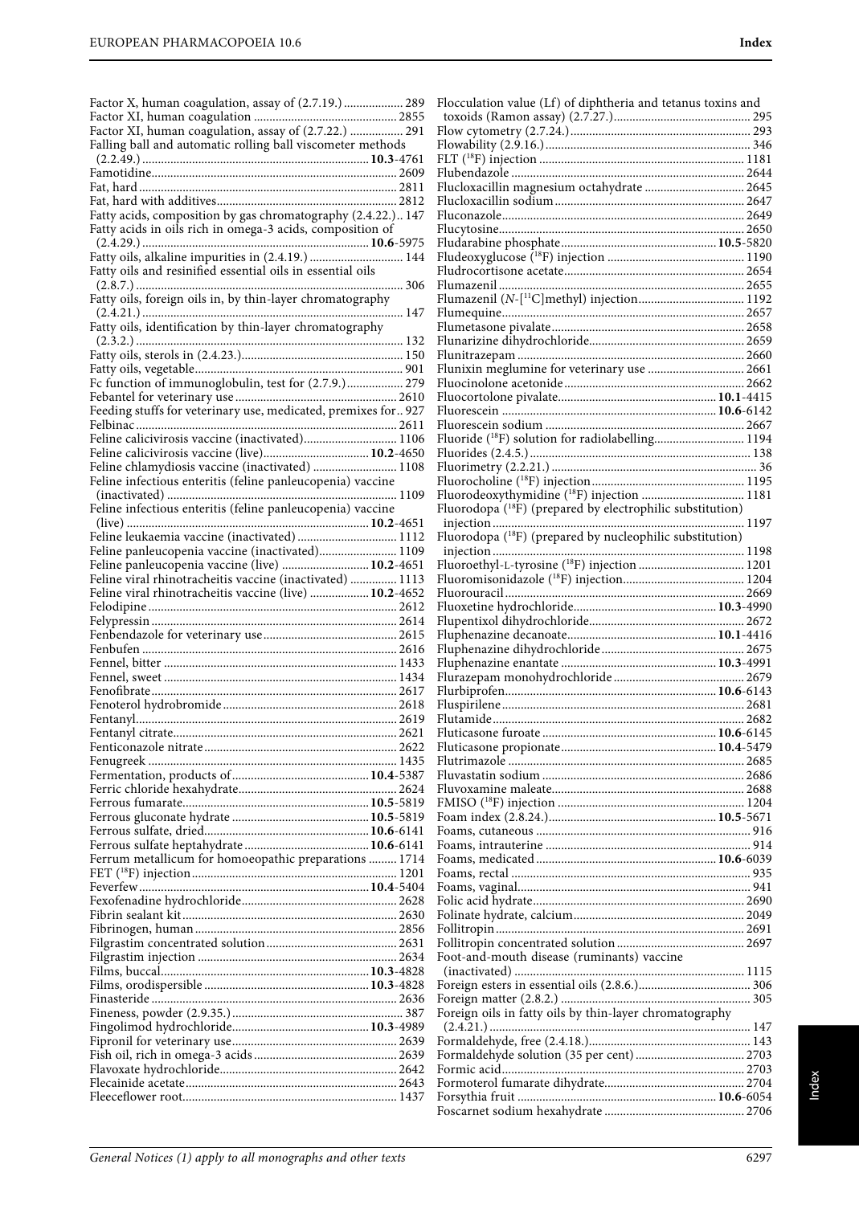Factor X, human coagulation, assay of (2.7.19.) ................... 289
Factor XI, human coagulation ............................................. 2855
Factor XI, human coagulation, assay of (2.7.22.) ................. 291
Falling ball and automatic rolling ball viscometer methods (2.2.49.) ........................................................................ **10.3**-4761
Famotidine............................................................................ 2609
Fat, hard ................................................................................. 2811
Fat, hard with additives......................................................... 2812
Fatty acids, composition by gas chromatography (2.4.22.).. 147
Fatty acids in oils rich in omega-3 acids, composition of (2.4.29.) ........................................................................ **10.6**-5975
Fatty oils, alkaline impurities in (2.4.19.) ............................. 144
Fatty oils and resinified essential oils in essential oils (2.8.7.) .................................................................................... 306
Fatty oils, foreign oils in, by thin-layer chromatography (2.4.21.) .................................................................................. 147
Fatty oils, identification by thin-layer chromatography (2.3.2.) .................................................................................... 132
Fatty oils, sterols in (2.4.23.)................................................... 150
Fatty oils, vegetable................................................................. 901
Fc function of immunoglobulin, test for (2.7.9.).................. 279
Febantel for veterinary use.................................................... 2610
Feeding stuffs for veterinary use, medicated, premixes for.. 927
Felbinac................................................................................... 2611
Feline calicivirosis vaccine (inactivated).............................. 1106
Feline calicivirosis vaccine (live).................................. **10.2**-4650
Feline chlamydiosis vaccine (inactivated) ........................... 1108
Feline infectious enteritis (feline panleucopenia) vaccine (inactivated) ......................................................................... 1109
Feline infectious enteritis (feline panleucopenia) vaccine (live) ............................................................................ **10.2**-4651
Feline leukaemia vaccine (inactivated) ................................ 1112
Feline panleucopenia vaccine (inactivated)......................... 1109
Feline panleucopenia vaccine (live) ............................ **10.2**-4651
Feline viral rhinotracheitis vaccine (inactivated) ............... 1113
Feline viral rhinotracheitis vaccine (live) ................... **10.2**-4652
Felodipine .............................................................................. 2612
Felypressin ............................................................................. 2614
Fenbendazole for veterinary use.......................................... 2615
Fenbufen ................................................................................ 2616
Fennel, bitter ......................................................................... 1433
Fennel, sweet ......................................................................... 1434
Fenofibrate............................................................................. 2617
Fenoterol hydrobromide....................................................... 2618
Fentanyl.................................................................................. 2619
Fentanyl citrate...................................................................... 2621
Fenticonazole nitrate............................................................. 2622
Fenugreek .............................................................................. 1435
Fermentation, products of........................................... **10.4**-5387
Ferric chloride hexahydrate.................................................. 2624
Ferrous fumarate.......................................................... **10.5**-5819
Ferrous gluconate hydrate ........................................... **10.5**-5819
Ferrous sulfate, dried.................................................... **10.6**-6141
Ferrous sulfate heptahydrate ....................................... **10.6**-6141
Ferrum metallicum for homoeopathic preparations ......... 1714
FET ($^{18}$F) injection ................................................................ 1201
Feverfew........................................................................ **10.4**-5404
Fexofenadine hydrochloride................................................. 2628
Fibrin sealant kit.................................................................... 2630
Fibrinogen, human ................................................................ 2856
Filgrastim concentrated solution.......................................... 2631
Filgrastim injection ............................................................... 2634
Films, buccal................................................................. **10.3**-4828
Films, orodispersible .................................................... **10.3**-4828
Finasteride ............................................................................. 2636
Fineness, powder (2.9.35.) ...................................................... 387
Fingolimod hydrochloride........................................... **10.3**-4989
Fipronil for veterinary use.................................................... 2639
Fish oil, rich in omega-3 acids ............................................. 2639
Flavoxate hydrochloride........................................................ 2642
Flecainide acetate................................................................... 2643
Fleeceflower root.................................................................... 1437
Flocculation value (Lf) of diphtheria and tetanus toxins and toxoids (Ramon assay) (2.7.27.).......................................... 295
Flow cytometry (2.7.24.)......................................................... 293
Flowability (2.9.16.)................................................................ 346
FLT ($^{18}$F) injection ................................................................ 1181
Flubendazole .......................................................................... 2644
Flucloxacillin magnesium octahydrate ................................ 2645
Flucloxacillin sodium............................................................ 2647
Fluconazole............................................................................ 2649
Flucytosine............................................................................. 2650
Fludarabine phosphate................................................. **10.5**-5820
Fludeoxyglucose ($^{18}$F) injection ........................................... 1190
Fludrocortisone acetate......................................................... 2654
Flumazenil ............................................................................. 2655
Flumazenil (*N*-[$^{11}$C]methyl) injection.................................. 1192
Flumequine............................................................................ 2657
Flumetasone pivalate............................................................. 2658
Flunarizine dihydrochloride................................................. 2659
Flunitrazepam ....................................................................... 2660
Flunixin meglumine for veterinary use .............................. 2661
Fluocinolone acetonide......................................................... 2662
Fluocortolone pivalate.................................................. **10.1**-4415
Fluorescein .................................................................... **10.6**-6142
Fluorescein sodium ............................................................... 2667
Fluoride ($^{18}$F) solution for radiolabelling............................ 1194
Fluorides (2.4.5.)...................................................................... 138
Fluorimetry (2.2.21.) ................................................................ 36
Fluorocholine ($^{18}$F) injection................................................ 1195
Fluorodeoxythymidine ($^{18}$F) injection ................................ 1181
Fluorodopa ($^{18}$F) (prepared by electrophilic substitution) injection ................................................................................ 1197
Fluorodopa ($^{18}$F) (prepared by nucleophilic substitution) injection ................................................................................ 1198
Fluoroethyl-L-tyrosine ($^{18}$F) injection ................................. 1201
Fluoromisonidazole ($^{18}$F) injection...................................... 1204
Fluorouracil ........................................................................... 2669
Fluoxetine hydrochloride............................................. **10.3**-4990
Flupentixol dihydrochloride................................................. 2672
Fluphenazine decanoate............................................... **10.1**-4416
Fluphenazine dihydrochloride............................................. 2675
Fluphenazine enantate ................................................. **10.3**-4991
Flurazepam monohydrochloride ......................................... 2679
Flurbiprofen.................................................................. **10.6**-6143
Fluspirilene............................................................................ 2681
Flutamide............................................................................... 2682
Fluticasone furoate ...................................................... **10.6**-6145
Fluticasone propionate................................................. **10.4**-5479
Flutrimazole .......................................................................... 2685
Fluvastatin sodium ............................................................... 2686
Fluvoxamine maleate............................................................ 2688
FMISO ($^{18}$F) injection ........................................................... 1204
Foam index (2.8.24.)..................................................... **10.5**-5671
Foams, cutaneous .................................................................... 916
Foams, intrauterine ................................................................. 914
Foams, medicated ........................................................ **10.6**-6039
Foams, rectal ............................................................................ 935
Foams, vaginal.......................................................................... 941
Folic acid hydrate.................................................................. 2690
Folinate hydrate, calcium...................................................... 2049
Follitropin.............................................................................. 2691
Follitropin concentrated solution ........................................ 2697
Foot-and-mouth disease (ruminants) vaccine (inactivated) ......................................................................... 1115
Foreign esters in essential oils (2.8.6.)................................... 306
Foreign matter (2.8.2.) ............................................................ 305
Foreign oils in fatty oils by thin-layer chromatography (2.4.21.) .................................................................................. 147
Formaldehyde, free (2.4.18.)................................................... 143
Formaldehyde solution (35 per cent) .................................. 2703
Formic acid............................................................................ 2703
Formoterol fumarate dihydrate............................................ 2704
Forsythia fruit .............................................................. **10.6**-6054
Foscarnet sodium hexahydrate ............................................ 2706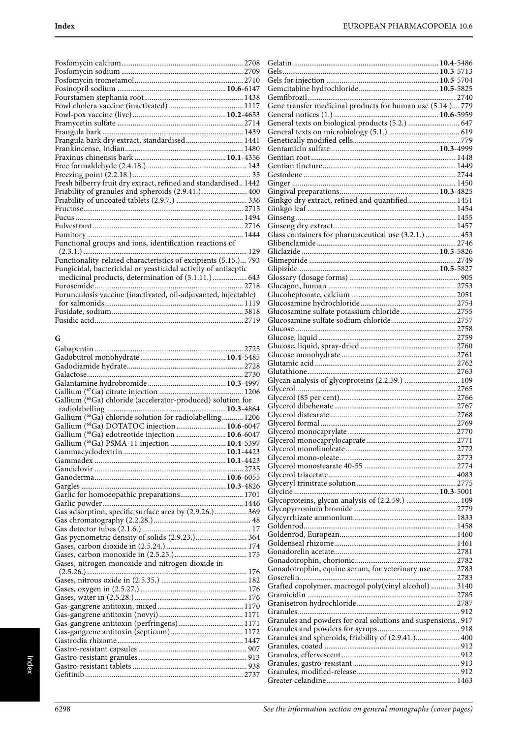Fosfomycin calcium ............................................................. 2708
Fosfomycin sodium ............................................................. 2709
Fosfomycin trometamol ......................................................... 2710
Fosinopril sodium ........................................................ **10.6**-6147
Fourstamen stephania root ..................................................... 1438
Fowl cholera vaccine (inactivated) ........................................ 1117
Fowl-pox vaccine (live) ................................................. **10.2**-4653
Framycetin sulfate ............................................................ 2714
Frangula bark ................................................................... 1439
Frangula bark dry extract, standardised ................................ 1441
Frankincense, Indian .......................................................... 1480
Fraxinus chinensis bark ................................................ **10.1**-4356
Free formaldehyde (2.4.18.) ................................................. 143
Freezing point (2.2.18.) ........................................................ 35
Fresh bilberry fruit dry extract, refined and standardised .. 1442
Friability of granules and spheroids (2.9.41.) ......................... 400
Friability of uncoated tablets (2.9.7.) .................................... 336
Fructose ........................................................................... 2715
Fucus ............................................................................... 1494
Fulvestrant ........................................................................ 2716
Fumitory ........................................................................... 1444
Functional groups and ions, identification reactions of (2.3.1.) ....................................................................... 129
Functionality-related characteristics of excipients (5.15.) ... 793
Fungicidal, bactericidal or yeasticidal activity of antiseptic medicinal products, determination of (5.1.11.) .................. 643
Furosemide ....................................................................... 2718
Furunculosis vaccine (inactivated, oil-adjuvanted, injectable) for salmonids ................................................................. 1119
Fusidate, sodium ............................................................... 3818
Fusidic acid ....................................................................... 2719

## G

Gabapentin ....................................................................... 2725
Gadobutrol monohydrate ................................................ **10.4**-5485
Gadodiamide hydrate ......................................................... 2728
Galactose ......................................................................... 2730
Galantamine hydrobromide ............................................ **10.3**-4997
Gallium ($^{67}$Ga) citrate injection ........................................ 1206
Gallium ($^{68}$Ga) chloride (accelerator-produced) solution for radiolabelling .............................................................. **10.3**-4864
Gallium ($^{68}$Ga) chloride solution for radiolabelling ............ 1206
Gallium ($^{68}$Ga) DOTATOC injection ................................. **10.6**-6047
Gallium ($^{68}$Ga) edotreotide injection ............................... **10.6**-6047
Gallium ($^{68}$Ga) PSMA-11 injection .................................. **10.4**-5397
Gammacyclodextrin ........................................................ **10.1**-4423
Gammadex ................................................................... **10.1**-4423
Ganciclovir ....................................................................... 2735
Ganoderma .................................................................. **10.6**-6055
Gargles ....................................................................... **10.3**-4826
Garlic for homoeopathic preparations .................................... 1701
Garlic powder .................................................................... 1446
Gas adsorption, specific surface area by (2.9.26.) ................... 369
Gas chromatography (2.2.28.) ................................................ 48
Gas detector tubes (2.1.6.) ...................................................... 17
Gas pycnometric density of solids (2.9.23.) ............................ 364
Gases, carbon dioxide in (2.5.24.) .......................................... 174
Gases, carbon monoxide in (2.5.25.) ...................................... 175
Gases, nitrogen monoxide and nitrogen dioxide in (2.5.26.) ..................................................................... 176
Gases, nitrous oxide in (2.5.35.) ............................................ 182
Gases, oxygen in (2.5.27.) ..................................................... 176
Gases, water in (2.5.28.) ....................................................... 176
Gas-gangrene antitoxin, mixed ............................................ 1170
Gas-gangrene antitoxin (novyi) ........................................... 1171
Gas-gangrene antitoxin (perfringens) .................................. 1171
Gas-gangrene antitoxin (septicum) ...................................... 1172
Gastrodia rhizome .............................................................. 1447
Gastro-resistant capsules ...................................................... 907
Gastro-resistant granules ...................................................... 913
Gastro-resistant tablets ........................................................ 938
Gefitinib ........................................................................... 2737
Gelatin ....................................................................... **10.4**-5486
Gels ........................................................................... **10.5**-5713
Gels for injection .......................................................... **10.5**-5704
Gemcitabine hydrochloride ............................................. **10.5**-5825
Gemfibrozil ....................................................................... 2740
Gene transfer medicinal products for human use (5.14.) .... 779
General notices (1.) ...................................................... **10.6**-5959
General texts on biological products (5.2.) ........................... 647
General texts on microbiology (5.1.) ..................................... 619
Genetically modified cells ..................................................... 779
Gentamicin sulfate ........................................................ **10.3**-4999
Gentian root ...................................................................... 1448
Gentian tincture ................................................................. 1449
Gestodene ......................................................................... 2744
Ginger .............................................................................. 1450
Gingival preparations .................................................... **10.3**-4825
Ginkgo dry extract, refined and quantified ........................... 1451
Ginkgo leaf ........................................................................ 1454
Ginseng ............................................................................ 1455
Ginseng dry extract ............................................................ 1457
Glass containers for pharmaceutical use (3.2.1.) .................. 453
Glibenclamide .................................................................... 2746
Gliclazide .................................................................... **10.5**-5826
Glimepiride ....................................................................... 2749
Glipizide ..................................................................... **10.5**-5827
Glossary (dosage forms) ...................................................... 905
Glucagon, human ............................................................... 2753
Glucoheptonate, calcium ..................................................... 2051
Glucosamine hydrochloride ................................................. 2754
Glucosamine sulfate potassium chloride ............................... 2755
Glucosamine sulfate sodium chloride ................................... 2757
Glucose ............................................................................ 2758
Glucose, liquid ................................................................... 2759
Glucose, liquid, spray-dried ................................................. 2760
Glucose monohydrate ......................................................... 2761
Glutamic acid ..................................................................... 2762
Glutathione ....................................................................... 2763
Glycan analysis of glycoproteins (2.2.59.) ............................. 109
Glycerol ............................................................................ 2765
Glycerol (85 per cent) .......................................................... 2766
Glycerol dibehenate ............................................................ 2767
Glycerol distearate ............................................................. 2768
Glycerol formal .................................................................. 2769
Glycerol monocaprylate ....................................................... 2770
Glycerol monocaprylocaprate ............................................... 2771
Glycerol monolinoleate ....................................................... 2772
Glycerol mono-oleate .......................................................... 2773
Glycerol monostearate 40-55 ............................................... 2774
Glycerol triacetate .............................................................. 4083
Glyceryl trinitrate solution ................................................... 2775
Glycine ....................................................................... **10.3**-5001
Glycoproteins, glycan analysis of (2.2.59.) ............................ 109
Glycopyrronium bromide ..................................................... 2779
Glycyrrhizate ammonium ..................................................... 1833
Goldenrod ......................................................................... 1458
Goldenrod, European ......................................................... 1460
Goldenseal rhizome ............................................................ 1461
Gonadorelin acetate ............................................................ 2781
Gonadotrophin, chorionic .................................................... 2782
Gonadotrophin, equine serum, for veterinary use ................. 2783
Goserelin .......................................................................... 2783
Grafted copolymer, macrogol poly(vinyl alcohol) ................ 3140
Gramicidin ........................................................................ 2785
Granisetron hydrochloride ................................................... 2787
Granules ............................................................................ 912
Granules and powders for oral solutions and suspensions .. 917
Granules and powders for syrups .......................................... 918
Granules and spheroids, friability of (2.9.41.) ....................... 400
Granules, coated ................................................................. 912
Granules, effervescent ......................................................... 912
Granules, gastro-resistant .................................................... 913
Granules, modified-release ................................................... 912
Greater celandine ............................................................... 1463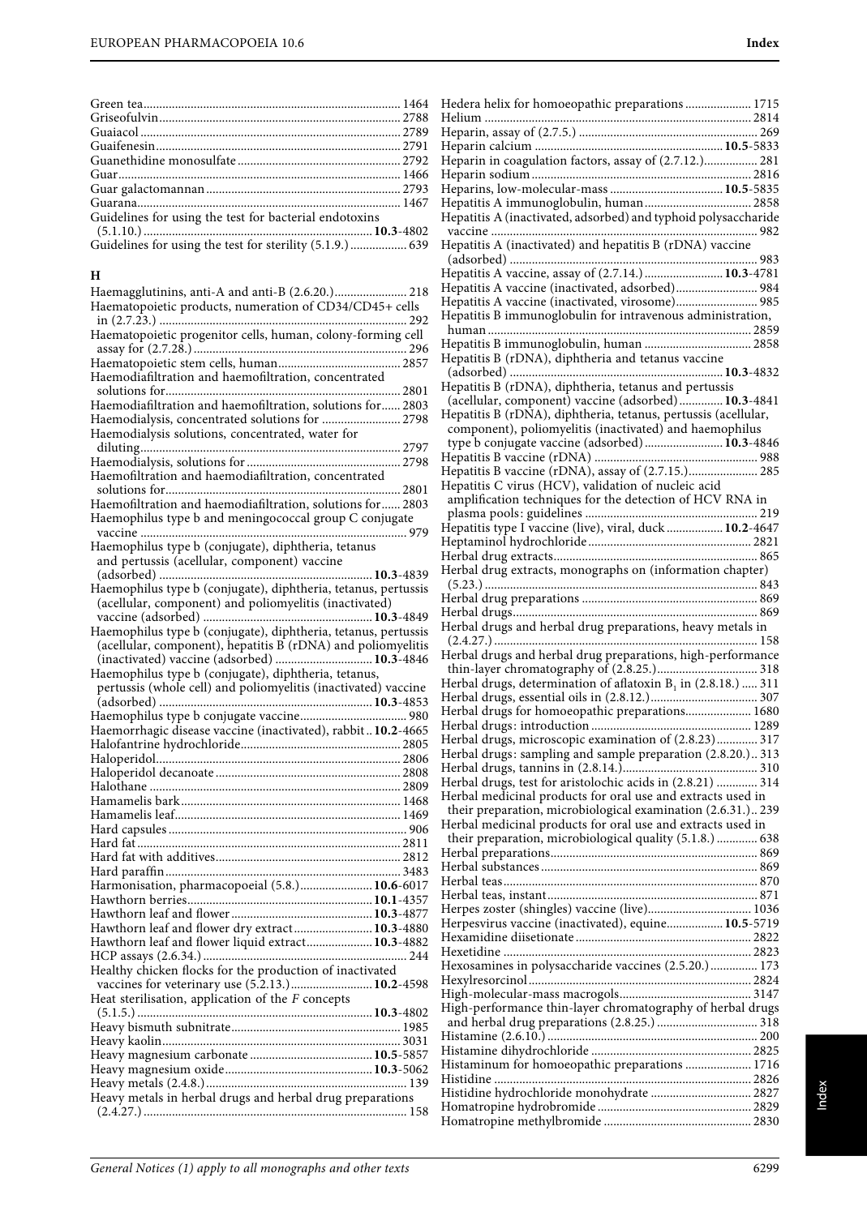Green tea ... 1464
Griseofulvin ... 2788
Guaiacol ... 2789
Guaifenesin ... 2791
Guanethidine monosulfate ... 2792
Guar ... 1466
Guar galactomannan ... 2793
Guarana ... 1467
Guidelines for using the test for bacterial endotoxins (5.1.10.) ... **10.3**-4802
Guidelines for using the test for sterility (5.1.9.) ... 639

## H

Haemagglutinins, anti-A and anti-B (2.6.20.) ... 218
Haematopoietic products, numeration of CD34/CD45+ cells in (2.7.23.) ... 292
Haematopoietic progenitor cells, human, colony-forming cell assay for (2.7.28.) ... 296
Haematopoietic stem cells, human ... 2857
Haemodiafiltration and haemofiltration, concentrated solutions for ... 2801
Haemodiafiltration and haemofiltration, solutions for ... 2803
Haemodialysis, concentrated solutions for ... 2798
Haemodialysis solutions, concentrated, water for diluting ... 2797
Haemodialysis, solutions for ... 2798
Haemofiltration and haemodiafiltration, concentrated solutions for ... 2801
Haemofiltration and haemodiafiltration, solutions for ... 2803
Haemophilus type b and meningococcal group C conjugate vaccine ... 979
Haemophilus type b (conjugate), diphtheria, tetanus and pertussis (acellular, component) vaccine (adsorbed) ... **10.3**-4839
Haemophilus type b (conjugate), diphtheria, tetanus, pertussis (acellular, component) and poliomyelitis (inactivated) vaccine (adsorbed) ... **10.3**-4849
Haemophilus type b (conjugate), diphtheria, tetanus, pertussis (acellular, component), hepatitis B (rDNA) and poliomyelitis (inactivated) vaccine (adsorbed) ... **10.3**-4846
Haemophilus type b (conjugate), diphtheria, tetanus, pertussis (whole cell) and poliomyelitis (inactivated) vaccine (adsorbed) ... **10.3**-4853
Haemophilus type b conjugate vaccine ... 980
Haemorrhagic disease vaccine (inactivated), rabbit .. **10.2**-4665
Halofantrine hydrochloride ... 2805
Haloperidol ... 2806
Haloperidol decanoate ... 2808
Halothane ... 2809
Hamamelis bark ... 1468
Hamamelis leaf ... 1469
Hard capsules ... 906
Hard fat ... 2811
Hard fat with additives ... 2812
Hard paraffin ... 3483
Harmonisation, pharmacopoeial (5.8.) ... **10.6**-6017
Hawthorn berries ... **10.1**-4357
Hawthorn leaf and flower ... **10.3**-4877
Hawthorn leaf and flower dry extract ... **10.3**-4880
Hawthorn leaf and flower liquid extract ... **10.3**-4882
HCP assays (2.6.34.) ... 244
Healthy chicken flocks for the production of inactivated vaccines for veterinary use (5.2.13.) ... **10.2**-4598
Heat sterilisation, application of the *F* concepts (5.1.5.) ... **10.3**-4802
Heavy bismuth subnitrate ... 1985
Heavy kaolin ... 3031
Heavy magnesium carbonate ... **10.5**-5857
Heavy magnesium oxide ... **10.3**-5062
Heavy metals (2.4.8.) ... 139
Heavy metals in herbal drugs and herbal drug preparations (2.4.27.) ... 158
Hedera helix for homoeopathic preparations ... 1715
Helium ... 2814
Heparin, assay of (2.7.5.) ... 269
Heparin calcium ... **10.5**-5833
Heparin in coagulation factors, assay of (2.7.12.) ... 281
Heparin sodium ... 2816
Heparins, low-molecular-mass ... **10.5**-5835
Hepatitis A immunoglobulin, human ... 2858
Hepatitis A (inactivated, adsorbed) and typhoid polysaccharide vaccine ... 982
Hepatitis A (inactivated) and hepatitis B (rDNA) vaccine (adsorbed) ... 983
Hepatitis A vaccine, assay of (2.7.14.) ... **10.3**-4781
Hepatitis A vaccine (inactivated, adsorbed) ... 984
Hepatitis A vaccine (inactivated, virosome) ... 985
Hepatitis B immunoglobulin for intravenous administration, human ... 2859
Hepatitis B immunoglobulin, human ... 2858
Hepatitis B (rDNA), diphtheria and tetanus vaccine (adsorbed) ... **10.3**-4832
Hepatitis B (rDNA), diphtheria, tetanus and pertussis (acellular, component) vaccine (adsorbed) ... **10.3**-4841
Hepatitis B (rDNA), diphtheria, tetanus, pertussis (acellular, component), poliomyelitis (inactivated) and haemophilus type b conjugate vaccine (adsorbed) ... **10.3**-4846
Hepatitis B vaccine (rDNA) ... 988
Hepatitis B vaccine (rDNA), assay of (2.7.15.) ... 285
Hepatitis C virus (HCV), validation of nucleic acid amplification techniques for the detection of HCV RNA in plasma pools: guidelines ... 219
Hepatitis type I vaccine (live), viral, duck ... **10.2**-4647
Heptaminol hydrochloride ... 2821
Herbal drug extracts ... 865
Herbal drug extracts, monographs on (information chapter) (5.23.) ... 843
Herbal drug preparations ... 869
Herbal drugs ... 869
Herbal drugs and herbal drug preparations, heavy metals in (2.4.27.) ... 158
Herbal drugs and herbal drug preparations, high-performance thin-layer chromatography of (2.8.25.) ... 318
Herbal drugs, determination of aflatoxin $B_1$ in (2.8.18.) ... 311
Herbal drugs, essential oils in (2.8.12.) ... 307
Herbal drugs for homoeopathic preparations ... 1680
Herbal drugs: introduction ... 1289
Herbal drugs, microscopic examination of (2.8.23) ... 317
Herbal drugs: sampling and sample preparation (2.8.20.) .. 313
Herbal drugs, tannins in (2.8.14.) ... 310
Herbal drugs, test for aristolochic acids in (2.8.21) ... 314
Herbal medicinal products for oral use and extracts used in their preparation, microbiological examination (2.6.31.) .. 239
Herbal medicinal products for oral use and extracts used in their preparation, microbiological quality (5.1.8.) ... 638
Herbal preparations ... 869
Herbal substances ... 869
Herbal teas ... 870
Herbal teas, instant ... 871
Herpes zoster (shingles) vaccine (live) ... 1036
Herpesvirus vaccine (inactivated), equine ... **10.5**-5719
Hexamidine diisetionate ... 2822
Hexetidine ... 2823
Hexosamines in polysaccharide vaccines (2.5.20.) ... 173
Hexylresorcinol ... 2824
High-molecular-mass macrogols ... 3147
High-performance thin-layer chromatography of herbal drugs and herbal drug preparations (2.8.25.) ... 318
Histamine (2.6.10.) ... 200
Histamine dihydrochloride ... 2825
Histaminum for homoeopathic preparations ... 1716
Histidine ... 2826
Histidine hydrochloride monohydrate ... 2827
Homatropine hydrobromide ... 2829
Homatropine methylbromide ... 2830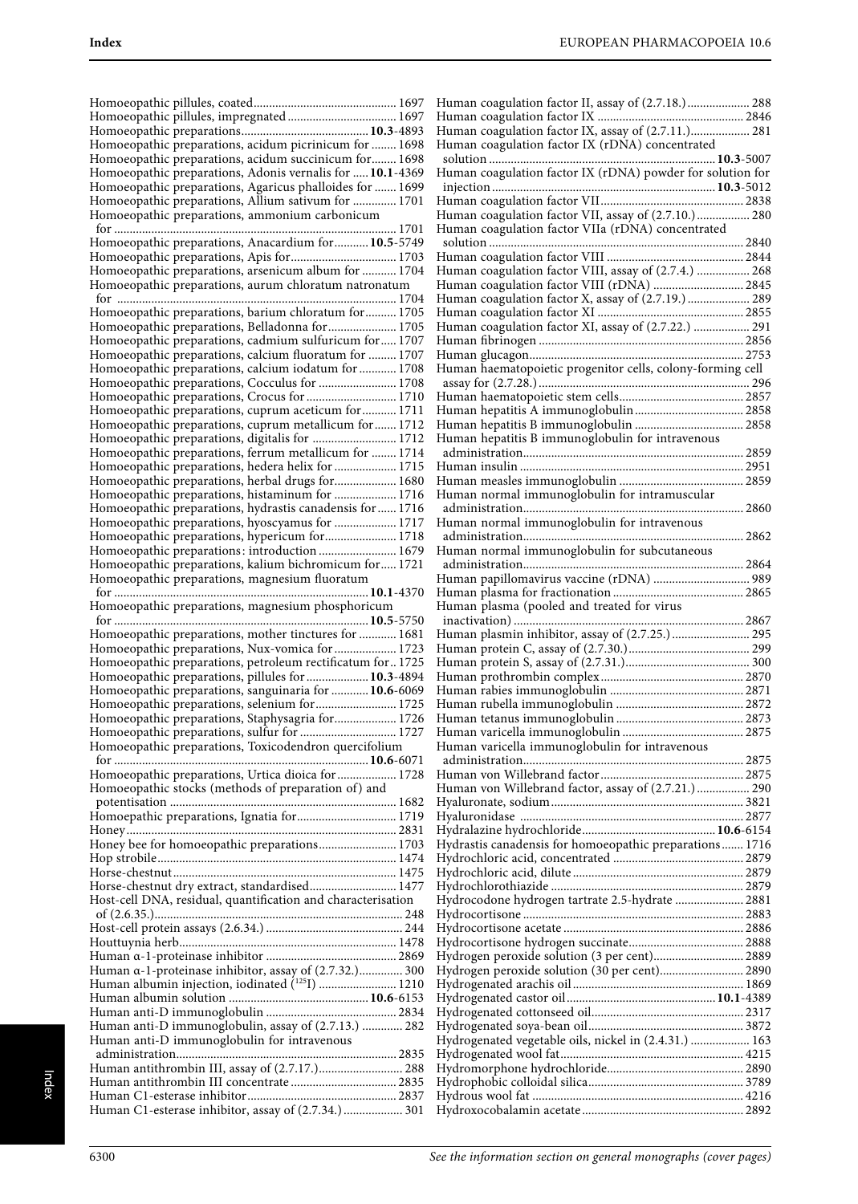Homoeopathic pillules, coated ... 1697
Homoeopathic pillules, impregnated ... 1697
Homoeopathic preparations ... **10.3**-4893
Homoeopathic preparations, acidum picrinicum for ... 1698
Homoeopathic preparations, acidum succinicum for ... 1698
Homoeopathic preparations, Adonis vernalis for ... **10.1**-4369
Homoeopathic preparations, Agaricus phalloides for ... 1699
Homoeopathic preparations, Allium sativum for ... 1701
Homoeopathic preparations, ammonium carbonicum for ... 1701
Homoeopathic preparations, Anacardium for ... **10.5**-5749
Homoeopathic preparations, Apis for ... 1703
Homoeopathic preparations, arsenicum album for ... 1704
Homoeopathic preparations, aurum chloratum natronatum for ... 1704
Homoeopathic preparations, barium chloratum for ... 1705
Homoeopathic preparations, Belladonna for ... 1705
Homoeopathic preparations, cadmium sulfuricum for ... 1707
Homoeopathic preparations, calcium fluoratum for ... 1707
Homoeopathic preparations, calcium iodatum for ... 1708
Homoeopathic preparations, Cocculus for ... 1708
Homoeopathic preparations, Crocus for ... 1710
Homoeopathic preparations, cuprum aceticum for ... 1711
Homoeopathic preparations, cuprum metallicum for ... 1712
Homoeopathic preparations, digitalis for ... 1712
Homoeopathic preparations, ferrum metallicum for ... 1714
Homoeopathic preparations, hedera helix for ... 1715
Homoeopathic preparations, herbal drugs for ... 1680
Homoeopathic preparations, histaminum for ... 1716
Homoeopathic preparations, hydrastis canadensis for ... 1716
Homoeopathic preparations, hyoscyamus for ... 1717
Homoeopathic preparations, hypericum for ... 1718
Homoeopathic preparations: introduction ... 1679
Homoeopathic preparations, kalium bichromicum for ... 1721
Homoeopathic preparations, magnesium fluoratum for ... **10.1**-4370
Homoeopathic preparations, magnesium phosphoricum for ... **10.5**-5750
Homoeopathic preparations, mother tinctures for ... 1681
Homoeopathic preparations, Nux-vomica for ... 1723
Homoeopathic preparations, petroleum rectificatum for ... 1725
Homoeopathic preparations, pillules for ... **10.3**-4894
Homoeopathic preparations, sanguinaria for ... **10.6**-6069
Homoeopathic preparations, selenium for ... 1725
Homoeopathic preparations, Staphysagria for ... 1726
Homoeopathic preparations, sulfur for ... 1727
Homoeopathic preparations, Toxicodendron quercifolium for ... **10.6**-6071
Homoeopathic preparations, Urtica dioica for ... 1728
Homoeopathic stocks (methods of preparation of) and potentisation ... 1682
Homoepathic preparations, Ignatia for ... 1719
Honey ... 2831
Honey bee for homoeopathic preparations ... 1703
Hop strobile ... 1474
Horse-chestnut ... 1475
Horse-chestnut dry extract, standardised ... 1477
Host-cell DNA, residual, quantification and characterisation of (2.6.35.) ... 248
Host-cell protein assays (2.6.34.) ... 244
Houttuynia herb ... 1478
Human α-1-proteinase inhibitor ... 2869
Human α-1-proteinase inhibitor, assay of (2.7.32.) ... 300
Human albumin injection, iodinated ($^{125}$I) ... 1210
Human albumin solution ... **10.6**-6153
Human anti-D immunoglobulin ... 2834
Human anti-D immunoglobulin, assay of (2.7.13.) ... 282
Human anti-D immunoglobulin for intravenous administration ... 2835
Human antithrombin III, assay of (2.7.17.) ... 288
Human antithrombin III concentrate ... 2835
Human C1-esterase inhibitor ... 2837
Human C1-esterase inhibitor, assay of (2.7.34.) ... 301
Human coagulation factor II, assay of (2.7.18.) ... 288
Human coagulation factor IX ... 2846
Human coagulation factor IX, assay of (2.7.11.) ... 281
Human coagulation factor IX (rDNA) concentrated solution ... **10.3**-5007
Human coagulation factor IX (rDNA) powder for solution for injection ... **10.3**-5012
Human coagulation factor VII ... 2838
Human coagulation factor VII, assay of (2.7.10.) ... 280
Human coagulation factor VIIa (rDNA) concentrated solution ... 2840
Human coagulation factor VIII ... 2844
Human coagulation factor VIII, assay of (2.7.4.) ... 268
Human coagulation factor VIII (rDNA) ... 2845
Human coagulation factor X, assay of (2.7.19.) ... 289
Human coagulation factor XI ... 2855
Human coagulation factor XI, assay of (2.7.22.) ... 291
Human fibrinogen ... 2856
Human glucagon ... 2753
Human haematopoietic progenitor cells, colony-forming cell assay for (2.7.28.) ... 296
Human haematopoietic stem cells ... 2857
Human hepatitis A immunoglobulin ... 2858
Human hepatitis B immunoglobulin ... 2858
Human hepatitis B immunoglobulin for intravenous administration ... 2859
Human insulin ... 2951
Human measles immunoglobulin ... 2859
Human normal immunoglobulin for intramuscular administration ... 2860
Human normal immunoglobulin for intravenous administration ... 2862
Human normal immunoglobulin for subcutaneous administration ... 2864
Human papillomavirus vaccine (rDNA) ... 989
Human plasma for fractionation ... 2865
Human plasma (pooled and treated for virus inactivation) ... 2867
Human plasmin inhibitor, assay of (2.7.25.) ... 295
Human protein C, assay of (2.7.30.) ... 299
Human protein S, assay of (2.7.31.) ... 300
Human prothrombin complex ... 2870
Human rabies immunoglobulin ... 2871
Human rubella immunoglobulin ... 2872
Human tetanus immunoglobulin ... 2873
Human varicella immunoglobulin ... 2875
Human varicella immunoglobulin for intravenous administration ... 2875
Human von Willebrand factor ... 2875
Human von Willebrand factor, assay of (2.7.21.) ... 290
Hyaluronate, sodium ... 3821
Hyaluronidase ... 2877
Hydralazine hydrochloride ... **10.6**-6154
Hydrastis canadensis for homoeopathic preparations ... 1716
Hydrochloric acid, concentrated ... 2879
Hydrochloric acid, dilute ... 2879
Hydrochlorothiazide ... 2879
Hydrocodone hydrogen tartrate 2.5-hydrate ... 2881
Hydrocortisone ... 2883
Hydrocortisone acetate ... 2886
Hydrocortisone hydrogen succinate ... 2888
Hydrogen peroxide solution (3 per cent) ... 2889
Hydrogen peroxide solution (30 per cent) ... 2890
Hydrogenated arachis oil ... 1869
Hydrogenated castor oil ... **10.1**-4389
Hydrogenated cottonseed oil ... 2317
Hydrogenated soya-bean oil ... 3872
Hydrogenated vegetable oils, nickel in (2.4.31.) ... 163
Hydrogenated wool fat ... 4215
Hydromorphone hydrochloride ... 2890
Hydrophobic colloidal silica ... 3789
Hydrous wool fat ... 4216
Hydroxocobalamin acetate ... 2892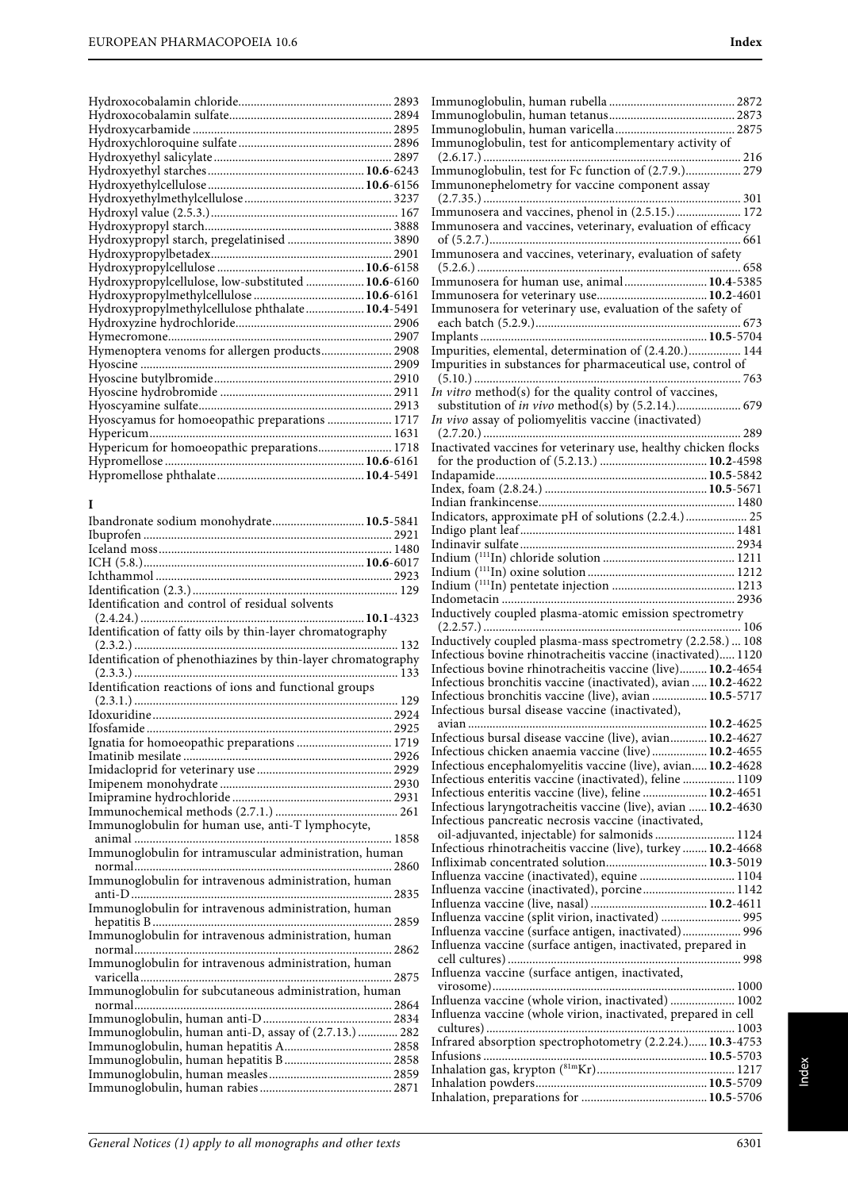Hydroxocobalamin chloride 2893
Hydroxocobalamin sulfate 2894
Hydroxycarbamide 2895
Hydroxychloroquine sulfate 2896
Hydroxyethyl salicylate 2897
Hydroxyethyl starches **10.6**-6243
Hydroxyethylcellulose **10.6**-6156
Hydroxyethylmethylcellulose 3237
Hydroxyl value (2.5.3.) 167
Hydroxypropyl starch 3888
Hydroxypropyl starch, pregelatinised 3890
Hydroxypropylbetadex 2901
Hydroxypropylcellulose **10.6**-6158
Hydroxypropylcellulose, low-substituted **10.6**-6160
Hydroxypropylmethylcellulose **10.6**-6161
Hydroxypropylmethylcellulose phthalate **10.4**-5491
Hydroxyzine hydrochloride 2906
Hymecromone 2907
Hymenoptera venoms for allergen products 2908
Hyoscine 2909
Hyoscine butylbromide 2910
Hyoscine hydrobromide 2911
Hyoscyamine sulfate 2913
Hyoscyamus for homoeopathic preparations 1717
Hypericum 1631
Hypericum for homoeopathic preparations 1718
Hypromellose **10.6**-6161
Hypromellose phthalate **10.4**-5491

**I**

Ibandronate sodium monohydrate **10.5**-5841
Ibuprofen 2921
Iceland moss 1480
ICH (5.8.) **10.6**-6017
Ichthammol 2923
Identification (2.3.) 129
Identification and control of residual solvents (2.4.24.) **10.1**-4323
Identification of fatty oils by thin-layer chromatography (2.3.2.) 132
Identification of phenothiazines by thin-layer chromatography (2.3.3.) 133
Identification reactions of ions and functional groups (2.3.1.) 129
Idoxuridine 2924
Ifosfamide 2925
Ignatia for homoeopathic preparations 1719
Imatinib mesilate 2926
Imidacloprid for veterinary use 2929
Imipenem monohydrate 2930
Imipramine hydrochloride 2931
Immunochemical methods (2.7.1.) 261
Immunoglobulin for human use, anti-T lymphocyte, animal 1858
Immunoglobulin for intramuscular administration, human normal 2860
Immunoglobulin for intravenous administration, human anti-D 2835
Immunoglobulin for intravenous administration, human hepatitis B 2859
Immunoglobulin for intravenous administration, human normal 2862
Immunoglobulin for intravenous administration, human varicella 2875
Immunoglobulin for subcutaneous administration, human normal 2864
Immunoglobulin, human anti-D 2834
Immunoglobulin, human anti-D, assay of (2.7.13.) 282
Immunoglobulin, human hepatitis A 2858
Immunoglobulin, human hepatitis B 2858
Immunoglobulin, human measles 2859
Immunoglobulin, human rabies 2871
Immunoglobulin, human rubella 2872
Immunoglobulin, human tetanus 2873
Immunoglobulin, human varicella 2875
Immunoglobulin, test for anticomplementary activity of (2.6.17.) 216
Immunoglobulin, test for Fc function of (2.7.9.) 279
Immunonephelometry for vaccine component assay (2.7.35.) 301
Immunosera and vaccines, phenol in (2.5.15.) 172
Immunosera and vaccines, veterinary, evaluation of efficacy of (5.2.7.) 661
Immunosera and vaccines, veterinary, evaluation of safety (5.2.6.) 658
Immunosera for human use, animal **10.4**-5385
Immunosera for veterinary use **10.2**-4601
Immunosera for veterinary use, evaluation of the safety of each batch (5.2.9.) 673
Implants **10.5**-5704
Impurities, elemental, determination of (2.4.20.) 144
Impurities in substances for pharmaceutical use, control of (5.10.) 763
*In vitro* method(s) for the quality control of vaccines, substitution of *in vivo* method(s) by (5.2.14.) 679
*In vivo* assay of poliomyelitis vaccine (inactivated) (2.7.20.) 289
Inactivated vaccines for veterinary use, healthy chicken flocks for the production of (5.2.13.) **10.2**-4598
Indapamide **10.5**-5842
Index, foam (2.8.24.) **10.5**-5671
Indian frankincense 1480
Indicators, approximate pH of solutions (2.2.4.) 25
Indigo plant leaf 1481
Indinavir sulfate 2934
Indium ($^{111}$In) chloride solution 1211
Indium ($^{111}$In) oxine solution 1212
Indium ($^{111}$In) pentetate injection 1213
Indometacin 2936
Inductively coupled plasma-atomic emission spectrometry (2.2.57.) 106
Inductively coupled plasma-mass spectrometry (2.2.58.) 108
Infectious bovine rhinotracheitis vaccine (inactivated) 1120
Infectious bovine rhinotracheitis vaccine (live) **10.2**-4654
Infectious bronchitis vaccine (inactivated), avian **10.2**-4622
Infectious bronchitis vaccine (live), avian **10.5**-5717
Infectious bursal disease vaccine (inactivated), avian **10.2**-4625
Infectious bursal disease vaccine (live), avian **10.2**-4627
Infectious chicken anaemia vaccine (live) **10.2**-4655
Infectious encephalomyelitis vaccine (live), avian **10.2**-4628
Infectious enteritis vaccine (inactivated), feline 1109
Infectious enteritis vaccine (live), feline **10.2**-4651
Infectious laryngotracheitis vaccine (live), avian **10.2**-4630
Infectious pancreatic necrosis vaccine (inactivated, oil-adjuvanted, injectable) for salmonids 1124
Infectious rhinotracheitis vaccine (live), turkey **10.2**-4668
Infliximab concentrated solution **10.3**-5019
Influenza vaccine (inactivated), equine 1104
Influenza vaccine (inactivated), porcine 1142
Influenza vaccine (live, nasal) **10.2**-4611
Influenza vaccine (split virion, inactivated) 995
Influenza vaccine (surface antigen, inactivated) 996
Influenza vaccine (surface antigen, inactivated, prepared in cell cultures) 998
Influenza vaccine (surface antigen, inactivated, virosome) 1000
Influenza vaccine (whole virion, inactivated) 1002
Influenza vaccine (whole virion, inactivated, prepared in cell cultures) 1003
Infrared absorption spectrophotometry (2.2.24.) **10.3**-4753
Infusions **10.5**-5703
Inhalation gas, krypton ($^{81m}$Kr) 1217
Inhalation powders **10.5**-5709
Inhalation, preparations for **10.5**-5706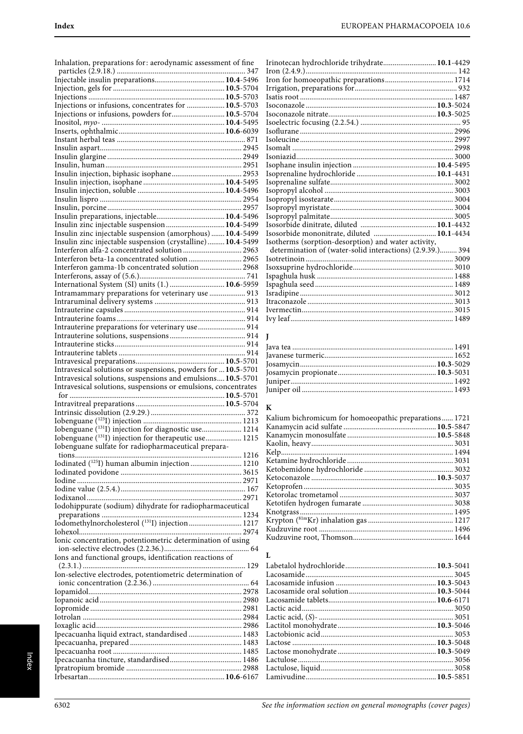Inhalation, preparations for: aerodynamic assessment of fine particles (2.9.18.) ... 347
Injectable insulin preparations ... **10.4**-5496
Injection, gels for ... **10.5**-5704
Injections ... **10.5**-5703
Injections or infusions, concentrates for ... **10.5**-5703
Injections or infusions, powders for ... **10.5**-5704
Inositol, *myo*- ... **10.4**-5495
Inserts, ophthalmic ... **10.6**-6039
Instant herbal teas ... 871
Insulin aspart ... 2945
Insulin glargine ... 2949
Insulin, human ... 2951
Insulin injection, biphasic isophane ... 2953
Insulin injection, isophane ... **10.4**-5495
Insulin injection, soluble ... **10.4**-5496
Insulin lispro ... 2954
Insulin, porcine ... 2957
Insulin preparations, injectable ... **10.4**-5496
Insulin zinc injectable suspension ... **10.4**-5499
Insulin zinc injectable suspension (amorphous) ... **10.4**-5499
Insulin zinc injectable suspension (crystalline) ... **10.4**-5499
Interferon alfa-2 concentrated solution ... 2963
Interferon beta-1a concentrated solution ... 2965
Interferon gamma-1b concentrated solution ... 2968
Interferons, assay of (5.6.) ... 741
International System (SI) units (1.) ... **10.6**-5959
Intramammary preparations for veterinary use ... 913
Intraruminal delivery systems ... 913
Intrauterine capsules ... 914
Intrauterine foams ... 914
Intrauterine preparations for veterinary use ... 914
Intrauterine solutions, suspensions ... 914
Intrauterine sticks ... 914
Intrauterine tablets ... 914
Intravesical preparations ... **10.5**-5701
Intravesical solutions or suspensions, powders for ... **10.5**-5701
Intravesical solutions, suspensions and emulsions ... **10.5**-5701
Intravesical solutions, suspensions or emulsions, concentrates for ... **10.5**-5701
Intravitreal preparations ... **10.5**-5704
Intrinsic dissolution (2.9.29.) ... 372
Iobenguane ($^{123}$I) injection ... 1213
Iobenguane ($^{131}$I) injection for diagnostic use ... 1214
Iobenguane ($^{131}$I) injection for therapeutic use ... 1215
Iobenguane sulfate for radiopharmaceutical preparations ... 1216
Iodinated ($^{125}$I) human albumin injection ... 1210
Iodinated povidone ... 3615
Iodine ... 2971
Iodine value (2.5.4.) ... 167
Iodixanol ... 2971
Iodohippurate (sodium) dihydrate for radiopharmaceutical preparations ... 1234
Iodomethylnorcholesterol ($^{131}$I) injection ... 1217
Iohexol ... 2974
Ionic concentration, potentiometric determination of using ion-selective electrodes (2.2.36.) ... 64
Ions and functional groups, identification reactions of (2.3.1.) ... 129
Ion-selective electrodes, potentiometric determination of ionic concentration (2.2.36.) ... 64
Iopamidol ... 2978
Iopanoic acid ... 2980
Iopromide ... 2981
Iotrolan ... 2984
Ioxaglic acid ... 2986
Ipecacuanha liquid extract, standardised ... 1483
Ipecacuanha, prepared ... 1483
Ipecacuanha root ... 1485
Ipecacuanha tincture, standardised ... 1486
Ipratropium bromide ... 2988
Irbesartan ... **10.6**-6167
Irinotecan hydrochloride trihydrate ... **10.1**-4429
Iron (2.4.9.) ... 142
Iron for homoeopathic preparations ... 1714
Irrigation, preparations for ... 932
Isatis root ... 1487
Isoconazole ... **10.3**-5024
Isoconazole nitrate ... **10.3**-5025
Isoelectric focusing (2.2.54.) ... 95
Isoflurane ... 2996
Isoleucine ... 2997
Isomalt ... 2998
Isoniazid ... 3000
Isophane insulin injection ... **10.4**-5495
Isoprenaline hydrochloride ... **10.1**-4431
Isoprenaline sulfate ... 3002
Isopropyl alcohol ... 3003
Isopropyl isostearate ... 3004
Isopropyl myristate ... 3004
Isopropyl palmitate ... 3005
Isosorbide dinitrate, diluted ... **10.1**-4432
Isosorbide mononitrate, diluted ... **10.1**-4434
Isotherms (sorption-desorption) and water activity, determination of (water-solid interactions) (2.9.39.) ... 394
Isotretinoin ... 3009
Isoxsuprine hydrochloride ... 3010
Ispaghula husk ... 1488
Ispaghula seed ... 1489
Isradipine ... 3012
Itraconazole ... 3013
Ivermectin ... 3015
Ivy leaf ... 1489

## J

Java tea ... 1491
Javanese turmeric ... 1652
Josamycin ... **10.3**-5029
Josamycin propionate ... **10.3**-5031
Juniper ... 1492
Juniper oil ... 1493

## K

Kalium bichromicum for homoeopathic preparations ... 1721
Kanamycin acid sulfate ... **10.5**-5847
Kanamycin monosulfate ... **10.5**-5848
Kaolin, heavy ... 3031
Kelp ... 1494
Ketamine hydrochloride ... 3031
Ketobemidone hydrochloride ... 3032
Ketoconazole ... **10.3**-5037
Ketoprofen ... 3035
Ketorolac trometamol ... 3037
Ketotifen hydrogen fumarate ... 3038
Knotgrass ... 1495
Krypton ($^{81m}$Kr) inhalation gas ... 1217
Kudzuvine root ... 1496
Kudzuvine root, Thomson ... 1644

## L

Labetalol hydrochloride ... **10.3**-5041
Lacosamide ... 3045
Lacosamide infusion ... **10.3**-5043
Lacosamide oral solution ... **10.3**-5044
Lacosamide tablets ... **10.6**-6171
Lactic acid ... 3050
Lactic acid, (*S*)- ... 3051
Lactitol monohydrate ... **10.3**-5046
Lactobionic acid ... 3053
Lactose ... **10.3**-5048
Lactose monohydrate ... **10.3**-5049
Lactulose ... 3056
Lactulose, liquid ... 3058
Lamivudine ... **10.5**-5851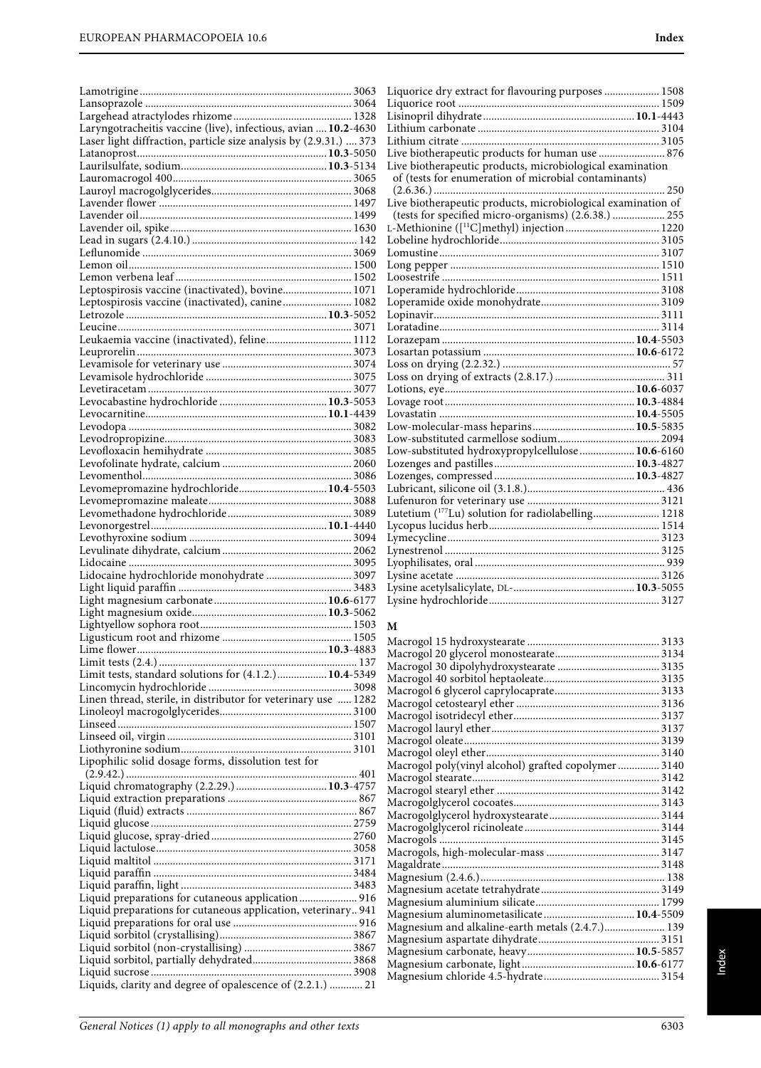Lamotrigine ........................................................................... 3063
Lansoprazole .......................................................................... 3064
Largehead atractylodes rhizome .......................................... 1328
Laryngotracheitis vaccine (live), infectious, avian .... **10.2**-4630
Laser light diffraction, particle size analysis by (2.9.31.) .... 373
Latanoprost .................................................................. **10.3**-5050
Laurilsulfate, sodium .................................................... **10.3**-5134
Lauromacrogol 400 ................................................................ 3065
Lauroyl macrogolglycerides .................................................. 3068
Lavender flower ..................................................................... 1497
Lavender oil ............................................................................ 1499
Lavender oil, spike ................................................................. 1630
Lead in sugars (2.4.10.) ........................................................... 142
Leflunomide ........................................................................... 3069
Lemon oil ................................................................................ 1500
Lemon verbena leaf ............................................................... 1502
Leptospirosis vaccine (inactivated), bovine ......................... 1071
Leptospirosis vaccine (inactivated), canine ......................... 1082
Letrozole ....................................................................... **10.3**-5052
Leucine .................................................................................... 3071
Leukaemia vaccine (inactivated), feline ............................... 1112
Leuprorelin ............................................................................. 3073
Levamisole for veterinary use ............................................... 3074
Levamisole hydrochloride ..................................................... 3075
Levetiracetam ......................................................................... 3077
Levocabastine hydrochloride ....................................... **10.3**-5053
Levocarnitine ................................................................. **10.1**-4439
Levodopa ................................................................................ 3082
Levodropropizine ................................................................... 3083
Levofloxacin hemihydrate .................................................... 3085
Levofolinate hydrate, calcium ............................................... 2060
Levomenthol ........................................................................... 3086
Levomepromazine hydrochloride ................................ **10.4**-5503
Levomepromazine maleate ................................................... 3088
Levomethadone hydrochloride ............................................ 3089
Levonorgestrel ............................................................... **10.1**-4440
Levothyroxine sodium .......................................................... 3094
Levulinate dihydrate, calcium .............................................. 2062
Lidocaine ................................................................................ 3095
Lidocaine hydrochloride monohydrate ............................... 3097
Light liquid paraffin .............................................................. 3483
Light magnesium carbonate ......................................... **10.6**-6177
Light magnesium oxide ................................................ **10.3**-5062
Lightyellow sophora root ...................................................... 1503
Ligusticum root and rhizome ............................................... 1505
Lime flower ................................................................... **10.3**-4883
Limit tests (2.4.) ...................................................................... 137
Limit tests, standard solutions for (4.1.2.) ................. **10.4**-5349
Lincomycin hydrochloride ................................................... 3098
Linen thread, sterile, in distributor for veterinary use ..... 1282
Linoleoyl macrogolglycerides ............................................... 3100
Linseed .................................................................................... 1507
Linseed oil, virgin .................................................................. 3101
Liothyronine sodium ............................................................. 3101
Lipophilic solid dosage forms, dissolution test for (2.9.42.) .................................................................................... 401
Liquid chromatography (2.2.29.) ................................ **10.3**-4757
Liquid extraction preparations .............................................. 867
Liquid (fluid) extracts ............................................................. 867
Liquid glucose ........................................................................ 2759
Liquid glucose, spray-dried .................................................. 2760
Liquid lactulose ...................................................................... 3058
Liquid maltitol ....................................................................... 3171
Liquid paraffin ....................................................................... 3484
Liquid paraffin, light ............................................................. 3483
Liquid preparations for cutaneous application ..................... 916
Liquid preparations for cutaneous application, veterinary .. 941
Liquid preparations for oral use ............................................ 916
Liquid sorbitol (crystallising) ............................................... 3867
Liquid sorbitol (non-crystallising) ....................................... 3867
Liquid sorbitol, partially dehydrated ................................... 3868
Liquid sucrose ........................................................................ 3908
Liquids, clarity and degree of opalescence of (2.2.1.) ............ 21
Liquorice dry extract for flavouring purposes .................... 1508
Liquorice root ........................................................................ 1509
Lisinopril dihydrate ...................................................... **10.1**-4443
Lithium carbonate ................................................................. 3104
Lithium citrate ....................................................................... 3105
Live biotherapeutic products for human use ........................ 876
Live biotherapeutic products, microbiological examination of (tests for enumeration of microbial contaminants) (2.6.36.) ................................................................................... 250
Live biotherapeutic products, microbiological examination of (tests for specified micro-organisms) (2.6.38.) ................... 255
L-Methionine ([$^{11}$C]methyl) injection .................................. 1220
Lobeline hydrochloride ......................................................... 3105
Lomustine ............................................................................... 3107
Long pepper ........................................................................... 1510
Loosestrife .............................................................................. 1511
Loperamide hydrochloride ................................................... 3108
Loperamide oxide monohydrate .......................................... 3109
Lopinavir ................................................................................ 3111
Loratadine ............................................................................... 3114
Lorazepam ..................................................................... **10.4**-5503
Losartan potassium ...................................................... **10.6**-6172
Loss on drying (2.2.32.) ........................................................... 57
Loss on drying of extracts (2.8.17.) ....................................... 311
Lotions, eye .................................................................... **10.6**-6037
Lovage root .................................................................... **10.3**-4884
Lovastatin ...................................................................... **10.4**-5505
Low-molecular-mass heparins ..................................... **10.5**-5835
Low-substituted carmellose sodium .................................... 2094
Low-substituted hydroxypropylcellulose .................... **10.6**-6160
Lozenges and pastilles .................................................. **10.3**-4827
Lozenges, compressed .................................................. **10.3**-4827
Lubricant, silicone oil (3.1.8.) ................................................. 436
Lufenuron for veterinary use ............................................... 3121
Lutetium ($^{177}$Lu) solution for radiolabelling ........................ 1218
Lycopus lucidus herb ............................................................. 1514
Lymecycline ........................................................................... 3123
Lynestrenol ............................................................................ 3125
Lyophilisates, oral .................................................................... 939
Lysine acetate ........................................................................ 3126
Lysine acetylsalicylate, DL- .......................................... **10.3**-5055
Lysine hydrochloride ............................................................ 3127

## M

Macrogol 15 hydroxystearate ............................................... 3133
Macrogol 20 glycerol monostearate ..................................... 3134
Macrogol 30 dipolyhydroxystearate .................................... 3135
Macrogol 40 sorbitol heptaoleate ......................................... 3135
Macrogol 6 glycerol caprylocaprate ..................................... 3133
Macrogol cetostearyl ether ................................................... 3136
Macrogol isotridecyl ether .................................................... 3137
Macrogol lauryl ether ............................................................ 3137
Macrogol oleate ..................................................................... 3139
Macrogol oleyl ether .............................................................. 3140
Macrogol poly(vinyl alcohol) grafted copolymer ............... 3140
Macrogol stearate .................................................................. 3142
Macrogol stearyl ether .......................................................... 3142
Macrogolglycerol cocoates .................................................... 3143
Macrogolglycerol hydroxystearate ....................................... 3144
Macrogolglycerol ricinoleate ................................................ 3144
Macrogols .............................................................................. 3145
Macrogols, high-molecular-mass ......................................... 3147
Magaldrate ............................................................................. 3148
Magnesium (2.4.6.) .................................................................. 138
Magnesium acetate tetrahydrate .......................................... 3149
Magnesium aluminium silicate ............................................ 1799
Magnesium aluminometasilicate ................................. **10.4**-5509
Magnesium and alkaline-earth metals (2.4.7.) ...................... 139
Magnesium aspartate dihydrate ........................................... 3151
Magnesium carbonate, heavy ...................................... **10.5**-5857
Magnesium carbonate, light ......................................... **10.6**-6177
Magnesium chloride 4.5-hydrate ......................................... 3154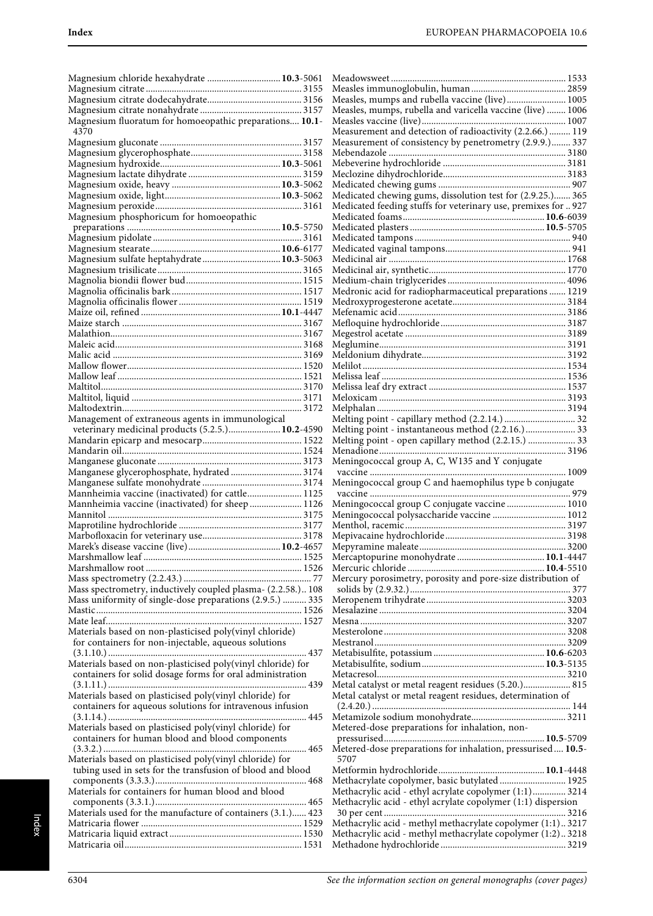Magnesium chloride hexahydrate .............................. **10.3**-5061
Magnesium citrate ................................................................. 3155
Magnesium citrate dodecahydrate....................................... 3156
Magnesium citrate nonahydrate .......................................... 3157
Magnesium fluoratum for homoeopathic preparations.... **10.1**-4370
Magnesium gluconate ........................................................... 3157
Magnesium glycerophosphate.............................................. 3158
Magnesium hydroxide................................................. **10.3**-5061
Magnesium lactate dihydrate ............................................... 3159
Magnesium oxide, heavy ............................................. **10.3**-5062
Magnesium oxide, light................................................ **10.3**-5062
Magnesium peroxide............................................................. 3161
Magnesium phosphoricum for homoeopathic preparations ................................................................ **10.5**-5750
Magnesium pidolate .............................................................. 3161
Magnesium stearate..................................................... **10.6**-6177
Magnesium sulfate heptahydrate ................................ **10.3**-5063
Magnesium trisilicate............................................................ 3165
Magnolia biondii flower bud................................................ 1515
Magnolia officinalis bark ...................................................... 1517
Magnolia officinalis flower ................................................... 1519
Maize oil, refined .......................................................... **10.1**-4447
Maize starch ........................................................................... 3167
Malathion................................................................................ 3167
Maleic acid.............................................................................. 3168
Malic acid ............................................................................... 3169
Mallow flower......................................................................... 1520
Mallow leaf ............................................................................. 1521
Maltitol.................................................................................... 3170
Maltitol, liquid ....................................................................... 3171
Maltodextrin........................................................................... 3172
Management of extraneous agents in immunological veterinary medicinal products (5.2.5.)...................... **10.2**-4590
Mandarin epicarp and mesocarp......................................... 1522
Mandarin oil........................................................................... 1524
Manganese gluconate ............................................................ 3173
Manganese glycerophosphate, hydrated ............................. 3174
Manganese sulfate monohydrate ......................................... 3174
Mannheimia vaccine (inactivated) for cattle....................... 1125
Mannheimia vaccine (inactivated) for sheep ...................... 1126
Mannitol ................................................................................. 3175
Maprotiline hydrochloride ................................................... 3177
Marbofloxacin for veterinary use......................................... 3178
Marek's disease vaccine (live)...................................... **10.2**-4657
Marshmallow leaf .................................................................. 1525
Marshmallow root ................................................................. 1526
Mass spectrometry (2.2.43.) ..................................................... 77
Mass spectrometry, inductively coupled plasma- (2.2.58.).. 108
Mass uniformity of single-dose preparations (2.9.5.) .......... 335
Mastic...................................................................................... 1526
Mate leaf.................................................................................. 1527
Materials based on non-plasticised poly(vinyl chloride) for containers for non-injectable, aqueous solutions (3.1.10.) ................................................................................... 437
Materials based on non-plasticised poly(vinyl chloride) for containers for solid dosage forms for oral administration (3.1.11.) ................................................................................... 439
Materials based on plasticised poly(vinyl chloride) for containers for aqueous solutions for intravenous infusion (3.1.14.) ................................................................................... 445
Materials based on plasticised poly(vinyl chloride) for containers for human blood and blood components (3.3.2.) ..................................................................................... 465
Materials based on plasticised poly(vinyl chloride) for tubing used in sets for the transfusion of blood and blood components (3.3.3.)............................................................... 468
Materials for containers for human blood and blood components (3.3.1.)............................................................... 465
Materials used for the manufacture of containers (3.1.)...... 423
Matricaria flower ................................................................... 1529
Matricaria liquid extract....................................................... 1530
Matricaria oil.......................................................................... 1531
Meadowsweet ......................................................................... 1533
Measles immunoglobulin, human ....................................... 2859
Measles, mumps and rubella vaccine (live)......................... 1005
Measles, mumps, rubella and varicella vaccine (live) ........ 1006
Measles vaccine (live)............................................................ 1007
Measurement and detection of radioactivity (2.2.66.) ......... 119
Measurement of consistency by penetrometry (2.9.9.)........ 337
Mebendazole .......................................................................... 3180
Mebeverine hydrochloride ................................................... 3181
Meclozine dihydrochloride................................................... 3183
Medicated chewing gums ....................................................... 907
Medicated chewing gums, dissolution test for (2.9.25.)....... 365
Medicated feeding stuffs for veterinary use, premixes for .. 927
Medicated foams........................................................... **10.6**-6039
Medicated plasters ........................................................ **10.5**-5705
Medicated tampons ................................................................. 940
Medicated vaginal tampons.................................................... 941
Medicinal air .......................................................................... 1768
Medicinal air, synthetic......................................................... 1770
Medium-chain triglycerides ................................................. 4096
Medronic acid for radiopharmaceutical preparations ....... 1219
Medroxyprogesterone acetate............................................... 3184
Mefenamic acid ...................................................................... 3186
Mefloquine hydrochloride .................................................... 3187
Megestrol acetate ................................................................... 3189
Meglumine.............................................................................. 3191
Meldonium dihydrate............................................................ 3192
Melilot ..................................................................................... 1534
Melissa leaf ............................................................................. 1536
Melissa leaf dry extract ......................................................... 1537
Meloxicam .............................................................................. 3193
Melphalan ............................................................................... 3194
Melting point - capillary method (2.2.14.) ............................. 32
Melting point - instantaneous method (2.2.16.) ..................... 33
Melting point - open capillary method (2.2.15.) .................... 33
Menadione .............................................................................. 3196
Meningococcal group A, C, W135 and Y conjugate vaccine ................................................................................... 1009
Meningococcal group C and haemophilus type b conjugate vaccine ..................................................................................... 979
Meningococcal group C conjugate vaccine ......................... 1010
Meningococcal polysaccharide vaccine ............................... 1012
Menthol, racemic ................................................................... 3197
Mepivacaine hydrochloride .................................................. 3198
Mepyramine maleate ............................................................. 3200
Mercaptopurine monohydrate .................................... **10.1**-4447
Mercuric chloride ......................................................... **10.4**-5510
Mercury porosimetry, porosity and pore-size distribution of solids by (2.9.32.) .................................................................. 377
Meropenem trihydrate .......................................................... 3203
Mesalazine .............................................................................. 3204
Mesna ...................................................................................... 3207
Mesterolone ............................................................................ 3208
Mestranol ................................................................................ 3209
Metabisulfite, potassium .............................................. **10.6**-6203
Metabisulfite, sodium ................................................... **10.3**-5135
Metacresol............................................................................... 3210
Metal catalyst or metal reagent residues (5.20.).................... 815
Metal catalyst or metal reagent residues, determination of (2.4.20.) ................................................................................... 144
Metamizole sodium monohydrate....................................... 3211
Metered-dose preparations for inhalation, non-pressurised.................................................................. **10.5**-5709
Metered-dose preparations for inhalation, pressurised .... **10.5**-5707
Metformin hydrochloride ............................................ **10.1**-4448
Methacrylate copolymer, basic butylated ............................ 1925
Methacrylic acid - ethyl acrylate copolymer (1:1).............. 3214
Methacrylic acid - ethyl acrylate copolymer (1:1) dispersion 30 per cent ............................................................................. 3216
Methacrylic acid - methyl methacrylate copolymer (1:1).. 3217
Methacrylic acid - methyl methacrylate copolymer (1:2).. 3218
Methadone hydrochloride .................................................... 3219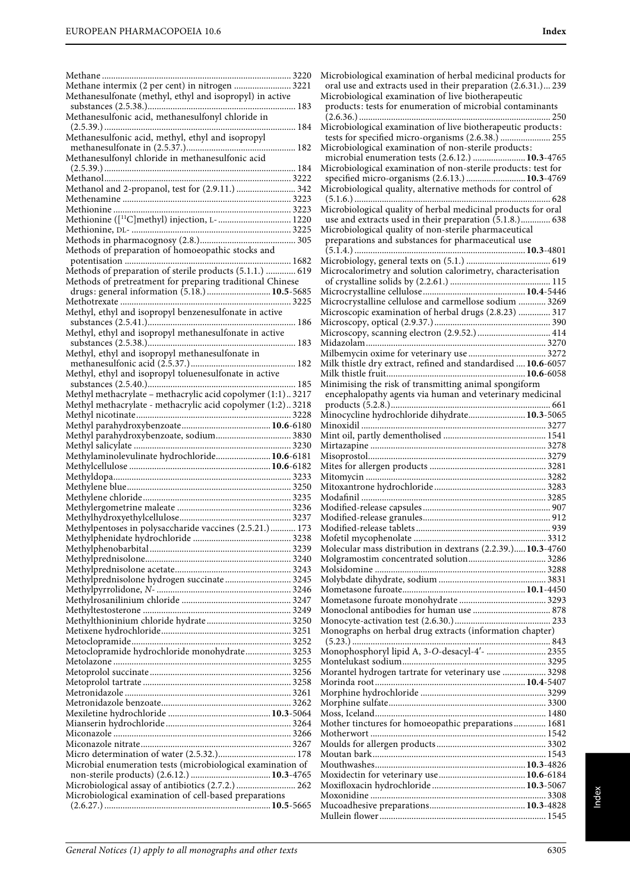Methane ... 3220
Methane intermix (2 per cent) in nitrogen ... 3221
Methanesulfonate (methyl, ethyl and isopropyl) in active substances (2.5.38.) ... 183
Methanesulfonic acid, methanesulfonyl chloride in (2.5.39.) ... 184
Methanesulfonic acid, methyl, ethyl and isopropyl methanesulfonate in (2.5.37.) ... 182
Methanesulfonyl chloride in methanesulfonic acid (2.5.39.) ... 184
Methanol ... 3222
Methanol and 2-propanol, test for (2.9.11.) ... 342
Methenamine ... 3223
Methionine ... 3223
Methionine ([$^{11}$C]methyl) injection, L- ... 1220
Methionine, DL- ... 3225
Methods in pharmacognosy (2.8.) ... 305
Methods of preparation of homoeopathic stocks and potentisation ... 1682
Methods of preparation of sterile products (5.1.1.) ... 619
Methods of pretreatment for preparing traditional Chinese drugs: general information (5.18.) ... **10.5**-5685
Methotrexate ... 3225
Methyl, ethyl and isopropyl benzenesulfonate in active substances (2.5.41.) ... 186
Methyl, ethyl and isopropyl methanesulfonate in active substances (2.5.38.) ... 183
Methyl, ethyl and isopropyl methanesulfonate in methanesulfonic acid (2.5.37.) ... 182
Methyl, ethyl and isopropyl toluenesulfonate in active substances (2.5.40.) ... 185
Methyl methacrylate – methacrylic acid copolymer (1:1) .. 3217
Methyl methacrylate - methacrylic acid copolymer (1:2) .. 3218
Methyl nicotinate ... 3228
Methyl parahydroxybenzoate ... **10.6**-6180
Methyl parahydroxybenzoate, sodium ... 3830
Methyl salicylate ... 3230
Methylaminolevulinate hydrochloride ... **10.6**-6181
Methylcellulose ... **10.6**-6182
Methyldopa ... 3233
Methylene blue ... 3250
Methylene chloride ... 3235
Methylergometrine maleate ... 3236
Methylhydroxyethylcellulose ... 3237
Methylpentoses in polysaccharide vaccines (2.5.21.) ... 173
Methylphenidate hydrochloride ... 3238
Methylphenobarbital ... 3239
Methylprednisolone ... 3240
Methylprednisolone acetate ... 3243
Methylprednisolone hydrogen succinate ... 3245
Methylpyrrolidone, *N*- ... 3246
Methylrosanilinium chloride ... 3247
Methyltestosterone ... 3249
Methylthioninium chloride hydrate ... 3250
Metixene hydrochloride ... 3251
Metoclopramide ... 3252
Metoclopramide hydrochloride monohydrate ... 3253
Metolazone ... 3255
Metoprolol succinate ... 3256
Metoprolol tartrate ... 3258
Metronidazole ... 3261
Metronidazole benzoate ... 3262
Mexiletine hydrochloride ... **10.3**-5064
Mianserin hydrochloride ... 3264
Miconazole ... 3266
Miconazole nitrate ... 3267
Micro determination of water (2.5.32.) ... 178
Microbial enumeration tests (microbiological examination of non-sterile products) (2.6.12.) ... **10.3**-4765
Microbiological assay of antibiotics (2.7.2.) ... 262
Microbiological examination of cell-based preparations (2.6.27.) ... **10.5**-5665
Microbiological examination of herbal medicinal products for oral use and extracts used in their preparation (2.6.31.) ... 239
Microbiological examination of live biotherapeutic products: tests for enumeration of microbial contaminants (2.6.36.) ... 250
Microbiological examination of live biotherapeutic products: tests for specified micro-organisms (2.6.38.) ... 255
Microbiological examination of non-sterile products: microbial enumeration tests (2.6.12.) ... **10.3**-4765
Microbiological examination of non-sterile products: test for specified micro-organisms (2.6.13.) ... **10.3**-4769
Microbiological quality, alternative methods for control of (5.1.6.) ... 628
Microbiological quality of herbal medicinal products for oral use and extracts used in their preparation (5.1.8.) ... 638
Microbiological quality of non-sterile pharmaceutical preparations and substances for pharmaceutical use (5.1.4.) ... **10.3**-4801
Microbiology, general texts on (5.1) ... 619
Microcalorimetry and solution calorimetry, characterisation of crystalline solids by (2.2.61.) ... 115
Microcrystalline cellulose ... **10.4**-5446
Microcrystalline cellulose and carmellose sodium ... 3269
Microscopic examination of herbal drugs (2.8.23) ... 317
Microscopy, optical (2.9.37.) ... 390
Microscopy, scanning electron (2.9.52.) ... 414
Midazolam ... 3270
Milbemycin oxime for veterinary use ... 3272
Milk thistle dry extract, refined and standardised ... **10.6**-6057
Milk thistle fruit ... **10.6**-6058
Minimising the risk of transmitting animal spongiform encephalopathy agents via human and veterinary medicinal products (5.2.8.) ... 661
Minocycline hydrochloride dihydrate ... **10.3**-5065
Minoxidil ... 3277
Mint oil, partly dementholised ... 1541
Mirtazapine ... 3278
Misoprostol ... 3279
Mites for allergen products ... 3281
Mitomycin ... 3282
Mitoxantrone hydrochloride ... 3283
Modafinil ... 3285
Modified-release capsules ... 907
Modified-release granules ... 912
Modified-release tablets ... 939
Mofetil mycophenolate ... 3312
Molecular mass distribution in dextrans (2.2.39.) ... **10.3**-4760
Molgramostim concentrated solution ... 3286
Molsidomine ... 3288
Molybdate dihydrate, sodium ... 3831
Mometasone furoate ... **10.1**-4450
Mometasone furoate monohydrate ... 3293
Monoclonal antibodies for human use ... 878
Monocyte-activation test (2.6.30.) ... 233
Monographs on herbal drug extracts (information chapter) (5.23.) ... 843
Monophosphoryl lipid A, 3-*O*-desacyl-4′- ... 2355
Montelukast sodium ... 3295
Morantel hydrogen tartrate for veterinary use ... 3298
Morinda root ... **10.4**-5407
Morphine hydrochloride ... 3299
Morphine sulfate ... 3300
Moss, Iceland ... 1480
Mother tinctures for homoeopathic preparations ... 1681
Motherwort ... 1542
Moulds for allergen products ... 3302
Moutan bark ... 1543
Mouthwashes ... **10.3**-4826
Moxidectin for veterinary use ... **10.6**-6184
Moxifloxacin hydrochloride ... **10.3**-5067
Moxonidine ... 3308
Mucoadhesive preparations ... **10.3**-4828
Mullein flower ... 1545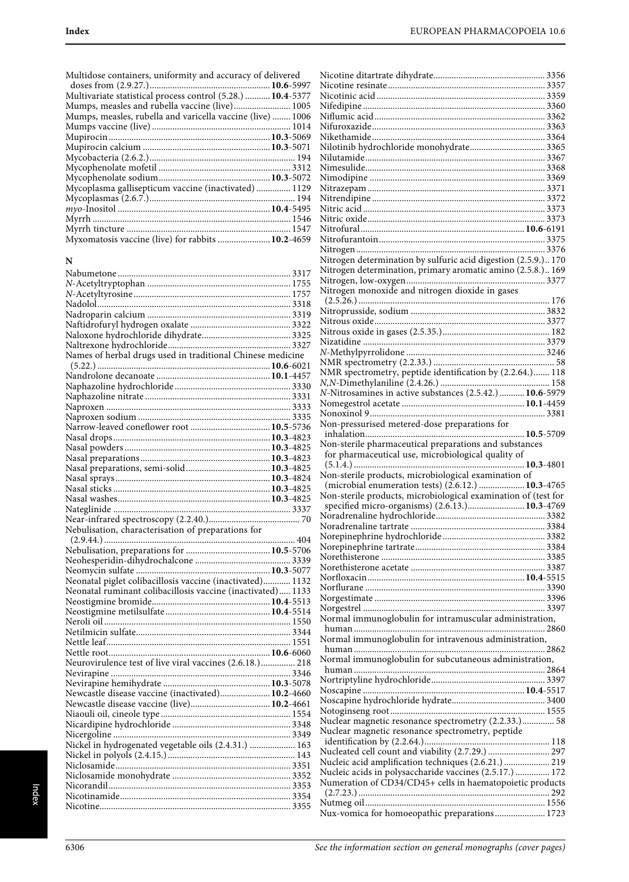Multidose containers, uniformity and accuracy of delivered doses from (2.9.27.) **10.6**-5997
Multivariate statistical process control (5.28.) **10.4**-5377
Mumps, measles and rubella vaccine (live) 1005
Mumps, measles, rubella and varicella vaccine (live) 1006
Mumps vaccine (live) 1014
Mupirocin **10.3**-5069
Mupirocin calcium **10.3**-5071
Mycobacteria (2.6.2.) 194
Mycophenolate mofetil 3312
Mycophenolate sodium **10.3**-5072
Mycoplasma gallisepticum vaccine (inactivated) 1129
Mycoplasmas (2.6.7.) 194
*myo*-Inositol **10.4**-5495
Myrrh 1546
Myrrh tincture 1547
Myxomatosis vaccine (live) for rabbits **10.2**-4659

## N

Nabumetone 3317
*N*-Acetyltryptophan 1755
*N*-Acetyltyrosine 1757
Nadolol 3318
Nadroparin calcium 3319
Naftidrofuryl hydrogen oxalate 3322
Naloxone hydrochloride dihydrate 3325
Naltrexone hydrochloride 3327
Names of herbal drugs used in traditional Chinese medicine (5.22.) **10.6**-6021
Nandrolone decanoate **10.1**-4457
Naphazoline hydrochloride 3330
Naphazoline nitrate 3331
Naproxen 3333
Naproxen sodium 3335
Narrow-leaved coneflower root **10.5**-5736
Nasal drops **10.3**-4823
Nasal powders **10.3**-4825
Nasal preparations **10.3**-4823
Nasal preparations, semi-solid **10.3**-4825
Nasal sprays **10.3**-4824
Nasal sticks **10.3**-4825
Nasal washes **10.3**-4825
Nateglinide 3337
Near-infrared spectroscopy (2.2.40.) 70
Nebulisation, characterisation of preparations for (2.9.44.) 404
Nebulisation, preparations for **10.5**-5706
Neohesperidin-dihydrochalcone 3339
Neomycin sulfate **10.3**-5077
Neonatal piglet colibacillosis vaccine (inactivated) 1132
Neonatal ruminant colibacillosis vaccine (inactivated) 1133
Neostigmine bromide **10.4**-5513
Neostigmine metilsulfate **10.4**-5514
Neroli oil 1550
Netilmicin sulfate 3344
Nettle leaf 1551
Nettle root **10.6**-6060
Neurovirulence test of live viral vaccines (2.6.18.) 218
Nevirapine 3346
Nevirapine hemihydrate **10.3**-5078
Newcastle disease vaccine (inactivated) **10.2**-4660
Newcastle disease vaccine (live) **10.2**-4661
Niaouli oil, cineole type 1554
Nicardipine hydrochloride 3348
Nicergoline 3349
Nickel in hydrogenated vegetable oils (2.4.31.) 163
Nickel in polyols (2.4.15.) 143
Niclosamide 3351
Niclosamide monohydrate 3352
Nicorandil 3353
Nicotinamide 3354
Nicotine 3355
Nicotine ditartrate dihydrate 3356
Nicotine resinate 3357
Nicotinic acid 3359
Nifedipine 3360
Niflumic acid 3362
Nifuroxazide 3363
Nikethamide 3364
Nilotinib hydrochloride monohydrate 3365
Nilutamide 3367
Nimesulide 3368
Nimodipine 3369
Nitrazepam 3371
Nitrendipine 3372
Nitric acid 3373
Nitric oxide 3373
Nitrofural **10.6**-6191
Nitrofurantoin 3375
Nitrogen 3376
Nitrogen determination by sulfuric acid digestion (2.5.9.) 170
Nitrogen determination, primary aromatic amino (2.5.8.) 169
Nitrogen, low-oxygen 3377
Nitrogen monoxide and nitrogen dioxide in gases (2.5.26.) 176
Nitroprusside, sodium 3832
Nitrous oxide 3377
Nitrous oxide in gases (2.5.35.) 182
Nizatidine 3379
*N*-Methylpyrrolidone 3246
NMR spectrometry (2.2.33.) 58
NMR spectrometry, peptide identification by (2.2.64.) 118
*N,N*-Dimethylaniline (2.4.26.) 158
*N*-Nitrosamines in active substances (2.5.42.) **10.6**-5979
Nomegestrol acetate **10.1**-4459
Nonoxinol 9 3381
Non-pressurised metered-dose preparations for inhalation **10.5**-5709
Non-sterile pharmaceutical preparations and substances for pharmaceutical use, microbiological quality of (5.1.4.) **10.3**-4801
Non-sterile products, microbiological examination of (microbial enumeration tests) (2.6.12.) **10.3**-4765
Non-sterile products, microbiological examination of (test for specified micro-organisms) (2.6.13.) **10.3**-4769
Noradrenaline hydrochloride 3382
Noradrenaline tartrate 3384
Norepinephrine hydrochloride 3382
Norepinephrine tartrate 3384
Norethisterone 3385
Norethisterone acetate 3387
Norfloxacin **10.4**-5515
Norflurane 3390
Norgestimate 3396
Norgestrel 3397
Normal immunoglobulin for intramuscular administration, human 2860
Normal immunoglobulin for intravenous administration, human 2862
Normal immunoglobulin for subcutaneous administration, human 2864
Nortriptyline hydrochloride 3397
Noscapine **10.4**-5517
Noscapine hydrochloride hydrate 3400
Notoginseng root 1555
Nuclear magnetic resonance spectrometry (2.2.33.) 58
Nuclear magnetic resonance spectrometry, peptide identification by (2.2.64.) 118
Nucleated cell count and viability (2.7.29.) 297
Nucleic acid amplification techniques (2.6.21.) 219
Nucleic acids in polysaccharide vaccines (2.5.17.) 172
Numeration of CD34/CD45+ cells in haematopoietic products (2.7.23.) 292
Nutmeg oil 1556
Nux-vomica for homoeopathic preparations 1723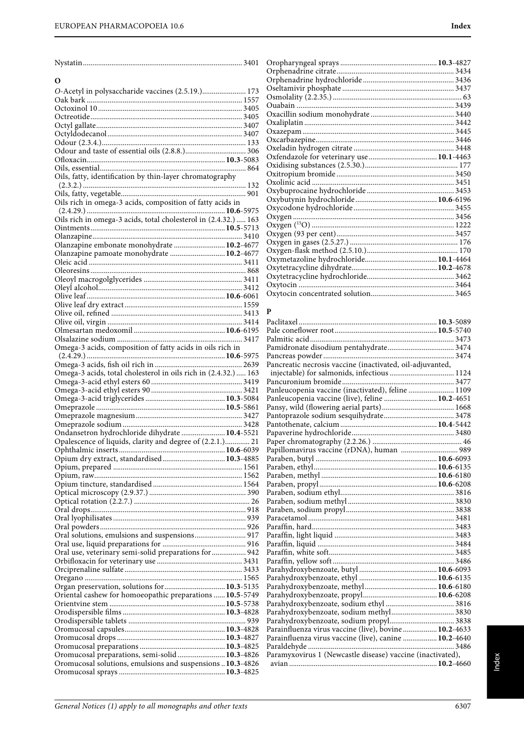Nystatin .................... 3401

**O**

*O*-Acetyl in polysaccharide vaccines (2.5.19.) .................... 173
Oak bark .................... 1557
Octoxinol 10 .................... 3405
Octreotide .................... 3405
Octyl gallate .................... 3407
Octyldodecanol .................... 3407
Odour (2.3.4.) .................... 133
Odour and taste of essential oils (2.8.8.) .................... 306
Ofloxacin .................... **10.3**-5083
Oils, essential .................... 864
Oils, fatty, identification by thin-layer chromatography (2.3.2.) .................... 132
Oils, fatty, vegetable .................... 901
Oils rich in omega-3 acids, composition of fatty acids in (2.4.29.) .................... **10.6**-5975
Oils rich in omega-3 acids, total cholesterol in (2.4.32.) .................... 163
Ointments .................... **10.5**-5713
Olanzapine .................... 3410
Olanzapine embonate monohydrate .................... **10.2**-4677
Olanzapine pamoate monohydrate .................... **10.2**-4677
Oleic acid .................... 3411
Oleoresins .................... 868
Oleoyl macrogolglycerides .................... 3411
Oleyl alcohol .................... 3412
Olive leaf .................... **10.6**-6061
Olive leaf dry extract .................... 1559
Olive oil, refined .................... 3413
Olive oil, virgin .................... 3414
Olmesartan medoxomil .................... **10.6**-6195
Olsalazine sodium .................... 3417
Omega-3 acids, composition of fatty acids in oils rich in (2.4.29.) .................... **10.6**-5975
Omega-3 acids, fish oil rich in .................... 2639
Omega-3 acids, total cholesterol in oils rich in (2.4.32.) .................... 163
Omega-3-acid ethyl esters 60 .................... 3419
Omega-3-acid ethyl esters 90 .................... 3421
Omega-3-acid triglycerides .................... **10.3**-5084
Omeprazole .................... **10.5**-5861
Omeprazole magnesium .................... 3427
Omeprazole sodium .................... 3428
Ondansetron hydrochloride dihydrate .................... **10.4**-5521
Opalescence of liquids, clarity and degree of (2.2.1.) .................... 21
Ophthalmic inserts .................... **10.6**-6039
Opium dry extract, standardised .................... **10.3**-4885
Opium, prepared .................... 1561
Opium, raw .................... 1562
Opium tincture, standardised .................... 1564
Optical microscopy (2.9.37.) .................... 390
Optical rotation (2.2.7.) .................... 26
Oral drops .................... 918
Oral lyophilisates .................... 939
Oral powders .................... 926
Oral solutions, emulsions and suspensions .................... 917
Oral use, liquid preparations for .................... 916
Oral use, veterinary semi-solid preparations for .................... 942
Orbifloxacin for veterinary use .................... 3431
Orciprenaline sulfate .................... 3433
Oregano .................... 1565
Organ preservation, solutions for .................... **10.3**-5135
Oriental cashew for homoeopathic preparations .................... **10.5**-5749
Orientvine stem .................... **10.5**-5738
Orodispersible films .................... **10.3**-4828
Orodispersible tablets .................... 939
Oromucosal capsules .................... **10.3**-4828
Oromucosal drops .................... **10.3**-4827
Oromucosal preparations .................... **10.3**-4825
Oromucosal preparations, semi-solid .................... **10.3**-4826
Oromucosal solutions, emulsions and suspensions .. **10.3**-4826
Oromucosal sprays .................... **10.3**-4825
Oropharyngeal sprays .................... **10.3**-4827
Orphenadrine citrate .................... 3434
Orphenadrine hydrochloride .................... 3436
Oseltamivir phosphate .................... 3437
Osmolality (2.2.35.) .................... 63
Ouabain .................... 3439
Oxacillin sodium monohydrate .................... 3440
Oxaliplatin .................... 3442
Oxazepam .................... 3445
Oxcarbazepine .................... 3446
Oxeladin hydrogen citrate .................... 3448
Oxfendazole for veterinary use .................... **10.1**-4463
Oxidising substances (2.5.30.) .................... 177
Oxitropium bromide .................... 3450
Oxolinic acid .................... 3451
Oxybuprocaine hydrochloride .................... 3453
Oxybutynin hydrochloride .................... **10.6**-6196
Oxycodone hydrochloride .................... 3455
Oxygen .................... 3456
Oxygen ($^{15}O$) .................... 1222
Oxygen (93 per cent) .................... 3457
Oxygen in gases (2.5.27.) .................... 176
Oxygen-flask method (2.5.10.) .................... 170
Oxymetazoline hydrochloride .................... **10.1**-4464
Oxytetracycline dihydrate .................... **10.2**-4678
Oxytetracycline hydrochloride .................... 3462
Oxytocin .................... 3464
Oxytocin concentrated solution .................... 3465

**P**

Paclitaxel .................... **10.3**-5089
Pale coneflower root .................... **10.5**-5740
Palmitic acid .................... 3473
Pamidronate disodium pentahydrate .................... 3474
Pancreas powder .................... 3474
Pancreatic necrosis vaccine (inactivated, oil-adjuvanted, injectable) for salmonids, infectious .................... 1124
Pancuronium bromide .................... 3477
Panleucopenia vaccine (inactivated), feline .................... 1109
Panleucopenia vaccine (live), feline .................... **10.2**-4651
Pansy, wild (flowering aerial parts) .................... 1668
Pantoprazole sodium sesquihydrate .................... 3478
Pantothenate, calcium .................... **10.4**-5442
Papaverine hydrochloride .................... 3480
Paper chromatography (2.2.26.) .................... 46
Papillomavirus vaccine (rDNA), human .................... 989
Paraben, butyl .................... **10.6**-6093
Paraben, ethyl .................... **10.6**-6135
Paraben, methyl .................... **10.6**-6180
Paraben, propyl .................... **10.6**-6208
Paraben, sodium ethyl .................... 3816
Paraben, sodium methyl .................... 3830
Paraben, sodium propyl .................... 3838
Paracetamol .................... 3481
Paraffin, hard .................... 3483
Paraffin, light liquid .................... 3483
Paraffin, liquid .................... 3484
Paraffin, white soft .................... 3485
Paraffin, yellow soft .................... 3486
Parahydroxybenzoate, butyl .................... **10.6**-6093
Parahydroxybenzoate, ethyl .................... **10.6**-6135
Parahydroxybenzoate, methyl .................... **10.6**-6180
Parahydroxybenzoate, propyl .................... **10.6**-6208
Parahydroxybenzoate, sodium ethyl .................... 3816
Parahydroxybenzoate, sodium methyl .................... 3830
Parahydroxybenzoate, sodium propyl .................... 3838
Parainfluenza virus vaccine (live), bovine .................... **10.2**-4633
Parainfluenza virus vaccine (live), canine .................... **10.2**-4640
Paraldehyde .................... 3486
Paramyxovirus 1 (Newcastle disease) vaccine (inactivated), avian .................... **10.2**-4660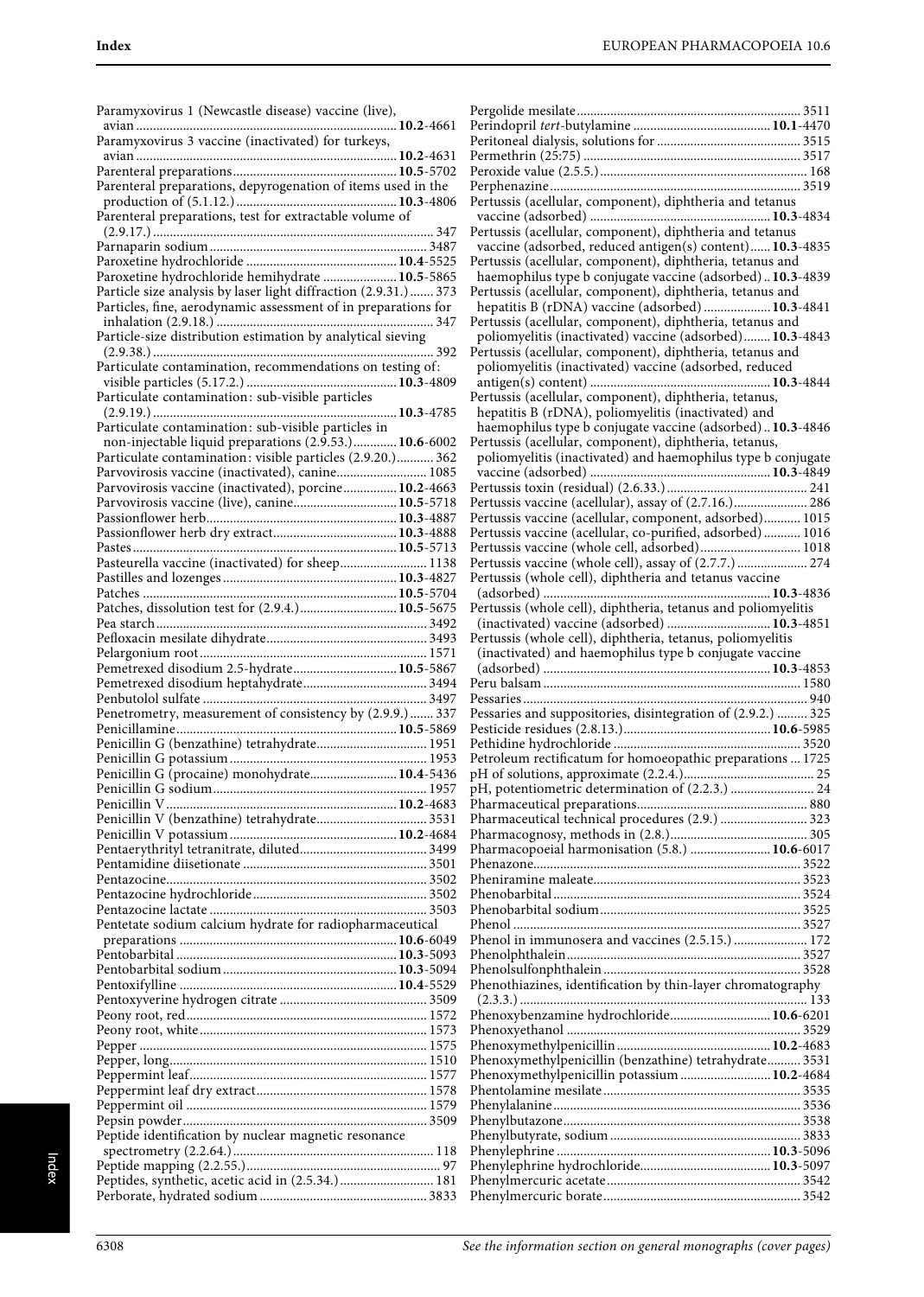Paramyxovirus 1 (Newcastle disease) vaccine (live), avian ........ **10.2**-4661
Paramyxovirus 3 vaccine (inactivated) for turkeys, avian ........ **10.2**-4631
Parenteral preparations ........ **10.5**-5702
Parenteral preparations, depyrogenation of items used in the production of (5.1.12.) ........ **10.3**-4806
Parenteral preparations, test for extractable volume of (2.9.17.) ........ 347
Parnaparin sodium ........ 3487
Paroxetine hydrochloride ........ **10.4**-5525
Paroxetine hydrochloride hemihydrate ........ **10.5**-5865
Particle size analysis by laser light diffraction (2.9.31.) ........ 373
Particles, fine, aerodynamic assessment of in preparations for inhalation (2.9.18.) ........ 347
Particle-size distribution estimation by analytical sieving (2.9.38.) ........ 392
Particulate contamination, recommendations on testing of: visible particles (5.17.2.) ........ **10.3**-4809
Particulate contamination: sub-visible particles (2.9.19.) ........ **10.3**-4785
Particulate contamination: sub-visible particles in non-injectable liquid preparations (2.9.53.) ........ **10.6**-6002
Particulate contamination: visible particles (2.9.20.) ........ 362
Parvovirosis vaccine (inactivated), canine ........ 1085
Parvovirosis vaccine (inactivated), porcine ........ **10.2**-4663
Parvovirosis vaccine (live), canine ........ **10.5**-5718
Passionflower herb ........ **10.3**-4887
Passionflower herb dry extract ........ **10.3**-4888
Pastes ........ **10.5**-5713
Pasteurella vaccine (inactivated) for sheep ........ 1138
Pastilles and lozenges ........ **10.3**-4827
Patches ........ **10.5**-5704
Patches, dissolution test for (2.9.4.) ........ **10.5**-5675
Pea starch ........ 3492
Pefloxacin mesilate dihydrate ........ 3493
Pelargonium root ........ 1571
Pemetrexed disodium 2.5-hydrate ........ **10.5**-5867
Pemetrexed disodium heptahydrate ........ 3494
Penbutolol sulfate ........ 3497
Penetrometry, measurement of consistency by (2.9.9.) ........ 337
Penicillamine ........ **10.5**-5869
Penicillin G (benzathine) tetrahydrate ........ 1951
Penicillin G potassium ........ 1953
Penicillin G (procaine) monohydrate ........ **10.4**-5436
Penicillin G sodium ........ 1957
Penicillin V ........ **10.2**-4683
Penicillin V (benzathine) tetrahydrate ........ 3531
Penicillin V potassium ........ **10.2**-4684
Pentaerythrityl tetranitrate, diluted ........ 3499
Pentamidine diisetionate ........ 3501
Pentazocine ........ 3502
Pentazocine hydrochloride ........ 3502
Pentazocine lactate ........ 3503
Pentetate sodium calcium hydrate for radiopharmaceutical preparations ........ **10.6**-6049
Pentobarbital ........ **10.3**-5093
Pentobarbital sodium ........ **10.3**-5094
Pentoxifylline ........ **10.4**-5529
Pentoxyverine hydrogen citrate ........ 3509
Peony root, red ........ 1572
Peony root, white ........ 1573
Pepper ........ 1575
Pepper, long ........ 1510
Peppermint leaf ........ 1577
Peppermint leaf dry extract ........ 1578
Peppermint oil ........ 1579
Pepsin powder ........ 3509
Peptide identification by nuclear magnetic resonance spectrometry (2.2.64.) ........ 118
Peptide mapping (2.2.55.) ........ 97
Peptides, synthetic, acetic acid in (2.5.34.) ........ 181
Perborate, hydrated sodium ........ 3833
Pergolide mesilate ........ 3511
Perindopril *tert*-butylamine ........ **10.1**-4470
Peritoneal dialysis, solutions for ........ 3515
Permethrin (25:75) ........ 3517
Peroxide value (2.5.5.) ........ 168
Perphenazine ........ 3519
Pertussis (acellular, component), diphtheria and tetanus vaccine (adsorbed) ........ **10.3**-4834
Pertussis (acellular, component), diphtheria and tetanus vaccine (adsorbed, reduced antigen(s) content) ........ **10.3**-4835
Pertussis (acellular, component), diphtheria, tetanus and haemophilus type b conjugate vaccine (adsorbed) ........ **10.3**-4839
Pertussis (acellular, component), diphtheria, tetanus and hepatitis B (rDNA) vaccine (adsorbed) ........ **10.3**-4841
Pertussis (acellular, component), diphtheria, tetanus and poliomyelitis (inactivated) vaccine (adsorbed) ........ **10.3**-4843
Pertussis (acellular, component), diphtheria, tetanus and poliomyelitis (inactivated) vaccine (adsorbed, reduced antigen(s) content) ........ **10.3**-4844
Pertussis (acellular, component), diphtheria, tetanus, hepatitis B (rDNA), poliomyelitis (inactivated) and haemophilus type b conjugate vaccine (adsorbed) ........ **10.3**-4846
Pertussis (acellular, component), diphtheria, tetanus, poliomyelitis (inactivated) and haemophilus type b conjugate vaccine (adsorbed) ........ **10.3**-4849
Pertussis toxin (residual) (2.6.33.) ........ 241
Pertussis vaccine (acellular), assay of (2.7.16.) ........ 286
Pertussis vaccine (acellular, component, adsorbed) ........ 1015
Pertussis vaccine (acellular, co-purified, adsorbed) ........ 1016
Pertussis vaccine (whole cell, adsorbed) ........ 1018
Pertussis vaccine (whole cell), assay of (2.7.7.) ........ 274
Pertussis (whole cell), diphtheria and tetanus vaccine (adsorbed) ........ **10.3**-4836
Pertussis (whole cell), diphtheria, tetanus and poliomyelitis (inactivated) vaccine (adsorbed) ........ **10.3**-4851
Pertussis (whole cell), diphtheria, tetanus, poliomyelitis (inactivated) and haemophilus type b conjugate vaccine (adsorbed) ........ **10.3**-4853
Peru balsam ........ 1580
Pessaries ........ 940
Pessaries and suppositories, disintegration of (2.9.2.) ........ 325
Pesticide residues (2.8.13.) ........ **10.6**-5985
Pethidine hydrochloride ........ 3520
Petroleum rectificatum for homoeopathic preparations ........ 1725
pH of solutions, approximate (2.2.4.) ........ 25
pH, potentiometric determination of (2.2.3.) ........ 24
Pharmaceutical preparations ........ 880
Pharmaceutical technical procedures (2.9.) ........ 323
Pharmacognosy, methods in (2.8.) ........ 305
Pharmacopoeial harmonisation (5.8.) ........ **10.6**-6017
Phenazone ........ 3522
Pheniramine maleate ........ 3523
Phenobarbital ........ 3524
Phenobarbital sodium ........ 3525
Phenol ........ 3527
Phenol in immunosera and vaccines (2.5.15.) ........ 172
Phenolphthalein ........ 3527
Phenolsulfonphthalein ........ 3528
Phenothiazines, identification by thin-layer chromatography (2.3.3.) ........ 133
Phenoxybenzamine hydrochloride ........ **10.6**-6201
Phenoxyethanol ........ 3529
Phenoxymethylpenicillin ........ **10.2**-4683
Phenoxymethylpenicillin (benzathine) tetrahydrate ........ 3531
Phenoxymethylpenicillin potassium ........ **10.2**-4684
Phentolamine mesilate ........ 3535
Phenylalanine ........ 3536
Phenylbutazone ........ 3538
Phenylbutyrate, sodium ........ 3833
Phenylephrine ........ **10.3**-5096
Phenylephrine hydrochloride ........ **10.3**-5097
Phenylmercuric acetate ........ 3542
Phenylmercuric borate ........ 3542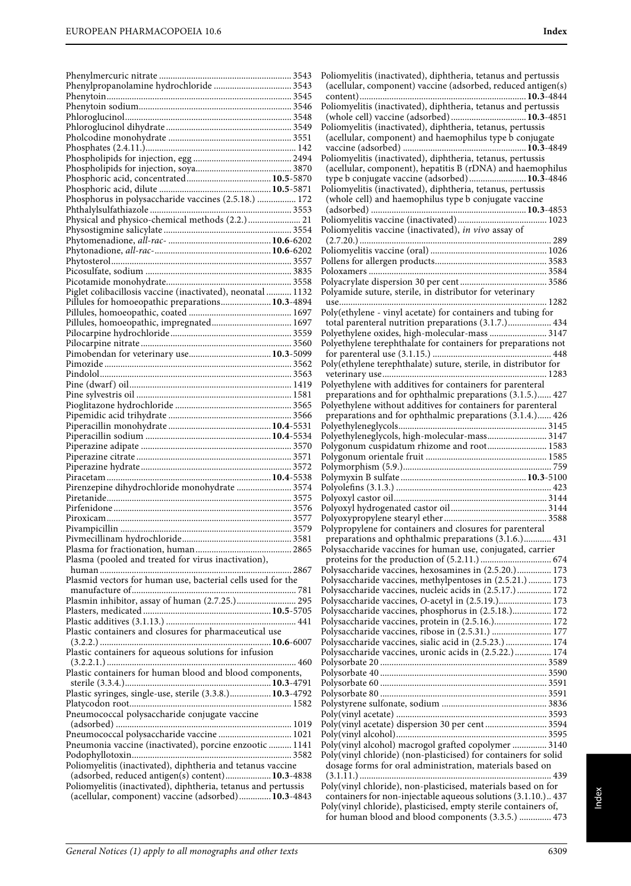Phenylmercuric nitrate ........................................................ 3543
Phenylpropanolamine hydrochloride ................................ 3543
Phenytoin.............................................................................. 3545
Phenytoin sodium................................................................ 3546
Phloroglucinol...................................................................... 3548
Phloroglucinol dihydrate ..................................................... 3549
Pholcodine monohydrate .................................................... 3551
Phosphates (2.4.11.)................................................................ 142
Phospholipids for injection, egg .......................................... 2494
Phospholipids for injection, soya......................................... 3870
Phosphoric acid, concentrated.................................... **10.5**-5870
Phosphoric acid, dilute ................................................ **10.5**-5871
Phosphorus in polysaccharide vaccines (2.5.18.) ................ 172
Phthalylsulfathiazole ............................................................ 3553
Physical and physico-chemical methods (2.2.)...................... 21
Physostigmine salicylate ....................................................... 3554
Phytomenadione, *all-rac-* ........................................... **10.6**-6202
Phytonadione, *all-rac-*.................................................. **10.6**-6202
Phytosterol............................................................................. 3557
Picosulfate, sodium .............................................................. 3835
Picotamide monohydrate..................................................... 3558
Piglet colibacillosis vaccine (inactivated), neonatal ........... 1132
Pillules for homoeopathic preparations...................... **10.3**-4894
Pillules, homoeopathic, coated ............................................ 1697
Pillules, homoeopathic, impregnated.................................. 1697
Pilocarpine hydrochloride .................................................... 3559
Pilocarpine nitrate ................................................................. 3560
Pimobendan for veterinary use................................... **10.3**-5099
Pimozide ................................................................................ 3562
Pindolol.................................................................................. 3563
Pine (dwarf) oil...................................................................... 1419
Pine sylvestris oil .................................................................. 1581
Pioglitazone hydrochloride .................................................. 3565
Pipemidic acid trihydrate ..................................................... 3566
Piperacillin monohydrate ........................................... **10.4**-5531
Piperacillin sodium ...................................................... **10.4**-5534
Piperazine adipate ................................................................ 3570
Piperazine citrate .................................................................. 3571
Piperazine hydrate ................................................................ 3572
Piracetam ...................................................................... **10.4**-5538
Pirenzepine dihydrochloride monohydrate ........................ 3574
Piretanide............................................................................... 3575
Pirfenidone ............................................................................ 3576
Piroxicam............................................................................... 3577
Pivampicillin ......................................................................... 3579
Pivmecillinam hydrochloride............................................... 3581
Plasma for fractionation, human.......................................... 2865
Plasma (pooled and treated for virus inactivation), human .................................................................................. 2867
Plasmid vectors for human use, bacterial cells used for the manufacture of....................................................................... 781
Plasmin inhibitor, assay of human (2.7.25.).......................... 295
Plasters, medicated ....................................................... **10.5**-5705
Plastic additives (3.1.13.) ........................................................ 441
Plastic containers and closures for pharmaceutical use (3.2.2.) ........................................................................... **10.6**-6007
Plastic containers for aqueous solutions for infusion (3.2.2.1.) ................................................................................. 460
Plastic containers for human blood and blood components, sterile (3.3.4.)................................................................ **10.3**-4791
Plastic syringes, single-use, sterile (3.3.8.).................. **10.3**-4792
Platycodon root..................................................................... 1582
Pneumococcal polysaccharide conjugate vaccine (adsorbed) ........................................................................... 1019
Pneumococcal polysaccharide vaccine ................................ 1021
Pneumonia vaccine (inactivated), porcine enzootic .......... 1141
Podophyllotoxin.................................................................... 3582
Poliomyelitis (inactivated), diphtheria and tetanus vaccine (adsorbed, reduced antigen(s) content).................... **10.3**-4838
Poliomyelitis (inactivated), diphtheria, tetanus and pertussis (acellular, component) vaccine (adsorbed).............. **10.3**-4843
Poliomyelitis (inactivated), diphtheria, tetanus and pertussis (acellular, component) vaccine (adsorbed, reduced antigen(s) content)........................................................................ **10.3**-4844
Poliomyelitis (inactivated), diphtheria, tetanus and pertussis (whole cell) vaccine (adsorbed)................................ **10.3**-4851
Poliomyelitis (inactivated), diphtheria, tetanus, pertussis (acellular, component) and haemophilus type b conjugate vaccine (adsorbed) ..................................................... **10.3**-4849
Poliomyelitis (inactivated), diphtheria, tetanus, pertussis (acellular, component), hepatitis B (rDNA) and haemophilus type b conjugate vaccine (adsorbed)......................... **10.3**-4846
Poliomyelitis (inactivated), diphtheria, tetanus, pertussis (whole cell) and haemophilus type b conjugate vaccine (adsorbed) ................................................................... **10.3**-4853
Poliomyelitis vaccine (inactivated)...................................... 1023
Poliomyelitis vaccine (inactivated), *in vivo* assay of (2.7.20.).................................................................................. 289
Poliomyelitis vaccine (oral) .................................................. 1026
Pollens for allergen products................................................ 3583
Poloxamers ............................................................................ 3584
Polyacrylate dispersion 30 per cent ..................................... 3586
Polyamide suture, sterile, in distributor for veterinary use......................................................................................... 1282
Poly(ethylene - vinyl acetate) for containers and tubing for total parenteral nutrition preparations (3.1.7.).................. 434
Polyethylene oxides, high-molecular-mass ......................... 3147
Polyethylene terephthalate for containers for preparations not for parenteral use (3.1.15.) ................................................... 448
Poly(ethylene terephthalate) suture, sterile, in distributor for veterinary use....................................................................... 1283
Polyethylene with additives for containers for parenteral preparations and for ophthalmic preparations (3.1.5.)...... 427
Polyethylene without additives for containers for parenteral preparations and for ophthalmic preparations (3.1.4.)...... 426
Polyethyleneglycols................................................................ 3145
Polyethyleneglycols, high-molecular-mass.......................... 3147
Polygonum cuspidatum rhizome and root.......................... 1583
Polygonum orientale fruit .................................................... 1585
Polymorphism (5.9.)................................................................ 759
Polymyxin B sulfate ...................................................... **10.3**-5100
Polyolefins (3.1.3.) .................................................................. 423
Polyoxyl castor oil.................................................................. 3144
Polyoxyl hydrogenated castor oil......................................... 3144
Polyoxypropylene stearyl ether............................................ 3588
Polypropylene for containers and closures for parenteral preparations and ophthalmic preparations (3.1.6.)............ 431
Polysaccharide vaccines for human use, conjugated, carrier proteins for the production of (5.2.11.) ............................... 674
Polysaccharide vaccines, hexosamines in (2.5.20.)............... 173
Polysaccharide vaccines, methylpentoses in (2.5.21.) .......... 173
Polysaccharide vaccines, nucleic acids in (2.5.17.) ............... 172
Polysaccharide vaccines, *O*-acetyl in (2.5.19.)....................... 173
Polysaccharide vaccines, phosphorus in (2.5.18.)................. 172
Polysaccharide vaccines, protein in (2.5.16.)......................... 172
Polysaccharide vaccines, ribose in (2.5.31.) .......................... 177
Polysaccharide vaccines, sialic acid in (2.5.23.) .................... 174
Polysaccharide vaccines, uronic acids in (2.5.22.)................ 174
Polysorbate 20 ........................................................................ 3589
Polysorbate 40 ........................................................................ 3590
Polysorbate 60 ........................................................................ 3591
Polysorbate 80 ........................................................................ 3591
Polystyrene sulfonate, sodium ............................................. 3836
Poly(vinyl acetate) ................................................................. 3593
Poly(vinyl acetate) dispersion 30 per cent........................... 3594
Poly(vinyl alcohol)................................................................. 3595
Poly(vinyl alcohol) macrogol grafted copolymer ............... 3140
Poly(vinyl chloride) (non-plasticised) for containers for solid dosage forms for oral administration, materials based on (3.1.11.) .................................................................................. 439
Poly(vinyl chloride), non-plasticised, materials based on for containers for non-injectable aqueous solutions (3.1.10.).. 437
Poly(vinyl chloride), plasticised, empty sterile containers of, for human blood and blood components (3.3.5.) .............. 473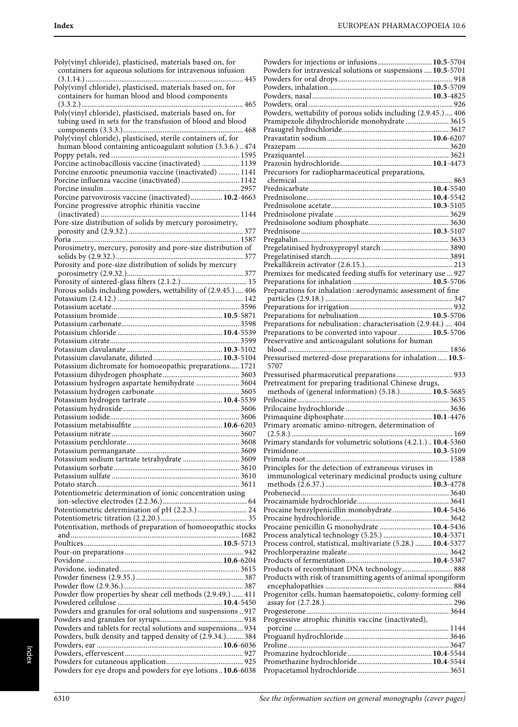Poly(vinyl chloride), plasticised, materials based on, for containers for aqueous solutions for intravenous infusion (3.1.14.) ... 445
Poly(vinyl chloride), plasticised, materials based on, for containers for human blood and blood components (3.3.2.) ... 465
Poly(vinyl chloride), plasticised, materials based on, for tubing used in sets for the transfusion of blood and blood components (3.3.3.) ... 468
Poly(vinyl chloride), plasticised, sterile containers of, for human blood containing anticoagulant solution (3.3.6.) .. 474
Poppy petals, red ... 1595
Porcine actinobacillosis vaccine (inactivated) ... 1139
Porcine enzootic pneumonia vaccine (inactivated) ... 1141
Porcine influenza vaccine (inactivated) ... 1142
Porcine insulin ... 2957
Porcine parvovirosis vaccine (inactivated) ... **10.2**-4663
Porcine progressive atrophic rhinitis vaccine (inactivated) ... 1144
Pore-size distribution of solids by mercury porosimetry, porosity and (2.9.32.) ... 377
Poria ... 1587
Porosimetry, mercury, porosity and pore-size distribution of solids by (2.9.32.) ... 377
Porosity and pore-size distribution of solids by mercury porosimetry (2.9.32.) ... 377
Porosity of sintered-glass filters (2.1.2.) ... 15
Porous solids including powders, wettability of (2.9.45.) .... 406
Potassium (2.4.12.) ... 142
Potassium acetate ... 3596
Potassium bromide ... **10.5**-5871
Potassium carbonate ... 3598
Potassium chloride ... **10.4**-5539
Potassium citrate ... 3599
Potassium clavulanate ... **10.3**-5102
Potassium clavulanate, diluted ... **10.3**-5104
Potassium dichromate for homoeopathic preparations ... 1721
Potassium dihydrogen phosphate ... 3603
Potassium hydrogen aspartate hemihydrate ... 3604
Potassium hydrogen carbonate ... 3605
Potassium hydrogen tartrate ... **10.4**-5539
Potassium hydroxide ... 3606
Potassium iodide ... 3606
Potassium metabisulfite ... **10.6**-6203
Potassium nitrate ... 3607
Potassium perchlorate ... 3608
Potassium permanganate ... 3609
Potassium sodium tartrate tetrahydrate ... 3609
Potassium sorbate ... 3610
Potassium sulfate ... 3610
Potato starch ... 3611
Potentiometric determination of ionic concentration using ion-selective electrodes (2.2.36.) ... 64
Potentiometric determination of pH (2.2.3.) ... 24
Potentiometric titration (2.2.20.) ... 35
Potentisation, methods of preparation of homoeopathic stocks and ... 1682
Poultices ... **10.5**-5713
Pour-on preparations ... 942
Povidone ... **10.6**-6204
Povidone, iodinated ... 3615
Powder fineness (2.9.35.) ... 387
Powder flow (2.9.36.) ... 387
Powder flow properties by shear cell methods (2.9.49.) ... 411
Powdered cellulose ... **10.4**-5450
Powders and granules for oral solutions and suspensions .. 917
Powders and granules for syrups ... 918
Powders and tablets for rectal solutions and suspensions ... 934
Powders, bulk density and tapped density of (2.9.34.) ... 384
Powders, ear ... **10.6**-6036
Powders, effervescent ... 927
Powders for cutaneous application ... 925
Powders for eye drops and powders for eye lotions .. **10.6**-6038
Powders for injections or infusions ... **10.5**-5704
Powders for intravesical solutions or suspensions .... **10.5**-5701
Powders for oral drops ... 918
Powders, inhalation ... **10.5**-5709
Powders, nasal ... **10.3**-4825
Powders, oral ... 926
Powders, wettability of porous solids including (2.9.45.) .... 406
Pramipexole dihydrochloride monohydrate ... 3615
Prasugrel hydrochloride ... 3617
Pravastatin sodium ... **10.6**-6207
Prazepam ... 3620
Praziquantel ... 3621
Prazosin hydrochloride ... **10.1**-4473
Precursors for radiopharmaceutical preparations, chemical ... 863
Prednicarbate ... **10.4**-5540
Prednisolone ... **10.4**-5542
Prednisolone acetate ... **10.3**-5105
Prednisolone pivalate ... 3629
Prednisolone sodium phosphate ... 3630
Prednisone ... **10.3**-5107
Pregabalin ... 3633
Pregelatinised hydroxypropyl starch ... 3890
Pregelatinised starch ... 3891
Prekallikrein activator (2.6.15.) ... 213
Premixes for medicated feeding stuffs for veterinary use ... 927
Preparations for inhalation ... **10.5**-5706
Preparations for inhalation: aerodynamic assessment of fine particles (2.9.18.) ... 347
Preparations for irrigation ... 932
Preparations for nebulisation ... **10.5**-5706
Preparations for nebulisation: characterisation (2.9.44.) .... 404
Preparations to be converted into vapour ... **10.5**-5706
Preservative and anticoagulant solutions for human blood ... 1856
Pressurised metered-dose preparations for inhalation ... **10.5**-5707
Pressurised pharmaceutical preparations ... 933
Pretreatment for preparing traditional Chinese drugs, methods of (general information) (5.18.) ... **10.5**-5685
Prilocaine ... 3635
Prilocaine hydrochloride ... 3636
Primaquine diphosphate ... **10.1**-4476
Primary aromatic amino-nitrogen, determination of (2.5.8.) ... 169
Primary standards for volumetric solutions (4.2.1.) .. **10.4**-5360
Primidone ... **10.3**-5109
Primula root ... 1588
Principles for the detection of extraneous viruses in immunological veterinary medicinal products using culture methods (2.6.37.) ... **10.3**-4778
Probenecid ... 3640
Procainamide hydrochloride ... 3641
Procaine benzylpenicillin monohydrate ... **10.4**-5436
Procaine hydrochloride ... 3642
Procaine penicillin G monohydrate ... **10.4**-5436
Process analytical technology (5.25.) ... **10.4**-5371
Process control, statistical, multivariate (5.28.) ... **10.4**-5377
Prochlorperazine maleate ... 3642
Products of fermentation ... **10.4**-5387
Products of recombinant DNA technology ... 888
Products with risk of transmitting agents of animal spongiform encephalopathies ... 884
Progenitor cells, human haematopoietic, colony-forming cell assay for (2.7.28.) ... 296
Progesterone ... 3644
Progressive atrophic rhinitis vaccine (inactivated), porcine ... 1144
Proguanil hydrochloride ... 3646
Proline ... 3647
Promazine hydrochloride ... **10.4**-5544
Promethazine hydrochloride ... **10.4**-5544
Propacetamol hydrochloride ... 3651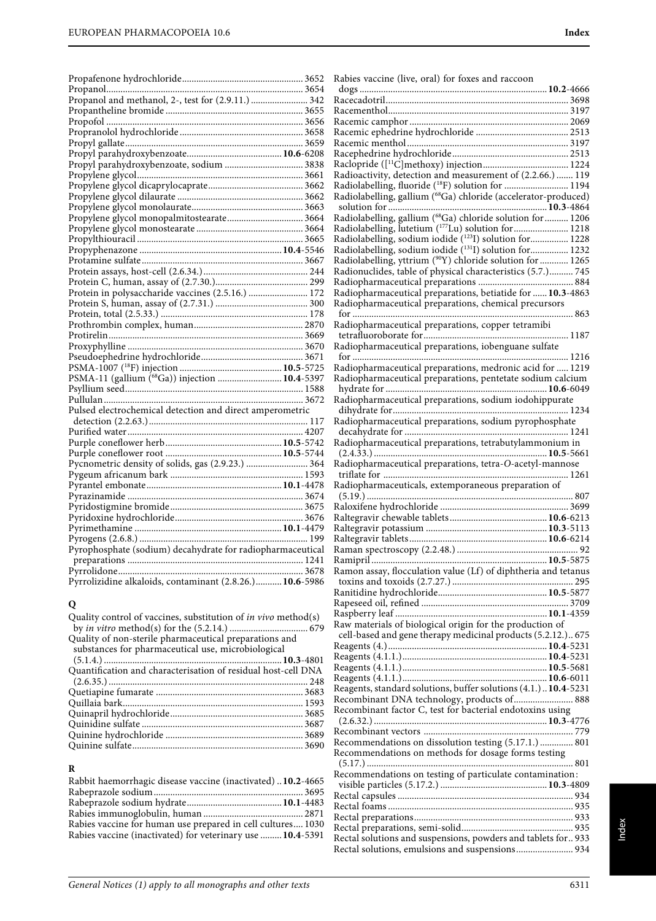Propafenone hydrochloride ........................................ 3652
Propanol ........................................ 3654
Propanol and methanol, 2-, test for (2.9.11.) ........................................ 342
Propantheline bromide ........................................ 3655
Propofol ........................................ 3656
Propranolol hydrochloride ........................................ 3658
Propyl gallate ........................................ 3659
Propyl parahydroxybenzoate ........................................ **10.6**-6208
Propyl parahydroxybenzoate, sodium ........................................ 3838
Propylene glycol ........................................ 3661
Propylene glycol dicaprylocaprate ........................................ 3662
Propylene glycol dilaurate ........................................ 3662
Propylene glycol monolaurate ........................................ 3663
Propylene glycol monopalmitostearate ........................................ 3664
Propylene glycol monostearate ........................................ 3664
Propylthiouracil ........................................ 3665
Propyphenazone ........................................ **10.4**-5546
Protamine sulfate ........................................ 3667
Protein assays, host-cell (2.6.34.) ........................................ 244
Protein C, human, assay of (2.7.30.) ........................................ 299
Protein in polysaccharide vaccines (2.5.16.) ........................................ 172
Protein S, human, assay of (2.7.31.) ........................................ 300
Protein, total (2.5.33.) ........................................ 178
Prothrombin complex, human ........................................ 2870
Protirelin ........................................ 3669
Proxyphylline ........................................ 3670
Pseudoephedrine hydrochloride ........................................ 3671
PSMA-1007 ($^{18}$F) injection ........................................ **10.5**-5725
PSMA-11 (gallium ($^{68}$Ga)) injection ........................................ **10.4**-5397
Psyllium seed ........................................ 1588
Pullulan ........................................ 3672
Pulsed electrochemical detection and direct amperometric detection (2.2.63.) ........................................ 117
Purified water ........................................ 4207
Purple coneflower herb ........................................ **10.5**-5742
Purple coneflower root ........................................ **10.5**-5744
Pycnometric density of solids, gas (2.9.23.) ........................................ 364
Pygeum africanum bark ........................................ 1593
Pyrantel embonate ........................................ **10.1**-4478
Pyrazinamide ........................................ 3674
Pyridostigmine bromide ........................................ 3675
Pyridoxine hydrochloride ........................................ 3676
Pyrimethamine ........................................ **10.1**-4479
Pyrogens (2.6.8.) ........................................ 199
Pyrophosphate (sodium) decahydrate for radiopharmaceutical preparations ........................................ 1241
Pyrrolidone ........................................ 3678
Pyrrolizidine alkaloids, contaminant (2.8.26.) ........................................ **10.6**-5986

## Q

Quality control of vaccines, substitution of *in vivo* method(s) by *in vitro* method(s) for the (5.2.14.) ........................................ 679
Quality of non-sterile pharmaceutical preparations and substances for pharmaceutical use, microbiological (5.1.4.) ........................................ **10.3**-4801
Quantification and characterisation of residual host-cell DNA (2.6.35.) ........................................ 248
Quetiapine fumarate ........................................ 3683
Quillaia bark ........................................ 1593
Quinapril hydrochloride ........................................ 3685
Quinidine sulfate ........................................ 3687
Quinine hydrochloride ........................................ 3689
Quinine sulfate ........................................ 3690

## R

Rabbit haemorrhagic disease vaccine (inactivated) .. **10.2**-4665
Rabeprazole sodium ........................................ 3695
Rabeprazole sodium hydrate ........................................ **10.1**-4483
Rabies immunoglobulin, human ........................................ 2871
Rabies vaccine for human use prepared in cell cultures .... 1030
Rabies vaccine (inactivated) for veterinary use ......... **10.4**-5391
Rabies vaccine (live, oral) for foxes and raccoon dogs ........................................ **10.2**-4666
Racecadotril ........................................ 3698
Racementhol ........................................ 3197
Racemic camphor ........................................ 2069
Racemic ephedrine hydrochloride ........................................ 2513
Racemic menthol ........................................ 3197
Racephedrine hydrochloride ........................................ 2513
Raclopride ([$^{11}$C]methoxy) injection ........................................ 1224
Radioactivity, detection and measurement of (2.2.66.) ....... 119
Radiolabelling, fluoride ($^{18}$F) solution for ........................................ 1194
Radiolabelling, gallium ($^{68}$Ga) chloride (accelerator-produced) solution for ........................................ **10.3**-4864
Radiolabelling, gallium ($^{68}$Ga) chloride solution for .......... 1206
Radiolabelling, lutetium ($^{177}$Lu) solution for ........................................ 1218
Radiolabelling, sodium iodide ($^{123}$I) solution for ................ 1228
Radiolabelling, sodium iodide ($^{131}$I) solution for ................ 1232
Radiolabelling, yttrium ($^{90}$Y) chloride solution for ............ 1265
Radionuclides, table of physical characteristics (5.7.) .......... 745
Radiopharmaceutical preparations ........................................ 884
Radiopharmaceutical preparations, betiatide for ...... **10.3**-4863
Radiopharmaceutical preparations, chemical precursors for ........................................ 863
Radiopharmaceutical preparations, copper tetramibi tetrafluoroborate for ........................................ 1187
Radiopharmaceutical preparations, iobenguane sulfate for ........................................ 1216
Radiopharmaceutical preparations, medronic acid for ..... 1219
Radiopharmaceutical preparations, pentetate sodium calcium hydrate for ........................................ **10.6**-6049
Radiopharmaceutical preparations, sodium iodohippurate dihydrate for ........................................ 1234
Radiopharmaceutical preparations, sodium pyrophosphate decahydrate for ........................................ 1241
Radiopharmaceutical preparations, tetrabutylammonium in (2.4.33.) ........................................ **10.5**-5661
Radiopharmaceutical preparations, tetra-*O*-acetyl-mannose triflate for ........................................ 1261
Radiopharmaceuticals, extemporaneous preparation of (5.19.) ........................................ 807
Raloxifene hydrochloride ........................................ 3699
Raltegravir chewable tablets ........................................ **10.6**-6213
Raltegravir potassium ........................................ **10.3**-5113
Raltegravir tablets ........................................ **10.6**-6214
Raman spectroscopy (2.2.48.) ........................................ 92
Ramipril ........................................ **10.5**-5875
Ramon assay, flocculation value (Lf) of diphtheria and tetanus toxins and toxoids (2.7.27.) ........................................ 295
Ranitidine hydrochloride ........................................ **10.5**-5877
Rapeseed oil, refined ........................................ 3709
Raspberry leaf ........................................ **10.1**-4359
Raw materials of biological origin for the production of cell-based and gene therapy medicinal products (5.2.12.) .. 675
Reagents (4.) ........................................ **10.4**-5231
Reagents (4.1.1.) ........................................ **10.4**-5231
Reagents (4.1.1.) ........................................ **10.5**-5681
Reagents (4.1.1.) ........................................ **10.6**-6011
Reagents, standard solutions, buffer solutions (4.1.) .. **10.4**-5231
Recombinant DNA technology, products of ........................................ 888
Recombinant factor C, test for bacterial endotoxins using (2.6.32.) ........................................ **10.3**-4776
Recombinant vectors ........................................ 779
Recommendations on dissolution testing (5.17.1.) .............. 801
Recommendations on methods for dosage forms testing (5.17.) ........................................ 801
Recommendations on testing of particulate contamination: visible particles (5.17.2.) ........................................ **10.3**-4809
Rectal capsules ........................................ 934
Rectal foams ........................................ 935
Rectal preparations ........................................ 933
Rectal preparations, semi-solid ........................................ 935
Rectal solutions and suspensions, powders and tablets for .. 933
Rectal solutions, emulsions and suspensions ........................................ 934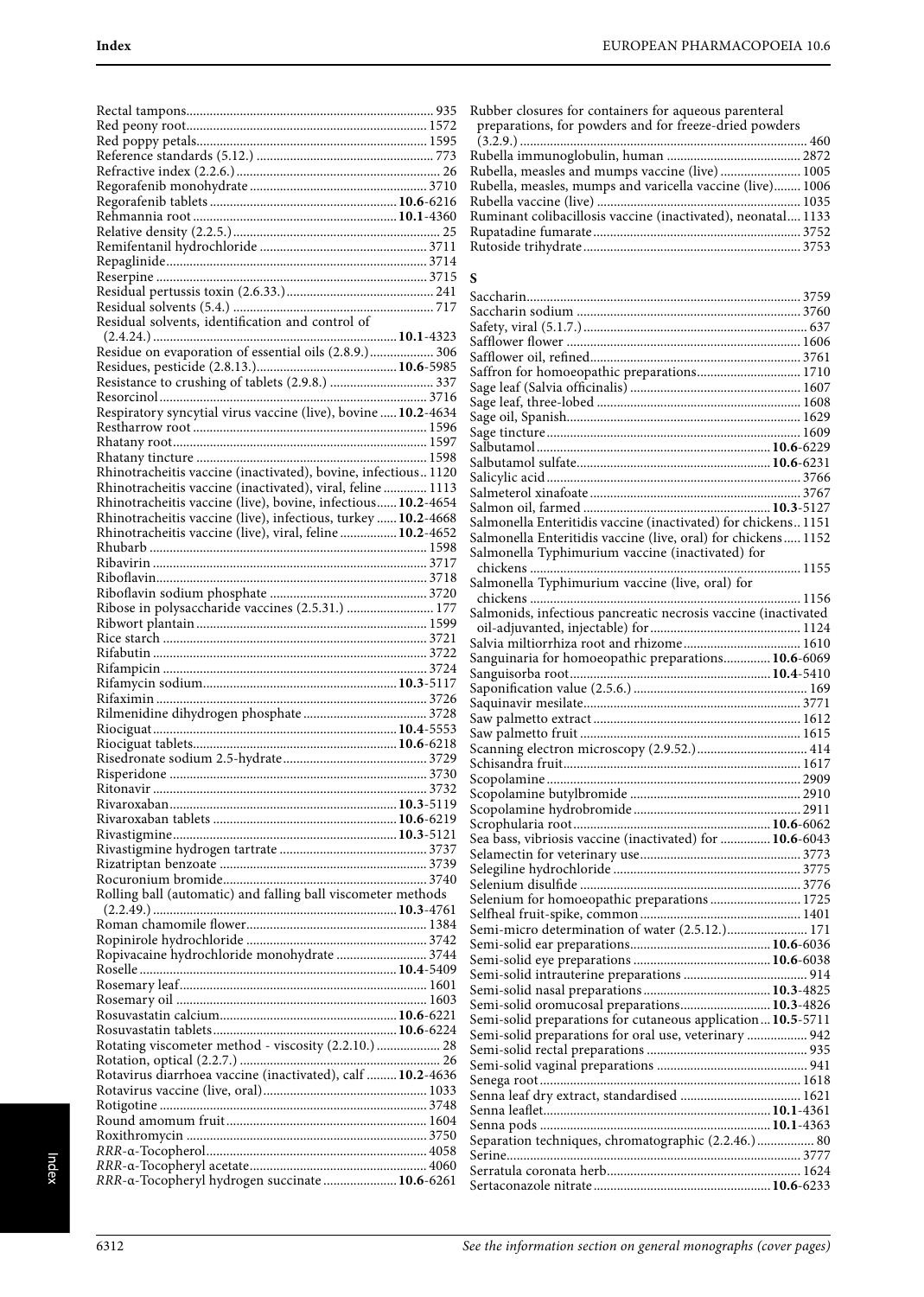Rectal tampons........................................................................ 935
Red peony root....................................................................... 1572
Red poppy petals.................................................................... 1595
Reference standards (5.12.) .................................................... 773
Refractive index (2.2.6.)............................................................ 26
Regorafenib monohydrate .................................................... 3710
Regorafenib tablets ....................................................... **10.6**-6216
Rehmannia root ............................................................ **10.1**-4360
Relative density (2.2.5.).............................................................. 25
Remifentanil hydrochloride ................................................. 3711
Repaglinide............................................................................. 3714
Reserpine ................................................................................ 3715
Residual pertussis toxin (2.6.33.)........................................... 241
Residual solvents (5.4.) ........................................................... 717
Residual solvents, identification and control of (2.4.24.) ........................................................................ **10.1**-4323
Residue on evaporation of essential oils (2.8.9.)................... 306
Residues, pesticide (2.8.13.).......................................... **10.6**-5985
Resistance to crushing of tablets (2.9.8.) ............................... 337
Resorcinol............................................................................... 3716
Respiratory syncytial virus vaccine (live), bovine ..... **10.2**-4634
Restharrow root ..................................................................... 1596
Rhatany root........................................................................... 1597
Rhatany tincture .................................................................... 1598
Rhinotracheitis vaccine (inactivated), bovine, infectious.. 1120
Rhinotracheitis vaccine (inactivated), viral, feline ............. 1113
Rhinotracheitis vaccine (live), bovine, infectious...... **10.2**-4654
Rhinotracheitis vaccine (live), infectious, turkey ...... **10.2**-4668
Rhinotracheitis vaccine (live), viral, feline ................. **10.2**-4652
Rhubarb .................................................................................. 1598
Ribavirin ................................................................................. 3717
Riboflavin................................................................................ 3718
Riboflavin sodium phosphate .............................................. 3720
Ribose in polysaccharide vaccines (2.5.31.) .......................... 177
Ribwort plantain .................................................................... 1599
Rice starch .............................................................................. 3721
Rifabutin ................................................................................. 3722
Rifampicin .............................................................................. 3724
Rifamycin sodium......................................................... **10.3**-5117
Rifaximin ................................................................................ 3726
Rilmenidine dihydrogen phosphate..................................... 3728
Riociguat........................................................................ **10.4**-5553
Riociguat tablets............................................................ **10.6**-6218
Risedronate sodium 2.5-hydrate........................................... 3729
Risperidone ............................................................................ 3730
Ritonavir ................................................................................. 3732
Rivaroxaban................................................................... **10.3**-5119
Rivaroxaban tablets ...................................................... **10.6**-6219
Rivastigmine.................................................................. **10.3**-5121
Rivastigmine hydrogen tartrate ............................................ 3737
Rizatriptan benzoate ............................................................. 3739
Rocuronium bromide............................................................ 3740
Rolling ball (automatic) and falling ball viscometer methods (2.2.49.) ........................................................................ **10.3**-4761
Roman chamomile flower..................................................... 1384
Ropinirole hydrochloride ...................................................... 3742
Ropivacaine hydrochloride monohydrate ........................... 3744
Roselle ............................................................................ **10.4**-5409
Rosemary leaf......................................................................... 1601
Rosemary oil .......................................................................... 1603
Rosuvastatin calcium.................................................... **10.6**-6221
Rosuvastatin tablets...................................................... **10.6**-6224
Rotating viscometer method - viscosity (2.2.10.) ................... 28
Rotation, optical (2.2.7.) ........................................................... 26
Rotavirus diarrhoea vaccine (inactivated), calf ......... **10.2**-4636
Rotavirus vaccine (live, oral)................................................. 1033
Rotigotine ............................................................................... 3748
Round amomum fruit............................................................ 1604
Roxithromycin ....................................................................... 3750
*RRR*-α-Tocopherol.................................................................. 4058
*RRR*-α-Tocopheryl acetate..................................................... 4060
*RRR*-α-Tocopheryl hydrogen succinate ...................... **10.6**-6261
Rubber closures for containers for aqueous parenteral preparations, for powders and for freeze-dried powders (3.2.9.) ..................................................................................... 460
Rubella immunoglobulin, human ........................................ 2872
Rubella, measles and mumps vaccine (live) ........................ 1005
Rubella, measles, mumps and varicella vaccine (live)........ 1006
Rubella vaccine (live) ............................................................. 1035
Ruminant colibacillosis vaccine (inactivated), neonatal.... 1133
Rupatadine fumarate ............................................................. 3752
Rutoside trihydrate................................................................ 3753

## S

Saccharin................................................................................. 3759
Saccharin sodium .................................................................. 3760
Safety, viral (5.1.7.) .................................................................. 637
Safflower flower ..................................................................... 1606
Safflower oil, refined.............................................................. 3761
Saffron for homoeopathic preparations............................... 1710
Sage leaf (Salvia officinalis) .................................................. 1607
Sage leaf, three-lobed ............................................................ 1608
Sage oil, Spanish..................................................................... 1629
Sage tincture........................................................................... 1609
Salbutamol..................................................................... **10.6**-6229
Salbutamol sulfate......................................................... **10.6**-6231
Salicylic acid........................................................................... 3766
Salmeterol xinafoate .............................................................. 3767
Salmon oil, farmed ....................................................... **10.3**-5127
Salmonella Enteritidis vaccine (inactivated) for chickens.. 1151
Salmonella Enteritidis vaccine (live, oral) for chickens ..... 1152
Salmonella Typhimurium vaccine (inactivated) for chickens ................................................................................ 1155
Salmonella Typhimurium vaccine (live, oral) for chickens ................................................................................ 1156
Salmonids, infectious pancreatic necrosis vaccine (inactivated oil-adjuvanted, injectable) for ............................................ 1124
Salvia miltiorrhiza root and rhizome................................... 1610
Sanguinaria for homoeopathic preparations.............. **10.6**-6069
Sanguisorba root........................................................... **10.4**-5410
Saponification value (2.5.6.) ................................................... 169
Saquinavir mesilate................................................................ 3771
Saw palmetto extract ............................................................. 1612
Saw palmetto fruit ................................................................. 1615
Scanning electron microscopy (2.9.52.)................................. 414
Schisandra fruit...................................................................... 1617
Scopolamine ........................................................................... 2909
Scopolamine butylbromide ................................................... 2910
Scopolamine hydrobromide ................................................. 2911
Scrophularia root........................................................... **10.6**-6062
Sea bass, vibriosis vaccine (inactivated) for ............... **10.6**-6043
Selamectin for veterinary use................................................ 3773
Selegiline hydrochloride ....................................................... 3775
Selenium disulfide ................................................................. 3776
Selenium for homoeopathic preparations ........................... 1725
Selfheal fruit-spike, common ................................................ 1401
Semi-micro determination of water (2.5.12.)........................ 171
Semi-solid ear preparations.......................................... **10.6**-6036
Semi-solid eye preparations ......................................... **10.6**-6038
Semi-solid intrauterine preparations ..................................... 914
Semi-solid nasal preparations...................................... **10.3**-4825
Semi-solid oromucosal preparations........................... **10.3**-4826
Semi-solid preparations for cutaneous application... **10.5**-5711
Semi-solid preparations for oral use, veterinary .................. 942
Semi-solid rectal preparations ................................................ 935
Semi-solid vaginal preparations ............................................ 941
Senega root............................................................................. 1618
Senna leaf dry extract, standardised .................................... 1621
Senna leaflet................................................................... **10.1**-4361
Senna pods .................................................................... **10.1**-4363
Separation techniques, chromatographic (2.2.46.) ................. 80
Serine....................................................................................... 3777
Serratula coronata herb......................................................... 1624
Sertaconazole nitrate .................................................... **10.6**-6233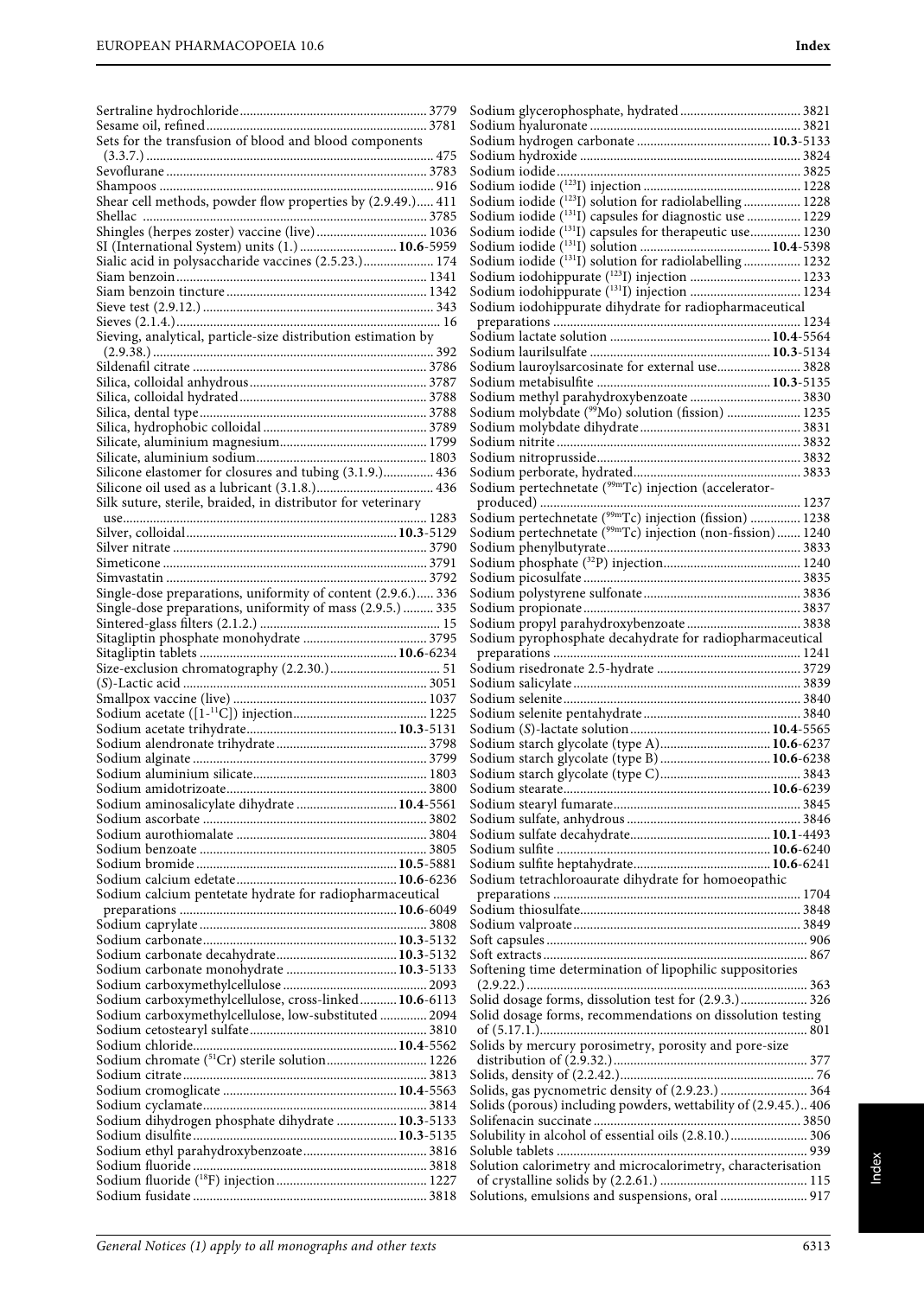Sertraline hydrochloride ........ 3779
Sesame oil, refined ........ 3781
Sets for the transfusion of blood and blood components (3.3.7.) ........ 475
Sevoflurane ........ 3783
Shampoos ........ 916
Shear cell methods, powder flow properties by (2.9.49.) ..... 411
Shellac ........ 3785
Shingles (herpes zoster) vaccine (live) ........ 1036
SI (International System) units (1.) ........ **10.6**-5959
Sialic acid in polysaccharide vaccines (2.5.23.) ........ 174
Siam benzoin ........ 1341
Siam benzoin tincture ........ 1342
Sieve test (2.9.12.) ........ 343
Sieves (2.1.4.) ........ 16
Sieving, analytical, particle-size distribution estimation by (2.9.38.) ........ 392
Sildenafil citrate ........ 3786
Silica, colloidal anhydrous ........ 3787
Silica, colloidal hydrated ........ 3788
Silica, dental type ........ 3788
Silica, hydrophobic colloidal ........ 3789
Silicate, aluminium magnesium ........ 1799
Silicate, aluminium sodium ........ 1803
Silicone elastomer for closures and tubing (3.1.9.) ........ 436
Silicone oil used as a lubricant (3.1.8.) ........ 436
Silk suture, sterile, braided, in distributor for veterinary use ........ 1283
Silver, colloidal ........ **10.3**-5129
Silver nitrate ........ 3790
Simeticone ........ 3791
Simvastatin ........ 3792
Single-dose preparations, uniformity of content (2.9.6.) ..... 336
Single-dose preparations, uniformity of mass (2.9.5.) ........ 335
Sintered-glass filters (2.1.2.) ........ 15
Sitagliptin phosphate monohydrate ........ 3795
Sitagliptin tablets ........ **10.6**-6234
Size-exclusion chromatography (2.2.30.) ........ 51
(*S*)-Lactic acid ........ 3051
Smallpox vaccine (live) ........ 1037
Sodium acetate ([1-$^{11}$C]) injection ........ 1225
Sodium acetate trihydrate ........ **10.3**-5131
Sodium alendronate trihydrate ........ 3798
Sodium alginate ........ 3799
Sodium aluminium silicate ........ 1803
Sodium amidotrizoate ........ 3800
Sodium aminosalicylate dihydrate ........ **10.4**-5561
Sodium ascorbate ........ 3802
Sodium aurothiomalate ........ 3804
Sodium benzoate ........ 3805
Sodium bromide ........ **10.5**-5881
Sodium calcium edetate ........ **10.6**-6236
Sodium calcium pentetate hydrate for radiopharmaceutical preparations ........ **10.6**-6049
Sodium caprylate ........ 3808
Sodium carbonate ........ **10.3**-5132
Sodium carbonate decahydrate ........ **10.3**-5132
Sodium carbonate monohydrate ........ **10.3**-5133
Sodium carboxymethylcellulose ........ 2093
Sodium carboxymethylcellulose, cross-linked ........ **10.6**-6113
Sodium carboxymethylcellulose, low-substituted ........ 2094
Sodium cetostearyl sulfate ........ 3810
Sodium chloride ........ **10.4**-5562
Sodium chromate ($^{51}$Cr) sterile solution ........ 1226
Sodium citrate ........ 3813
Sodium cromoglicate ........ **10.4**-5563
Sodium cyclamate ........ 3814
Sodium dihydrogen phosphate dihydrate ........ **10.3**-5133
Sodium disulfite ........ **10.3**-5135
Sodium ethyl parahydroxybenzoate ........ 3816
Sodium fluoride ........ 3818
Sodium fluoride ($^{18}$F) injection ........ 1227
Sodium fusidate ........ 3818
Sodium glycerophosphate, hydrated ........ 3821
Sodium hyaluronate ........ 3821
Sodium hydrogen carbonate ........ **10.3**-5133
Sodium hydroxide ........ 3824
Sodium iodide ........ 3825
Sodium iodide ($^{123}$I) injection ........ 1228
Sodium iodide ($^{123}$I) solution for radiolabelling ........ 1228
Sodium iodide ($^{131}$I) capsules for diagnostic use ........ 1229
Sodium iodide ($^{131}$I) capsules for therapeutic use ........ 1230
Sodium iodide ($^{131}$I) solution ........ **10.4**-5398
Sodium iodide ($^{131}$I) solution for radiolabelling ........ 1232
Sodium iodohippurate ($^{123}$I) injection ........ 1233
Sodium iodohippurate ($^{131}$I) injection ........ 1234
Sodium iodohippurate dihydrate for radiopharmaceutical preparations ........ 1234
Sodium lactate solution ........ **10.4**-5564
Sodium laurilsulfate ........ **10.3**-5134
Sodium lauroylsarcosinate for external use ........ 3828
Sodium metabisulfite ........ **10.3**-5135
Sodium methyl parahydroxybenzoate ........ 3830
Sodium molybdate ($^{99}$Mo) solution (fission) ........ 1235
Sodium molybdate dihydrate ........ 3831
Sodium nitrite ........ 3832
Sodium nitroprusside ........ 3832
Sodium perborate, hydrated ........ 3833
Sodium pertechnetate ($^{99m}$Tc) injection (accelerator-produced) ........ 1237
Sodium pertechnetate ($^{99m}$Tc) injection (fission) ........ 1238
Sodium pertechnetate ($^{99m}$Tc) injection (non-fission) ....... 1240
Sodium phenylbutyrate ........ 3833
Sodium phosphate ($^{32}$P) injection ........ 1240
Sodium picosulfate ........ 3835
Sodium polystyrene sulfonate ........ 3836
Sodium propionate ........ 3837
Sodium propyl parahydroxybenzoate ........ 3838
Sodium pyrophosphate decahydrate for radiopharmaceutical preparations ........ 1241
Sodium risedronate 2.5-hydrate ........ 3729
Sodium salicylate ........ 3839
Sodium selenite ........ 3840
Sodium selenite pentahydrate ........ 3840
Sodium (*S*)-lactate solution ........ **10.4**-5565
Sodium starch glycolate (type A) ........ **10.6**-6237
Sodium starch glycolate (type B) ........ **10.6**-6238
Sodium starch glycolate (type C) ........ 3843
Sodium stearate ........ **10.6**-6239
Sodium stearyl fumarate ........ 3845
Sodium sulfate, anhydrous ........ 3846
Sodium sulfate decahydrate ........ **10.1**-4493
Sodium sulfite ........ **10.6**-6240
Sodium sulfite heptahydrate ........ **10.6**-6241
Sodium tetrachloroaurate dihydrate for homoeopathic preparations ........ 1704
Sodium thiosulfate ........ 3848
Sodium valproate ........ 3849
Soft capsules ........ 906
Soft extracts ........ 867
Softening time determination of lipophilic suppositories (2.9.22.) ........ 363
Solid dosage forms, dissolution test for (2.9.3.) ........ 326
Solid dosage forms, recommendations on dissolution testing of (5.17.1.) ........ 801
Solids by mercury porosimetry, porosity and pore-size distribution of (2.9.32.) ........ 377
Solids, density of (2.2.42.) ........ 76
Solids, gas pycnometric density of (2.9.23.) ........ 364
Solids (porous) including powders, wettability of (2.9.45.).. 406
Solifenacin succinate ........ 3850
Solubility in alcohol of essential oils (2.8.10.) ........ 306
Soluble tablets ........ 939
Solution calorimetry and microcalorimetry, characterisation of crystalline solids by (2.2.61.) ........ 115
Solutions, emulsions and suspensions, oral ........ 917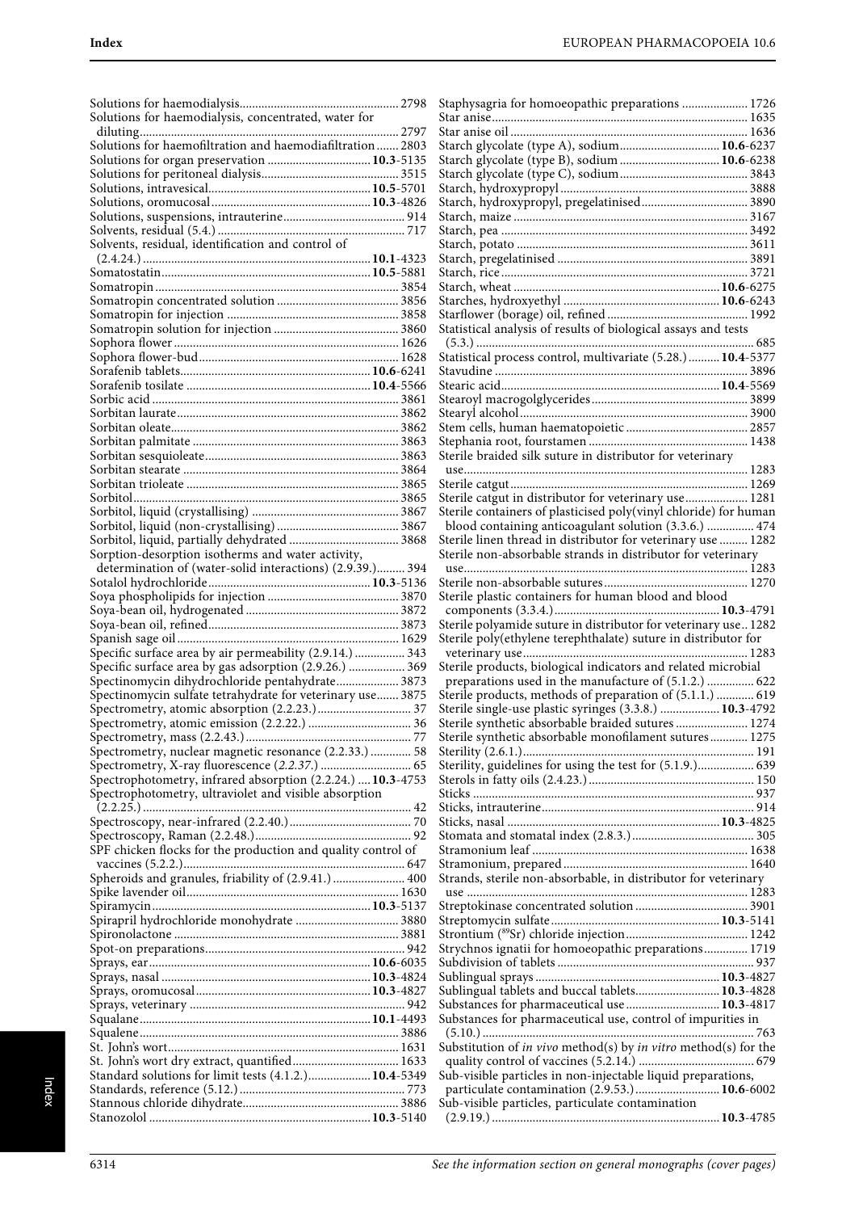Solutions for haemodialysis ..... 2798
Solutions for haemodialysis, concentrated, water for diluting ..... 2797
Solutions for haemofiltration and haemodiafiltration ..... 2803
Solutions for organ preservation ..... **10.3**-5135
Solutions for peritoneal dialysis ..... 3515
Solutions, intravesical ..... **10.5**-5701
Solutions, oromucosal ..... **10.3**-4826
Solutions, suspensions, intrauterine ..... 914
Solvents, residual (5.4.) ..... 717
Solvents, residual, identification and control of (2.4.24.) ..... **10.1**-4323
Somatostatin ..... **10.5**-5881
Somatropin ..... 3854
Somatropin concentrated solution ..... 3856
Somatropin for injection ..... 3858
Somatropin solution for injection ..... 3860
Sophora flower ..... 1626
Sophora flower-bud ..... 1628
Sorafenib tablets ..... **10.6**-6241
Sorafenib tosilate ..... **10.4**-5566
Sorbic acid ..... 3861
Sorbitan laurate ..... 3862
Sorbitan oleate ..... 3862
Sorbitan palmitate ..... 3863
Sorbitan sesquioleate ..... 3863
Sorbitan stearate ..... 3864
Sorbitan trioleate ..... 3865
Sorbitol ..... 3865
Sorbitol, liquid (crystallising) ..... 3867
Sorbitol, liquid (non-crystallising) ..... 3867
Sorbitol, liquid, partially dehydrated ..... 3868
Sorption-desorption isotherms and water activity, determination of (water-solid interactions) (2.9.39.) ..... 394
Sotalol hydrochloride ..... **10.3**-5136
Soya phospholipids for injection ..... 3870
Soya-bean oil, hydrogenated ..... 3872
Soya-bean oil, refined ..... 3873
Spanish sage oil ..... 1629
Specific surface area by air permeability (2.9.14.) ..... 343
Specific surface area by gas adsorption (2.9.26.) ..... 369
Spectinomycin dihydrochloride pentahydrate ..... 3873
Spectinomycin sulfate tetrahydrate for veterinary use ..... 3875
Spectrometry, atomic absorption (2.2.23.) ..... 37
Spectrometry, atomic emission (2.2.22.) ..... 36
Spectrometry, mass (2.2.43.) ..... 77
Spectrometry, nuclear magnetic resonance (2.2.33.) ..... 58
Spectrometry, X-ray fluorescence (*2.2.37.*) ..... 65
Spectrophotometry, infrared absorption (2.2.24.) ..... **10.3**-4753
Spectrophotometry, ultraviolet and visible absorption (2.2.25.) ..... 42
Spectroscopy, near-infrared (2.2.40.) ..... 70
Spectroscopy, Raman (2.2.48.) ..... 92
SPF chicken flocks for the production and quality control of vaccines (5.2.2.) ..... 647
Spheroids and granules, friability of (2.9.41.) ..... 400
Spike lavender oil ..... 1630
Spiramycin ..... **10.3**-5137
Spirapril hydrochloride monohydrate ..... 3880
Spironolactone ..... 3881
Spot-on preparations ..... 942
Sprays, ear ..... **10.6**-6035
Sprays, nasal ..... **10.3**-4824
Sprays, oromucosal ..... **10.3**-4827
Sprays, veterinary ..... 942
Squalane ..... **10.1**-4493
Squalene ..... 3886
St. John's wort ..... 1631
St. John's wort dry extract, quantified ..... 1633
Standard solutions for limit tests (4.1.2.) ..... **10.4**-5349
Standards, reference (5.12.) ..... 773
Stannous chloride dihydrate ..... 3886
Stanozolol ..... **10.3**-5140

Staphysagria for homoeopathic preparations ..... 1726
Star anise ..... 1635
Star anise oil ..... 1636
Starch glycolate (type A), sodium ..... **10.6**-6237
Starch glycolate (type B), sodium ..... **10.6**-6238
Starch glycolate (type C), sodium ..... 3843
Starch, hydroxypropyl ..... 3888
Starch, hydroxypropyl, pregelatinised ..... 3890
Starch, maize ..... 3167
Starch, pea ..... 3492
Starch, potato ..... 3611
Starch, pregelatinised ..... 3891
Starch, rice ..... 3721
Starch, wheat ..... **10.6**-6275
Starches, hydroxyethyl ..... **10.6**-6243
Starflower (borage) oil, refined ..... 1992
Statistical analysis of results of biological assays and tests (5.3.) ..... 685
Statistical process control, multivariate (5.28.) ..... **10.4**-5377
Stavudine ..... 3896
Stearic acid ..... **10.4**-5569
Stearoyl macrogolglycerides ..... 3899
Stearyl alcohol ..... 3900
Stem cells, human haematopoietic ..... 2857
Stephania root, fourstamen ..... 1438
Sterile braided silk suture in distributor for veterinary use ..... 1283
Sterile catgut ..... 1269
Sterile catgut in distributor for veterinary use ..... 1281
Sterile containers of plasticised poly(vinyl chloride) for human blood containing anticoagulant solution (3.3.6.) ..... 474
Sterile linen thread in distributor for veterinary use ..... 1282
Sterile non-absorbable strands in distributor for veterinary use ..... 1283
Sterile non-absorbable sutures ..... 1270
Sterile plastic containers for human blood and blood components (3.3.4.) ..... **10.3**-4791
Sterile polyamide suture in distributor for veterinary use .. 1282
Sterile poly(ethylene terephthalate) suture in distributor for veterinary use ..... 1283
Sterile products, biological indicators and related microbial preparations used in the manufacture of (5.1.2.) ..... 622
Sterile products, methods of preparation of (5.1.1.) ..... 619
Sterile single-use plastic syringes (3.3.8.) ..... **10.3**-4792
Sterile synthetic absorbable braided sutures ..... 1274
Sterile synthetic absorbable monofilament sutures ..... 1275
Sterility (2.6.1.) ..... 191
Sterility, guidelines for using the test for (5.1.9.) ..... 639
Sterols in fatty oils (2.4.23.) ..... 150
Sticks ..... 937
Sticks, intrauterine ..... 914
Sticks, nasal ..... **10.3**-4825
Stomata and stomatal index (2.8.3.) ..... 305
Stramonium leaf ..... 1638
Stramonium, prepared ..... 1640
Strands, sterile non-absorbable, in distributor for veterinary use ..... 1283
Streptokinase concentrated solution ..... 3901
Streptomycin sulfate ..... **10.3**-5141
Strontium ($^{89}$Sr) chloride injection ..... 1242
Strychnos ignatii for homoeopathic preparations ..... 1719
Subdivision of tablets ..... 937
Sublingual sprays ..... **10.3**-4827
Sublingual tablets and buccal tablets ..... **10.3**-4828
Substances for pharmaceutical use ..... **10.3**-4817
Substances for pharmaceutical use, control of impurities in (5.10.) ..... 763
Substitution of *in vivo* method(s) by *in vitro* method(s) for the quality control of vaccines (5.2.14.) ..... 679
Sub-visible particles in non-injectable liquid preparations, particulate contamination (2.9.53.) ..... **10.6**-6002
Sub-visible particles, particulate contamination (2.9.19.) ..... **10.3**-4785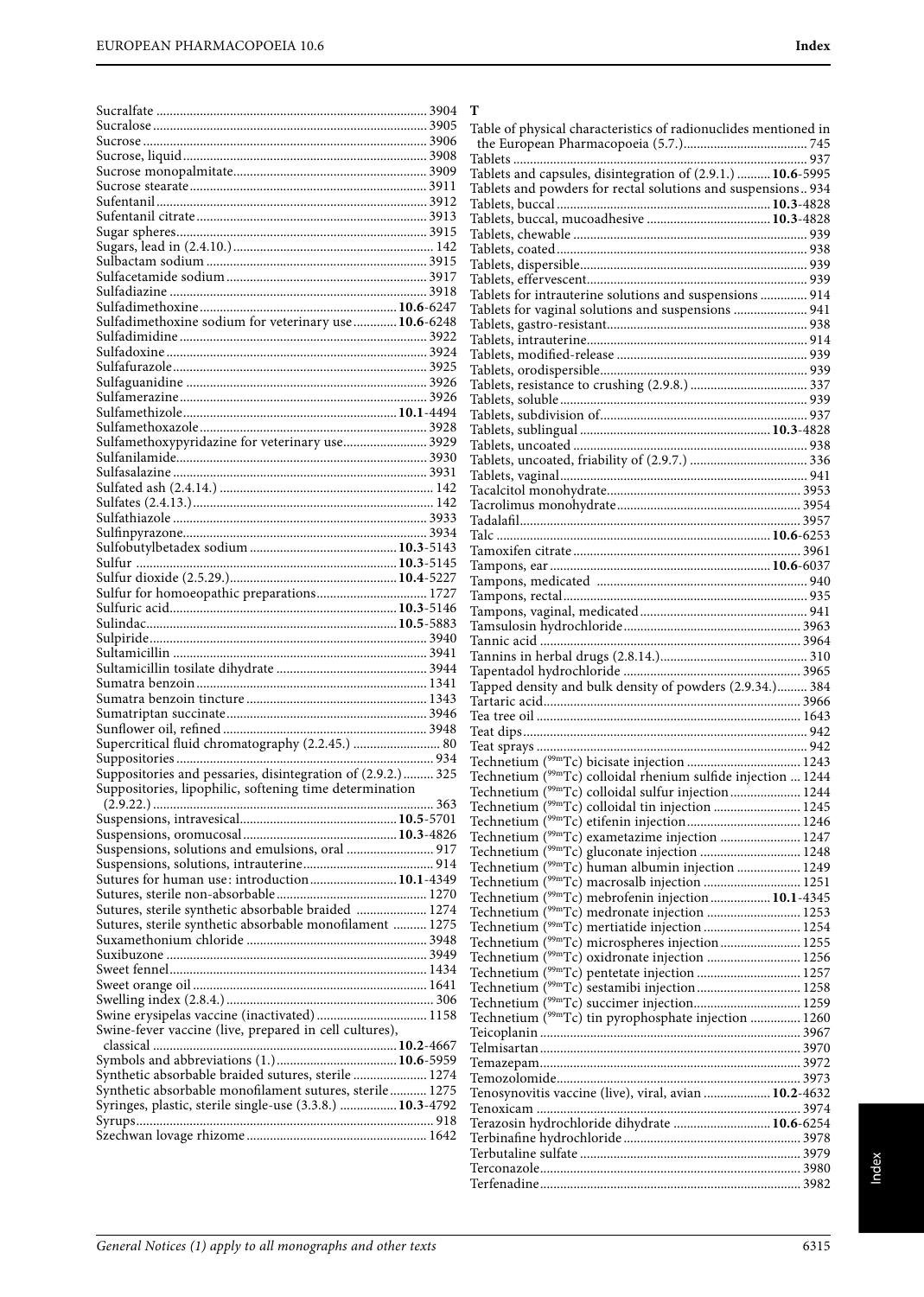Sucralfate ............................................................................... 3904
Sucralose ................................................................................. 3905
Sucrose .................................................................................... 3906
Sucrose, liquid ......................................................................... 3908
Sucrose monopalmitate ........................................................... 3909
Sucrose stearate ....................................................................... 3911
Sufentanil ................................................................................. 3912
Sufentanil citrate ...................................................................... 3913
Sugar spheres ........................................................................... 3915
Sugars, lead in (2.4.10.) ............................................................ 142
Sulbactam sodium ................................................................... 3915
Sulfacetamide sodium ............................................................. 3917
Sulfadiazine ............................................................................. 3918
Sulfadimethoxine ............................................................ **10.6**-6247
Sulfadimethoxine sodium for veterinary use ............... **10.6**-6248
Sulfadimidine ........................................................................... 3922
Sulfadoxine .............................................................................. 3924
Sulfafurazole ............................................................................ 3925
Sulfaguanidine ......................................................................... 3926
Sulfamerazine .......................................................................... 3926
Sulfamethizole ................................................................ **10.1**-4494
Sulfamethoxazole .................................................................... 3928
Sulfamethoxypyridazine for veterinary use ........................... 3929
Sulfanilamide ........................................................................... 3930
Sulfasalazine ............................................................................ 3931
Sulfated ash (2.4.14.) ................................................................. 142
Sulfates (2.4.13.) ........................................................................ 142
Sulfathiazole ............................................................................ 3933
Sulfinpyrazone ......................................................................... 3934
Sulfobutylbetadex sodium ............................................. **10.3**-5143
Sulfur ............................................................................... **10.3**-5145
Sulfur dioxide (2.5.29.) .................................................. **10.4**-5227
Sulfur for homoeopathic preparations ................................... 1727
Sulfuric acid .................................................................... **10.3**-5146
Sulindac .......................................................................... **10.5**-5883
Sulpiride ................................................................................... 3940
Sultamicillin ............................................................................. 3941
Sultamicillin tosilate dihydrate .............................................. 3944
Sumatra benzoin ...................................................................... 1341
Sumatra benzoin tincture ....................................................... 1343
Sumatriptan succinate ............................................................ 3946
Sunflower oil, refined .............................................................. 3948
Supercritical fluid chromatography (2.2.45.) ............................ 80
Suppositories ............................................................................. 934
Suppositories and pessaries, disintegration of (2.9.2.) ........... 325
Suppositories, lipophilic, softening time determination (2.9.22.) ..................................................................................... 363
Suspensions, intravesical ................................................ **10.5**-5701
Suspensions, oromucosal ............................................... **10.3**-4826
Suspensions, solutions and emulsions, oral ............................ 917
Suspensions, solutions, intrauterine ........................................ 914
Sutures for human use: introduction ............................ **10.1**-4349
Sutures, sterile non-absorbable .............................................. 1270
Sutures, sterile synthetic absorbable braided ....................... 1274
Sutures, sterile synthetic absorbable monofilament ............ 1275
Suxamethonium chloride ....................................................... 3948
Suxibuzone .............................................................................. 3949
Sweet fennel ............................................................................. 1434
Sweet orange oil ...................................................................... 1641
Swelling index (2.8.4.) ............................................................... 306
Swine erysipelas vaccine (inactivated) .................................. 1158
Swine-fever vaccine (live, prepared in cell cultures), classical .......................................................................... **10.2**-4667
Symbols and abbreviations (1.) ..................................... **10.6**-5959
Synthetic absorbable braided sutures, sterile ....................... 1274
Synthetic absorbable monofilament sutures, sterile ............ 1275
Syringes, plastic, sterile single-use (3.3.8.) ................... **10.3**-4792
Syrups ......................................................................................... 918
Szechwan lovage rhizome ...................................................... 1642

**T**

Table of physical characteristics of radionuclides mentioned in the European Pharmacopoeia (5.7.) ...................................... 745
Tablets ........................................................................................ 937
Tablets and capsules, disintegration of (2.9.1.) ............ **10.6**-5995
Tablets and powders for rectal solutions and suspensions .. 934
Tablets, buccal ................................................................ **10.3**-4828
Tablets, buccal, mucoadhesive ...................................... **10.3**-4828
Tablets, chewable ..................................................................... 939
Tablets, coated ........................................................................... 938
Tablets, dispersible .................................................................... 939
Tablets, effervescent .................................................................. 939
Tablets for intrauterine solutions and suspensions ............... 914
Tablets for vaginal solutions and suspensions ....................... 941
Tablets, gastro-resistant ............................................................ 938
Tablets, intrauterine .................................................................. 914
Tablets, modified-release .......................................................... 939
Tablets, orodispersible .............................................................. 939
Tablets, resistance to crushing (2.9.8.) ................................... 337
Tablets, soluble .......................................................................... 939
Tablets, subdivision of .............................................................. 937
Tablets, sublingual .......................................................... **10.3**-4828
Tablets, uncoated ...................................................................... 938
Tablets, uncoated, friability of (2.9.7.) ................................... 336
Tablets, vaginal .......................................................................... 941
Tacalcitol monohydrate .......................................................... 3953
Tacrolimus monohydrate ....................................................... 3954
Tadalafil .................................................................................... 3957
Talc .................................................................................. **10.6**-6253
Tamoxifen citrate .................................................................... 3961
Tampons, ear .................................................................. **10.6**-6037
Tampons, medicated ................................................................. 940
Tampons, rectal ......................................................................... 935
Tampons, vaginal, medicated ................................................... 941
Tamsulosin hydrochloride ...................................................... 3963
Tannic acid ............................................................................... 3964
Tannins in herbal drugs (2.8.14.) ............................................. 310
Tapentadol hydrochloride ...................................................... 3965
Tapped density and bulk density of powders (2.9.34.) ......... 384
Tartaric acid ............................................................................. 3966
Tea tree oil ................................................................................ 1643
Teat dips ..................................................................................... 942
Teat sprays ................................................................................. 942
Technetium ($^{99m}$Tc) bicisate injection .................................. 1243
Technetium ($^{99m}$Tc) colloidal rhenium sulfide injection ... 1244
Technetium ($^{99m}$Tc) colloidal sulfur injection ..................... 1244
Technetium ($^{99m}$Tc) colloidal tin injection .......................... 1245
Technetium ($^{99m}$Tc) etifenin injection .................................. 1246
Technetium ($^{99m}$Tc) exametazime injection ........................ 1247
Technetium ($^{99m}$Tc) gluconate injection .............................. 1248
Technetium ($^{99m}$Tc) human albumin injection ................... 1249
Technetium ($^{99m}$Tc) macrosalb injection ............................. 1251
Technetium ($^{99m}$Tc) mebrofenin injection ................. **10.1**-4345
Technetium ($^{99m}$Tc) medronate injection ............................ 1253
Technetium ($^{99m}$Tc) mertiatide injection ............................. 1254
Technetium ($^{99m}$Tc) microspheres injection ........................ 1255
Technetium ($^{99m}$Tc) oxidronate injection ............................ 1256
Technetium ($^{99m}$Tc) pentetate injection ............................... 1257
Technetium ($^{99m}$Tc) sestamibi injection ............................... 1258
Technetium ($^{99m}$Tc) succimer injection ................................ 1259
Technetium ($^{99m}$Tc) tin pyrophosphate injection ............... 1260
Teicoplanin .............................................................................. 3967
Telmisartan .............................................................................. 3970
Temazepam .............................................................................. 3972
Temozolomide ......................................................................... 3973
Tenosynovitis vaccine (live), viral, avian ..................... **10.2**-4632
Tenoxicam ............................................................................... 3974
Terazosin hydrochloride dihydrate ............................... **10.6**-6254
Terbinafine hydrochloride ..................................................... 3978
Terbutaline sulfate .................................................................. 3979
Terconazole ............................................................................. 3980
Terfenadine .............................................................................. 3982

General Notices (1) apply to all monographs and other texts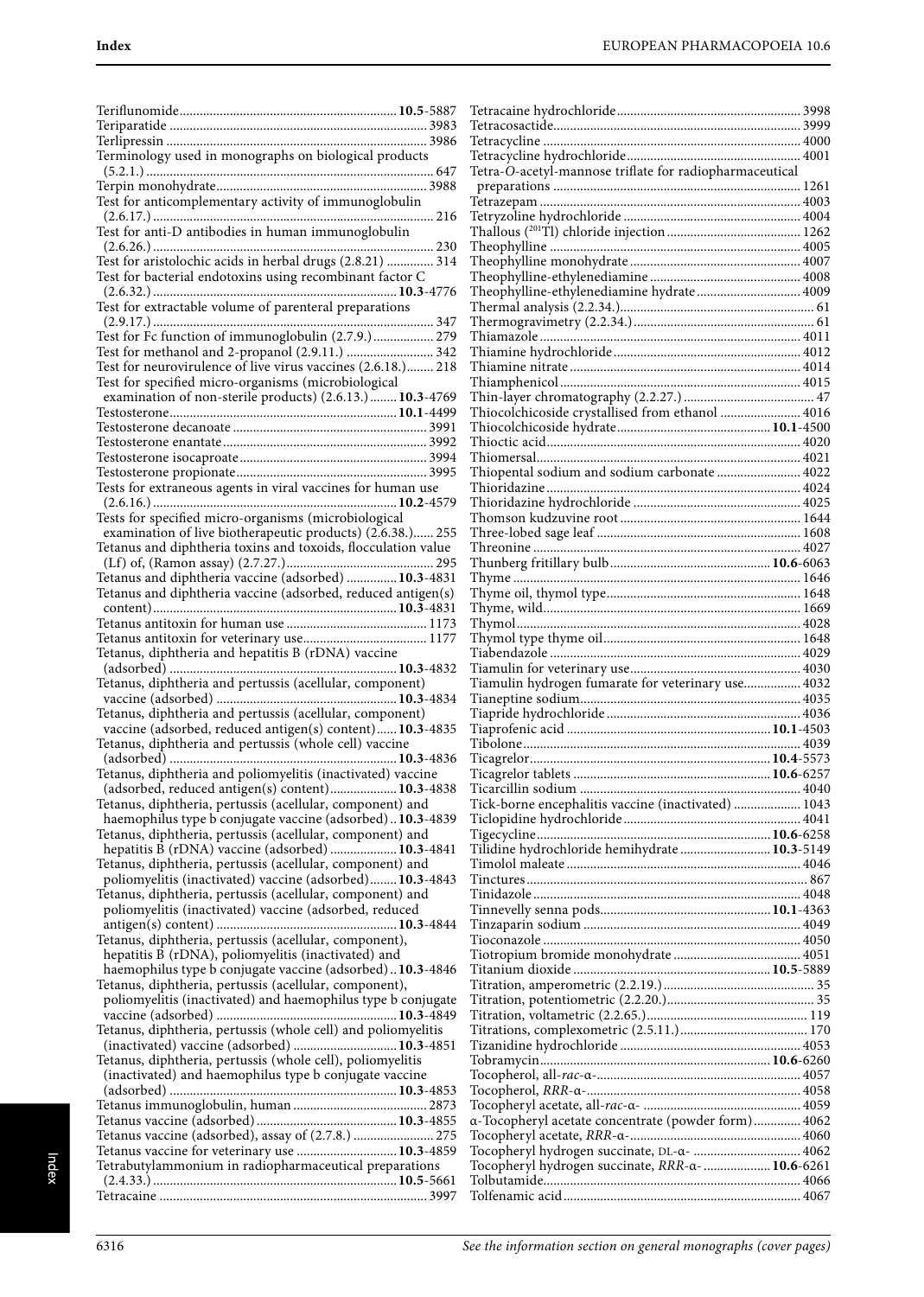Teriflunomide **10.5**-5887
Teriparatide 3983
Terlipressin 3986
Terminology used in monographs on biological products (5.2.1.) 647
Terpin monohydrate 3988
Test for anticomplementary activity of immunoglobulin (2.6.17.) 216
Test for anti-D antibodies in human immunoglobulin (2.6.26.) 230
Test for aristolochic acids in herbal drugs (2.8.21) 314
Test for bacterial endotoxins using recombinant factor C (2.6.32.) **10.3**-4776
Test for extractable volume of parenteral preparations (2.9.17.) 347
Test for Fc function of immunoglobulin (2.7.9.) 279
Test for methanol and 2-propanol (2.9.11.) 342
Test for neurovirulence of live virus vaccines (2.6.18.) 218
Test for specified micro-organisms (microbiological examination of non-sterile products) (2.6.13.) **10.3**-4769
Testosterone **10.1**-4499
Testosterone decanoate 3991
Testosterone enantate 3992
Testosterone isocaproate 3994
Testosterone propionate 3995
Tests for extraneous agents in viral vaccines for human use (2.6.16.) **10.2**-4579
Tests for specified micro-organisms (microbiological examination of live biotherapeutic products) (2.6.38.) 255
Tetanus and diphtheria toxins and toxoids, flocculation value (Lf) of, (Ramon assay) (2.7.27.) 295
Tetanus and diphtheria vaccine (adsorbed) **10.3**-4831
Tetanus and diphtheria vaccine (adsorbed, reduced antigen(s) content) **10.3**-4831
Tetanus antitoxin for human use 1173
Tetanus antitoxin for veterinary use 1177
Tetanus, diphtheria and hepatitis B (rDNA) vaccine (adsorbed) **10.3**-4832
Tetanus, diphtheria and pertussis (acellular, component) vaccine (adsorbed) **10.3**-4834
Tetanus, diphtheria and pertussis (acellular, component) vaccine (adsorbed, reduced antigen(s) content) **10.3**-4835
Tetanus, diphtheria and pertussis (whole cell) vaccine (adsorbed) **10.3**-4836
Tetanus, diphtheria and poliomyelitis (inactivated) vaccine (adsorbed, reduced antigen(s) content) **10.3**-4838
Tetanus, diphtheria, pertussis (acellular, component) and haemophilus type b conjugate vaccine (adsorbed) **10.3**-4839
Tetanus, diphtheria, pertussis (acellular, component) and hepatitis B (rDNA) vaccine (adsorbed) **10.3**-4841
Tetanus, diphtheria, pertussis (acellular, component) and poliomyelitis (inactivated) vaccine (adsorbed) **10.3**-4843
Tetanus, diphtheria, pertussis (acellular, component) and poliomyelitis (inactivated) vaccine (adsorbed, reduced antigen(s) content) **10.3**-4844
Tetanus, diphtheria, pertussis (acellular, component), hepatitis B (rDNA), poliomyelitis (inactivated) and haemophilus type b conjugate vaccine (adsorbed) **10.3**-4846
Tetanus, diphtheria, pertussis (acellular, component), poliomyelitis (inactivated) and haemophilus type b conjugate vaccine (adsorbed) **10.3**-4849
Tetanus, diphtheria, pertussis (whole cell) and poliomyelitis (inactivated) vaccine (adsorbed) **10.3**-4851
Tetanus, diphtheria, pertussis (whole cell), poliomyelitis (inactivated) and haemophilus type b conjugate vaccine (adsorbed) **10.3**-4853
Tetanus immunoglobulin, human 2873
Tetanus vaccine (adsorbed) **10.3**-4855
Tetanus vaccine (adsorbed), assay of (2.7.8.) 275
Tetanus vaccine for veterinary use **10.3**-4859
Tetrabutylammonium in radiopharmaceutical preparations (2.4.33.) **10.5**-5661
Tetracaine 3997
Tetracaine hydrochloride 3998
Tetracosactide 3999
Tetracycline 4000
Tetracycline hydrochloride 4001
Tetra-*O*-acetyl-mannose triflate for radiopharmaceutical preparations 1261
Tetrazepam 4003
Tetryzoline hydrochloride 4004
Thallous ($^{201}$Tl) chloride injection 1262
Theophylline 4005
Theophylline monohydrate 4007
Theophylline-ethylenediamine 4008
Theophylline-ethylenediamine hydrate 4009
Thermal analysis (2.2.34.) 61
Thermogravimetry (2.2.34.) 61
Thiamazole 4011
Thiamine hydrochloride 4012
Thiamine nitrate 4014
Thiamphenicol 4015
Thin-layer chromatography (2.2.27.) 47
Thiocolchicoside crystallised from ethanol 4016
Thiocolchicoside hydrate **10.1**-4500
Thioctic acid 4020
Thiomersal 4021
Thiopental sodium and sodium carbonate 4022
Thioridazine 4024
Thioridazine hydrochloride 4025
Thomson kudzuvine root 1644
Three-lobed sage leaf 1608
Threonine 4027
Thunberg fritillary bulb **10.6**-6063
Thyme 1646
Thyme oil, thymol type 1648
Thyme, wild 1669
Thymol 4028
Thymol type thyme oil 1648
Tiabendazole 4029
Tiamulin for veterinary use 4030
Tiamulin hydrogen fumarate for veterinary use 4032
Tianeptine sodium 4035
Tiapride hydrochloride 4036
Tiaprofenic acid **10.1**-4503
Tibolone 4039
Ticagrelor **10.4**-5573
Ticagrelor tablets **10.6**-6257
Ticarcillin sodium 4040
Tick-borne encephalitis vaccine (inactivated) 1043
Ticlopidine hydrochloride 4041
Tigecycline **10.6**-6258
Tilidine hydrochloride hemihydrate **10.3**-5149
Timolol maleate 4046
Tinctures 867
Tinidazole 4048
Tinnevelly senna pods **10.1**-4363
Tinzaparin sodium 4049
Tioconazole 4050
Tiotropium bromide monohydrate 4051
Titanium dioxide **10.5**-5889
Titration, amperometric (2.2.19.) 35
Titration, potentiometric (2.2.20.) 35
Titration, voltametric (2.2.65.) 119
Titrations, complexometric (2.5.11.) 170
Tizanidine hydrochloride 4053
Tobramycin **10.6**-6260
Tocopherol, all-*rac*-α- 4057
Tocopherol, *RRR*-α- 4058
Tocopheryl acetate, all-*rac*-α- 4059
α-Tocopheryl acetate concentrate (powder form) 4062
Tocopheryl acetate, *RRR*-α- 4060
Tocopheryl hydrogen succinate, DL-α- 4062
Tocopheryl hydrogen succinate, *RRR*-α- **10.6**-6261
Tolbutamide 4066
Tolfenamic acid 4067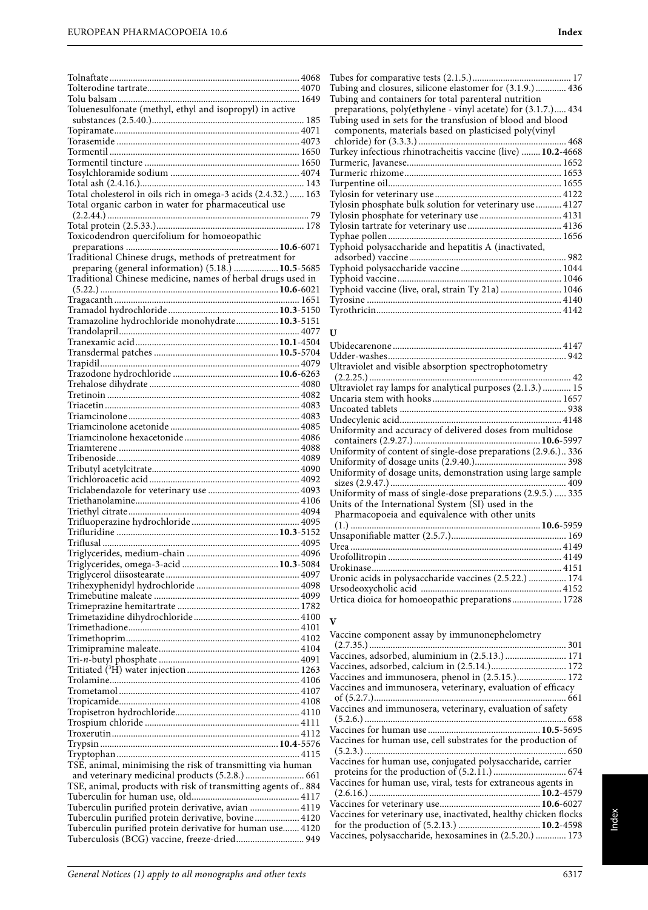Tolnaftate ... 4068
Tolterodine tartrate ... 4070
Tolu balsam ... 1649
Toluenesulfonate (methyl, ethyl and isopropyl) in active substances (2.5.40.) ... 185
Topiramate ... 4071
Torasemide ... 4073
Tormentil ... 1650
Tormentil tincture ... 1650
Tosylchloramide sodium ... 4074
Total ash (2.4.16.) ... 143
Total cholesterol in oils rich in omega-3 acids (2.4.32.) ... 163
Total organic carbon in water for pharmaceutical use (2.2.44.) ... 79
Total protein (2.5.33.) ... 178
Toxicodendron quercifolium for homoeopathic preparations ... **10.6**-6071
Traditional Chinese drugs, methods of pretreatment for preparing (general information) (5.18.) ... **10.5**-5685
Traditional Chinese medicine, names of herbal drugs used in (5.22.) ... **10.6**-6021
Tragacanth ... 1651
Tramadol hydrochloride ... **10.3**-5150
Tramazoline hydrochloride monohydrate ... **10.3**-5151
Trandolapril ... 4077
Tranexamic acid ... **10.1**-4504
Transdermal patches ... **10.5**-5704
Trapidil ... 4079
Trazodone hydrochloride ... **10.6**-6263
Trehalose dihydrate ... 4080
Tretinoin ... 4082
Triacetin ... 4083
Triamcinolone ... 4083
Triamcinolone acetonide ... 4085
Triamcinolone hexacetonide ... 4086
Triamterene ... 4088
Tribenoside ... 4089
Tributyl acetylcitrate ... 4090
Trichloroacetic acid ... 4092
Triclabendazole for veterinary use ... 4093
Triethanolamine ... 4106
Triethyl citrate ... 4094
Trifluoperazine hydrochloride ... 4095
Trifluridine ... **10.3**-5152
Triflusal ... 4095
Triglycerides, medium-chain ... 4096
Triglycerides, omega-3-acid ... **10.3**-5084
Triglycerol diisostearate ... 4097
Trihexyphenidyl hydrochloride ... 4098
Trimebutine maleate ... 4099
Trimeprazine hemitartrate ... 1782
Trimetazidine dihydrochloride ... 4100
Trimethadione ... 4101
Trimethoprim ... 4102
Trimipramine maleate ... 4104
Tri-*n*-butyl phosphate ... 4091
Tritiated ($^3$H) water injection ... 1263
Trolamine ... 4106
Trometamol ... 4107
Tropicamide ... 4108
Tropisetron hydrochloride ... 4110
Trospium chloride ... 4111
Troxerutin ... 4112
Trypsin ... **10.4**-5576
Tryptophan ... 4115
TSE, animal, minimising the risk of transmitting via human and veterinary medicinal products (5.2.8.) ... 661
TSE, animal, products with risk of transmitting agents of ... 884
Tuberculin for human use, old ... 4117
Tuberculin purified protein derivative, avian ... 4119
Tuberculin purified protein derivative, bovine ... 4120
Tuberculin purified protein derivative for human use ... 4120
Tuberculosis (BCG) vaccine, freeze-dried ... 949
Tubes for comparative tests (2.1.5.) ... 17
Tubing and closures, silicone elastomer for (3.1.9.) ... 436
Tubing and containers for total parenteral nutrition preparations, poly(ethylene - vinyl acetate) for (3.1.7.) ... 434
Tubing used in sets for the transfusion of blood and blood components, materials based on plasticised poly(vinyl chloride) for (3.3.3.) ... 468
Turkey infectious rhinotracheitis vaccine (live) ... **10.2**-4668
Turmeric, Javanese ... 1652
Turmeric rhizome ... 1653
Turpentine oil ... 1655
Tylosin for veterinary use ... 4122
Tylosin phosphate bulk solution for veterinary use ... 4127
Tylosin phosphate for veterinary use ... 4131
Tylosin tartrate for veterinary use ... 4136
Typhae pollen ... 1656
Typhoid polysaccharide and hepatitis A (inactivated, adsorbed) vaccine ... 982
Typhoid polysaccharide vaccine ... 1044
Typhoid vaccine ... 1046
Typhoid vaccine (live, oral, strain Ty 21a) ... 1046
Tyrosine ... 4140
Tyrothricin ... 4142

## U

Ubidecarenone ... 4147
Udder-washes ... 942
Ultraviolet and visible absorption spectrophotometry (2.2.25.) ... 42
Ultraviolet ray lamps for analytical purposes (2.1.3.) ... 15
Uncaria stem with hooks ... 1657
Uncoated tablets ... 938
Undecylenic acid ... 4148
Uniformity and accuracy of delivered doses from multidose containers (2.9.27.) ... **10.6**-5997
Uniformity of content of single-dose preparations (2.9.6.) .. 336
Uniformity of dosage units (2.9.40.) ... 398
Uniformity of dosage units, demonstration using large sample sizes (2.9.47.) ... 409
Uniformity of mass of single-dose preparations (2.9.5.) ... 335
Units of the International System (SI) used in the Pharmacopoeia and equivalence with other units (1.) ... **10.6**-5959
Unsaponifiable matter (2.5.7.) ... 169
Urea ... 4149
Urofollitropin ... 4149
Urokinase ... 4151
Uronic acids in polysaccharide vaccines (2.5.22.) ... 174
Ursodeoxycholic acid ... 4152
Urtica dioica for homoeopathic preparations ... 1728

## V

Vaccine component assay by immunonephelometry (2.7.35.) ... 301
Vaccines, adsorbed, aluminium in (2.5.13.) ... 171
Vaccines, adsorbed, calcium in (2.5.14.) ... 172
Vaccines and immunosera, phenol in (2.5.15.) ... 172
Vaccines and immunosera, veterinary, evaluation of efficacy of (5.2.7.) ... 661
Vaccines and immunosera, veterinary, evaluation of safety (5.2.6.) ... 658
Vaccines for human use ... **10.5**-5695
Vaccines for human use, cell substrates for the production of (5.2.3.) ... 650
Vaccines for human use, conjugated polysaccharide, carrier proteins for the production of (5.2.11.) ... 674
Vaccines for human use, viral, tests for extraneous agents in (2.6.16.) ... **10.2**-4579
Vaccines for veterinary use ... **10.6**-6027
Vaccines for veterinary use, inactivated, healthy chicken flocks for the production of (5.2.13.) ... **10.2**-4598
Vaccines, polysaccharide, hexosamines in (2.5.20.) ... 173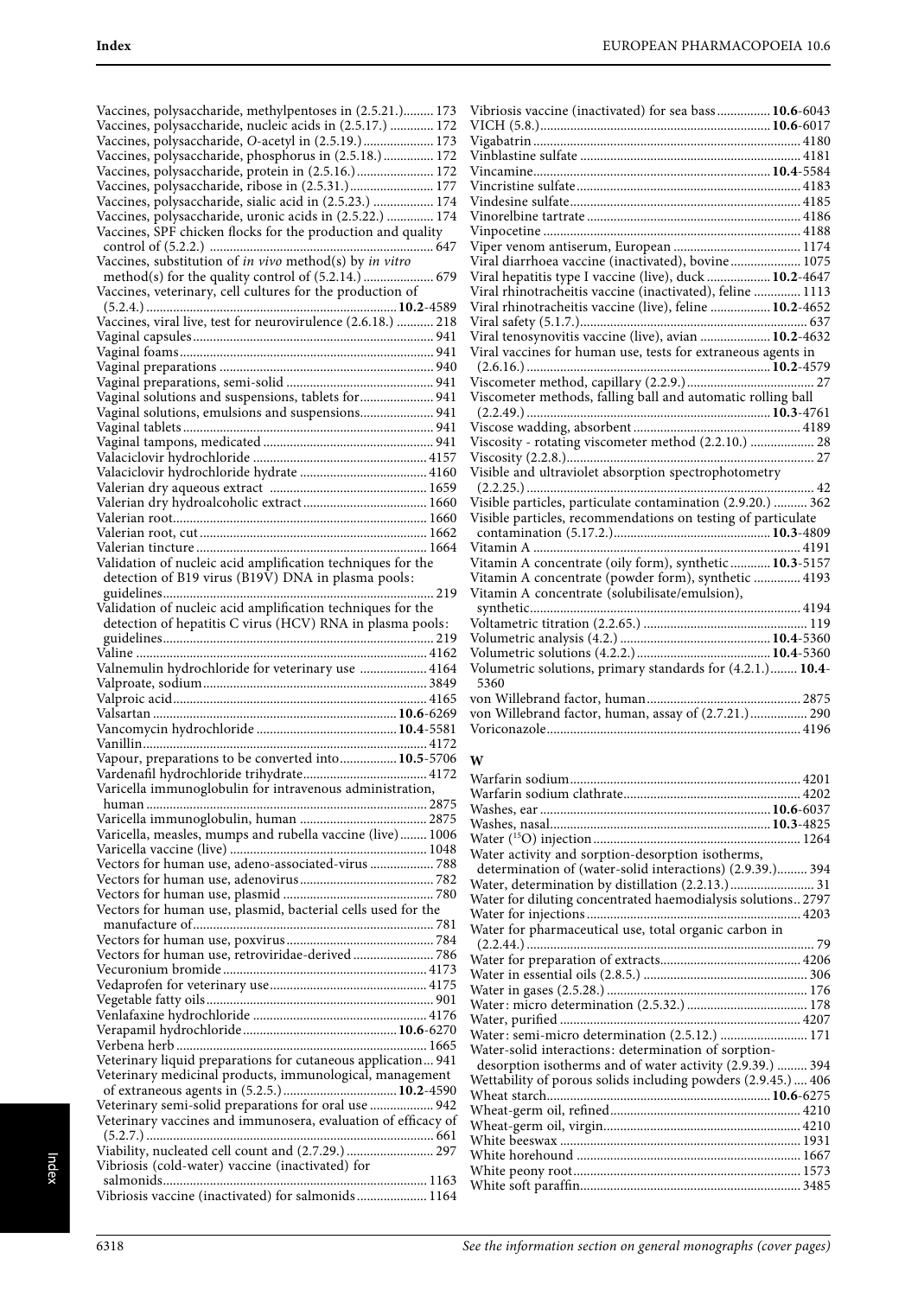Vaccines, polysaccharide, methylpentoses in (2.5.21.)......... 173
Vaccines, polysaccharide, nucleic acids in (2.5.17.) ............. 172
Vaccines, polysaccharide, *O*-acetyl in (2.5.19.)..................... 173
Vaccines, polysaccharide, phosphorus in (2.5.18.) ............... 172
Vaccines, polysaccharide, protein in (2.5.16.)....................... 172
Vaccines, polysaccharide, ribose in (2.5.31.)......................... 177
Vaccines, polysaccharide, sialic acid in (2.5.23.) .................. 174
Vaccines, polysaccharide, uronic acids in (2.5.22.) .............. 174
Vaccines, SPF chicken flocks for the production and quality control of (5.2.2.) .................................................................. 647
Vaccines, substitution of *in vivo* method(s) by *in vitro* method(s) for the quality control of (5.2.14.) ..................... 679
Vaccines, veterinary, cell cultures for the production of (5.2.4.) .......................................................................... **10.2**-4589
Vaccines, viral live, test for neurovirulence (2.6.18.) ........... 218
Vaginal capsules...................................................................... 941
Vaginal foams.......................................................................... 941
Vaginal preparations ............................................................... 940
Vaginal preparations, semi-solid ........................................... 941
Vaginal solutions and suspensions, tablets for...................... 941
Vaginal solutions, emulsions and suspensions...................... 941
Vaginal tablets.......................................................................... 941
Vaginal tampons, medicated .................................................. 941
Valaciclovir hydrochloride .................................................... 4157
Valaciclovir hydrochloride hydrate ...................................... 4160
Valerian dry aqueous extract ............................................... 1659
Valerian dry hydroalcoholic extract..................................... 1660
Valerian root........................................................................... 1660
Valerian root, cut ................................................................... 1662
Valerian tincture .................................................................... 1664
Validation of nucleic acid amplification techniques for the detection of B19 virus (B19V) DNA in plasma pools: guidelines................................................................................ 219
Validation of nucleic acid amplification techniques for the detection of hepatitis C virus (HCV) RNA in plasma pools: guidelines................................................................................ 219
Valine ...................................................................................... 4162
Valnemulin hydrochloride for veterinary use .................... 4164
Valproate, sodium.................................................................. 3849
Valproic acid........................................................................... 4165
Valsartan ........................................................................ **10.6**-6269
Vancomycin hydrochloride .......................................... **10.4**-5581
Vanillin.................................................................................... 4172
Vapour, preparations to be converted into................. **10.5**-5706
Vardenafil hydrochloride trihydrate..................................... 4172
Varicella immunoglobulin for intravenous administration, human .................................................................................... 2875
Varicella immunoglobulin, human ...................................... 2875
Varicella, measles, mumps and rubella vaccine (live)........ 1006
Varicella vaccine (live) .......................................................... 1048
Vectors for human use, adeno-associated-virus ................... 788
Vectors for human use, adenovirus........................................ 782
Vectors for human use, plasmid ............................................ 780
Vectors for human use, plasmid, bacterial cells used for the manufacture of........................................................................ 781
Vectors for human use, poxvirus........................................... 784
Vectors for human use, retroviridae-derived........................ 786
Vecuronium bromide ............................................................ 4173
Vedaprofen for veterinary use.............................................. 4175
Vegetable fatty oils................................................................... 901
Venlafaxine hydrochloride .................................................... 4176
Verapamil hydrochloride............................................. **10.6**-6270
Verbena herb .......................................................................... 1665
Veterinary liquid preparations for cutaneous application... 941
Veterinary medicinal products, immunological, management of extraneous agents in (5.2.5.)................................. **10.2**-4590
Veterinary semi-solid preparations for oral use ................... 942
Veterinary vaccines and immunosera, evaluation of efficacy of (5.2.7.) .................................................................................... 661
Viability, nucleated cell count and (2.7.29.) .......................... 297
Vibriosis (cold-water) vaccine (inactivated) for salmonids.............................................................................. 1163
Vibriosis vaccine (inactivated) for salmonids..................... 1164
Vibriosis vaccine (inactivated) for sea bass................ **10.6**-6043
VICH (5.8.)................................................................... **10.6**-6017
Vigabatrin ............................................................................... 4180
Vinblastine sulfate ................................................................. 4181
Vincamine..................................................................... **10.4**-5584
Vincristine sulfate.................................................................. 4183
Vindesine sulfate.................................................................... 4185
Vinorelbine tartrate ............................................................... 4186
Vinpocetine ............................................................................ 4188
Viper venom antiserum, European ...................................... 1174
Viral diarrhoea vaccine (inactivated), bovine..................... 1075
Viral hepatitis type I vaccine (live), duck ................... **10.2**-4647
Viral rhinotracheitis vaccine (inactivated), feline .............. 1113
Viral rhinotracheitis vaccine (live), feline .................. **10.2**-4652
Viral safety (5.1.7.).................................................................... 637
Viral tenosynovitis vaccine (live), avian ..................... **10.2**-4632
Viral vaccines for human use, tests for extraneous agents in (2.6.16.) ......................................................................... **10.2**-4579
Viscometer method, capillary (2.2.9.)...................................... 27
Viscometer methods, falling ball and automatic rolling ball (2.2.49.) ......................................................................... **10.3**-4761
Viscose wadding, absorbent ................................................. 4189
Viscosity - rotating viscometer method (2.2.10.) ................... 28
Viscosity (2.2.8.)......................................................................... 27
Visible and ultraviolet absorption spectrophotometry (2.2.25.) ..................................................................................... 42
Visible particles, particulate contamination (2.9.20.) .......... 362
Visible particles, recommendations on testing of particulate contamination (5.17.2.).............................................. **10.3**-4809
Vitamin A ............................................................................... 4191
Vitamin A concentrate (oily form), synthetic ............ **10.3**-5157
Vitamin A concentrate (powder form), synthetic .............. 4193
Vitamin A concentrate (solubilisate/emulsion), synthetic.................................................................................. 4194
Voltametric titration (2.2.65.) ................................................ 119
Volumetric analysis (4.2.) ............................................ **10.4**-5360
Volumetric solutions (4.2.2.)....................................... **10.4**-5360
Volumetric solutions, primary standards for (4.2.1.)........ **10.4**-5360
von Willebrand factor, human............................................. 2875
von Willebrand factor, human, assay of (2.7.21.)................ 290
Voriconazole........................................................................... 4196

**W**

Warfarin sodium.................................................................... 4201
Warfarin sodium clathrate.................................................... 4202
Washes, ear ................................................................... **10.6**-6037
Washes, nasal................................................................. **10.3**-4825
Water ($^{15}O$) injection ............................................................ 1264
Water activity and sorption-desorption isotherms, determination of (water-solid interactions) (2.9.39.)......... 394
Water, determination by distillation (2.2.13.)......................... 31
Water for diluting concentrated haemodialysis solutions.. 2797
Water for injections ................................................................ 4203
Water for pharmaceutical use, total organic carbon in (2.2.44.) ..................................................................................... 79
Water for preparation of extracts.......................................... 4206
Water in essential oils (2.8.5.) ................................................ 306
Water in gases (2.5.28.) ........................................................... 176
Water: micro determination (2.5.32.) ................................... 178
Water, purified ....................................................................... 4207
Water: semi-micro determination (2.5.12.) .......................... 171
Water-solid interactions: determination of sorption-desorption isotherms and of water activity (2.9.39.) ......... 394
Wettability of porous solids including powders (2.9.45.) .... 406
Wheat starch.................................................................. **10.6**-6275
Wheat-germ oil, refined......................................................... 4210
Wheat-germ oil, virgin........................................................... 4210
White beeswax ....................................................................... 1931
White horehound .................................................................. 1667
White peony root.................................................................... 1573
White soft paraffin................................................................. 3485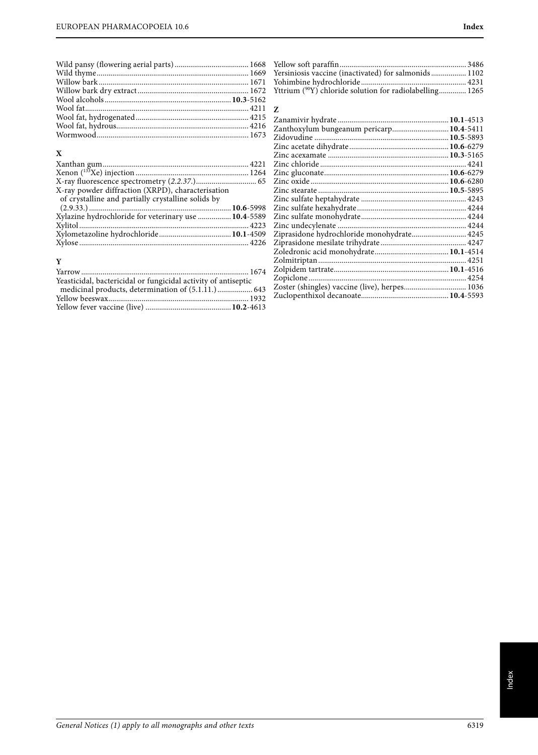Wild pansy (flowering aerial parts) ..................................... 1668
Wild thyme ............................................................................ 1669
Willow bark ........................................................................... 1671
Willow bark dry extract ........................................................ 1672
Wool alcohols ................................................................ **10.3**-5162
Wool fat .................................................................................. 4211
Wool fat, hydrogenated ......................................................... 4215
Wool fat, hydrous ................................................................... 4216
Wormwood ............................................................................. 1673

## X

Xanthan gum ......................................................................... 4221
Xenon ($^{133}$Xe) injection ..................................................... 1264
X-ray fluorescence spectrometry (*2.2.37.*) ............................... 65
X-ray powder diffraction (XRPD), characterisation of crystalline and partially crystalline solids by (2.9.33.) ................................................................ **10.6**-5998
Xylazine hydrochloride for veterinary use ................. **10.4**-5589
Xylitol ..................................................................................... 4223
Xylometazoline hydrochloride ..................................... **10.1**-4509
Xylose ..................................................................................... 4226

## Y

Yarrow .................................................................................... 1674
Yeasticidal, bactericidal or fungicidal activity of antiseptic medicinal products, determination of (5.1.11.) .................. 643
Yellow beeswax ....................................................................... 1932
Yellow fever vaccine (live) ........................................... **10.2**-4613
Yellow soft paraffin ................................................................ 3486
Yersiniosis vaccine (inactivated) for salmonids .................. 1102
Yohimbine hydrochloride ...................................................... 4231
Yttrium ($^{90}$Y) chloride solution for radiolabelling ............. 1265

## Z

Zanamivir hydrate ........................................................ **10.1**-4513
Zanthoxylum bungeanum pericarp ............................ **10.4**-5411
Zidovudine .................................................................... **10.5**-5893
Zinc acetate dihydrate .................................................. **10.6**-6279
Zinc acexamate ............................................................. **10.3**-5165
Zinc chloride .......................................................................... 4241
Zinc gluconate ............................................................... **10.6**-6279
Zinc oxide ...................................................................... **10.6**-6280
Zinc stearate .................................................................. **10.5**-5895
Zinc sulfate heptahydrate ..................................................... 4243
Zinc sulfate hexahydrate ....................................................... 4244
Zinc sulfate monohydrate ..................................................... 4244
Zinc undecylenate ................................................................. 4244
Ziprasidone hydrochloride monohydrate ............................ 4245
Ziprasidone mesilate trihydrate ............................................ 4247
Zoledronic acid monohydrate ...................................... **10.1**-4514
Zolmitriptan ........................................................................... 4251
Zolpidem tartrate .......................................................... **10.1**-4516
Zopiclone ................................................................................ 4254
Zoster (shingles) vaccine (live), herpes ................................ 1036
Zuclopenthixol decanoate ............................................ **10.4**-5593